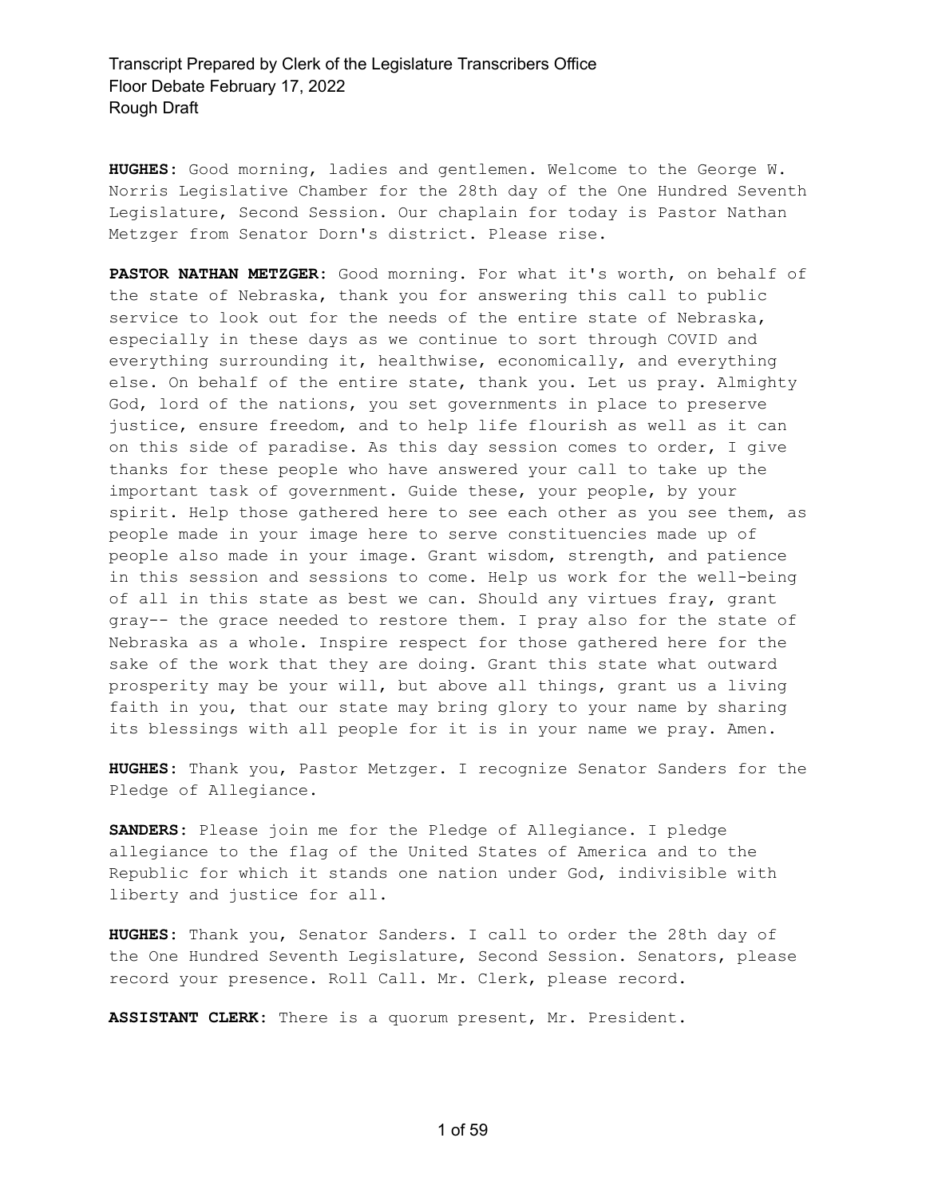**HUGHES:** Good morning, ladies and gentlemen. Welcome to the George W. Norris Legislative Chamber for the 28th day of the One Hundred Seventh Legislature, Second Session. Our chaplain for today is Pastor Nathan Metzger from Senator Dorn's district. Please rise.

**PASTOR NATHAN METZGER:** Good morning. For what it's worth, on behalf of the state of Nebraska, thank you for answering this call to public service to look out for the needs of the entire state of Nebraska, especially in these days as we continue to sort through COVID and everything surrounding it, healthwise, economically, and everything else. On behalf of the entire state, thank you. Let us pray. Almighty God, lord of the nations, you set governments in place to preserve justice, ensure freedom, and to help life flourish as well as it can on this side of paradise. As this day session comes to order, I give thanks for these people who have answered your call to take up the important task of government. Guide these, your people, by your spirit. Help those gathered here to see each other as you see them, as people made in your image here to serve constituencies made up of people also made in your image. Grant wisdom, strength, and patience in this session and sessions to come. Help us work for the well-being of all in this state as best we can. Should any virtues fray, grant gray-- the grace needed to restore them. I pray also for the state of Nebraska as a whole. Inspire respect for those gathered here for the sake of the work that they are doing. Grant this state what outward prosperity may be your will, but above all things, grant us a living faith in you, that our state may bring glory to your name by sharing its blessings with all people for it is in your name we pray. Amen.

**HUGHES:** Thank you, Pastor Metzger. I recognize Senator Sanders for the Pledge of Allegiance.

**SANDERS:** Please join me for the Pledge of Allegiance. I pledge allegiance to the flag of the United States of America and to the Republic for which it stands one nation under God, indivisible with liberty and justice for all.

**HUGHES:** Thank you, Senator Sanders. I call to order the 28th day of the One Hundred Seventh Legislature, Second Session. Senators, please record your presence. Roll Call. Mr. Clerk, please record.

**ASSISTANT CLERK:** There is a quorum present, Mr. President.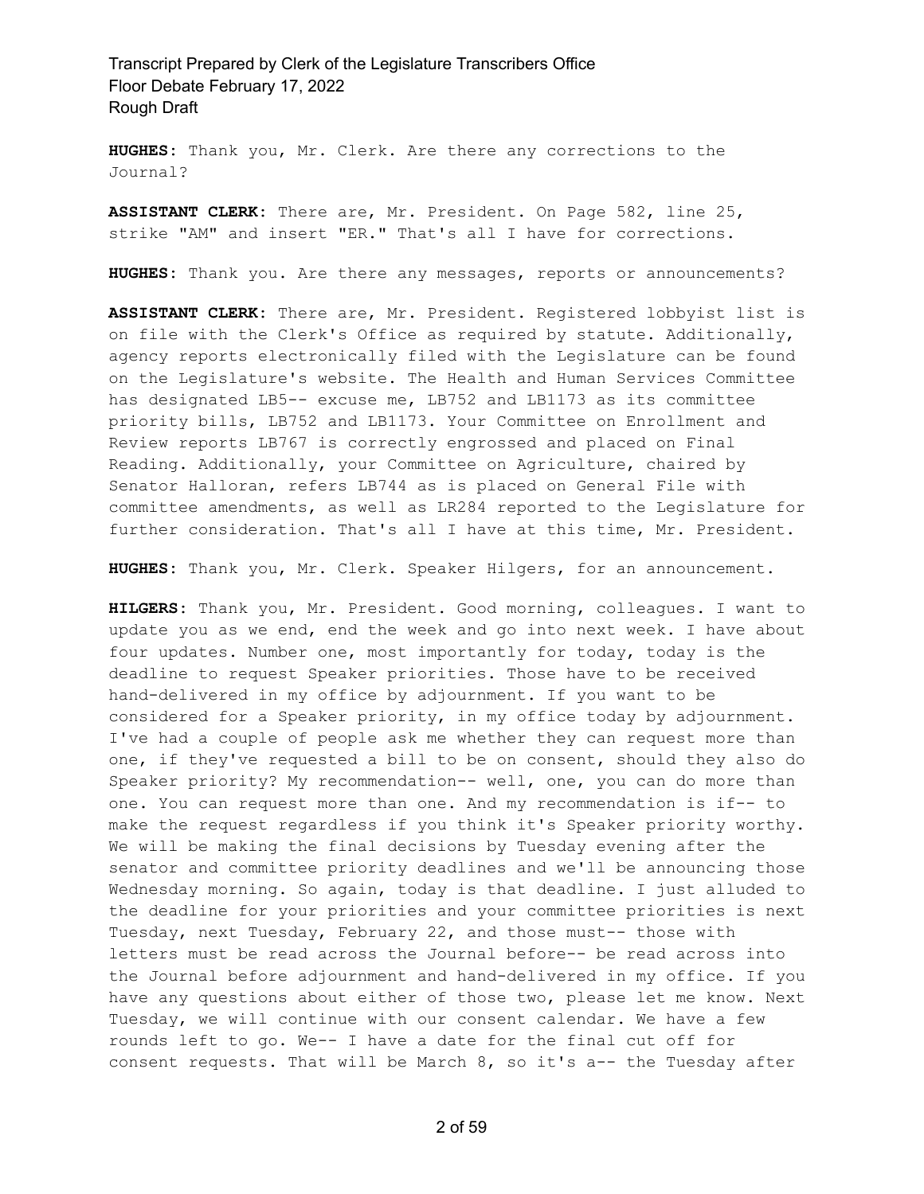**HUGHES**: Thank you, Mr. Clerk. Are there any corrections to the Journal?

**ASSISTANT CLERK**: There are, Mr. President. On Page 582, line 25, strike "AM" and insert "ER." That's all I have for corrections.

**HUGHES**: Thank you. Are there any messages, reports or announcements?

**ASSISTANT CLERK**: There are, Mr. President. Registered lobbyist list is on file with the Clerk's Office as required by statute. Additionally, agency reports electronically filed with the Legislature can be found on the Legislature's website. The Health and Human Services Committee has designated LB5-- excuse me, LB752 and LB1173 as its committee priority bills, LB752 and LB1173. Your Committee on Enrollment and Review reports LB767 is correctly engrossed and placed on Final Reading. Additionally, your Committee on Agriculture, chaired by Senator Halloran, refers LB744 as is placed on General File with committee amendments, as well as LR284 reported to the Legislature for further consideration. That's all I have at this time, Mr. President.

**HUGHES**: Thank you, Mr. Clerk. Speaker Hilgers, for an announcement.

**HILGERS**: Thank you, Mr. President. Good morning, colleagues. I want to update you as we end, end the week and go into next week. I have about four updates. Number one, most importantly for today, today is the deadline to request Speaker priorities. Those have to be received hand-delivered in my office by adjournment. If you want to be considered for a Speaker priority, in my office today by adjournment. I've had a couple of people ask me whether they can request more than one, if they've requested a bill to be on consent, should they also do Speaker priority? My recommendation-- well, one, you can do more than one. You can request more than one. And my recommendation is if-- to make the request regardless if you think it's Speaker priority worthy. We will be making the final decisions by Tuesday evening after the senator and committee priority deadlines and we'll be announcing those Wednesday morning. So again, today is that deadline. I just alluded to the deadline for your priorities and your committee priorities is next Tuesday, next Tuesday, February 22, and those must-- those with letters must be read across the Journal before-- be read across into the Journal before adjournment and hand-delivered in my office. If you have any questions about either of those two, please let me know. Next Tuesday, we will continue with our consent calendar. We have a few rounds left to go. We-- I have a date for the final cut off for consent requests. That will be March 8, so it's a-- the Tuesday after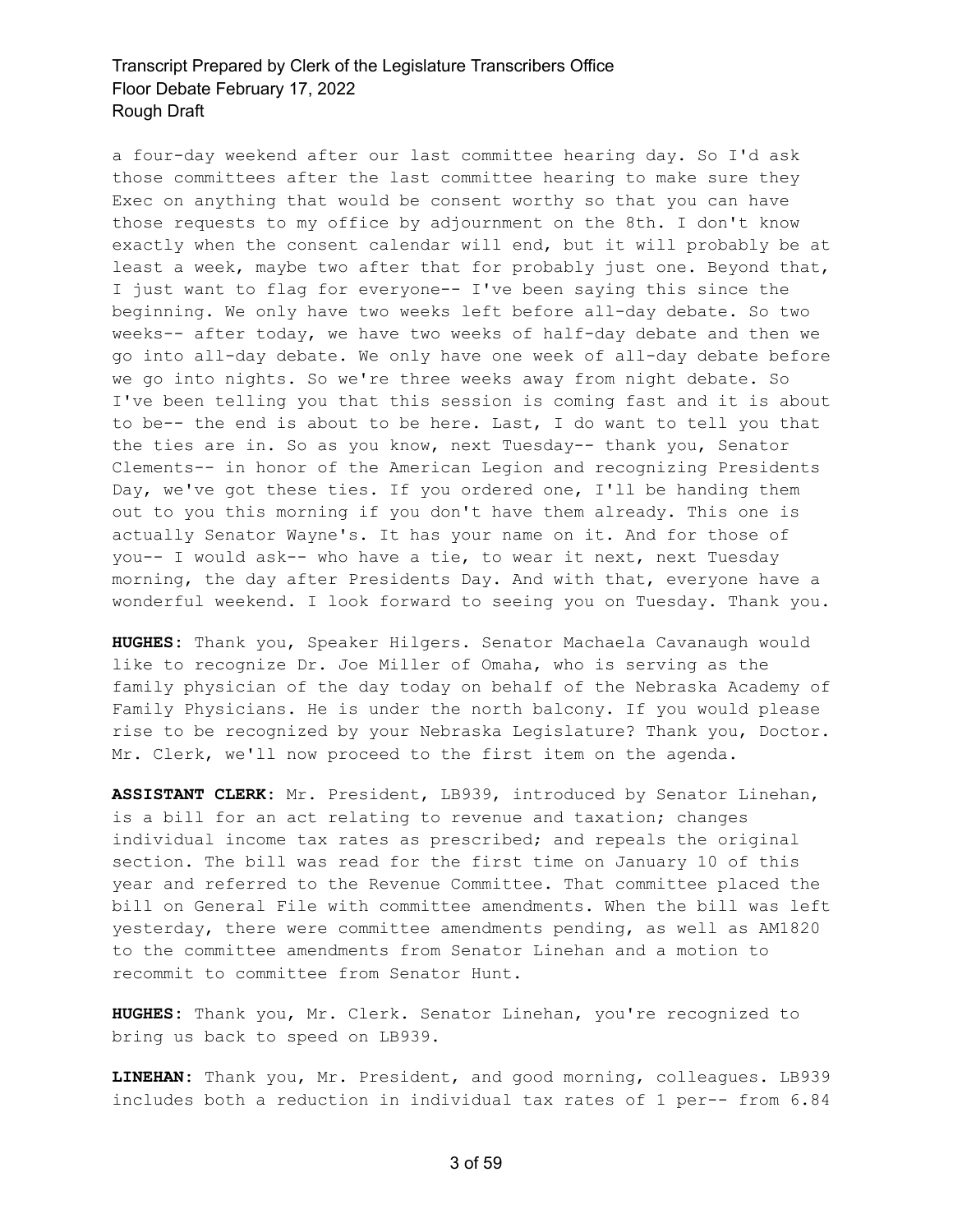a four-day weekend after our last committee hearing day. So I'd ask those committees after the last committee hearing to make sure they Exec on anything that would be consent worthy so that you can have those requests to my office by adjournment on the 8th. I don't know exactly when the consent calendar will end, but it will probably be at least a week, maybe two after that for probably just one. Beyond that, I just want to flag for everyone-- I've been saying this since the beginning. We only have two weeks left before all-day debate. So two weeks-- after today, we have two weeks of half-day debate and then we go into all-day debate. We only have one week of all-day debate before we go into nights. So we're three weeks away from night debate. So I've been telling you that this session is coming fast and it is about to be-- the end is about to be here. Last, I do want to tell you that the ties are in. So as you know, next Tuesday-- thank you, Senator Clements-- in honor of the American Legion and recognizing Presidents Day, we've got these ties. If you ordered one, I'll be handing them out to you this morning if you don't have them already. This one is actually Senator Wayne's. It has your name on it. And for those of you-- I would ask-- who have a tie, to wear it next, next Tuesday morning, the day after Presidents Day. And with that, everyone have a wonderful weekend. I look forward to seeing you on Tuesday. Thank you.

**HUGHES:** Thank you, Speaker Hilgers. Senator Machaela Cavanaugh would like to recognize Dr. Joe Miller of Omaha, who is serving as the family physician of the day today on behalf of the Nebraska Academy of Family Physicians. He is under the north balcony. If you would please rise to be recognized by your Nebraska Legislature? Thank you, Doctor. Mr. Clerk, we'll now proceed to the first item on the agenda.

**ASSISTANT CLERK:** Mr. President, LB939, introduced by Senator Linehan, is a bill for an act relating to revenue and taxation; changes individual income tax rates as prescribed; and repeals the original section. The bill was read for the first time on January 10 of this year and referred to the Revenue Committee. That committee placed the bill on General File with committee amendments. When the bill was left yesterday, there were committee amendments pending, as well as AM1820 to the committee amendments from Senator Linehan and a motion to recommit to committee from Senator Hunt.

**HUGHES:** Thank you, Mr. Clerk. Senator Linehan, you're recognized to bring us back to speed on LB939.

**LINEHAN:** Thank you, Mr. President, and good morning, colleagues. LB939 includes both a reduction in individual tax rates of 1 per-- from 6.84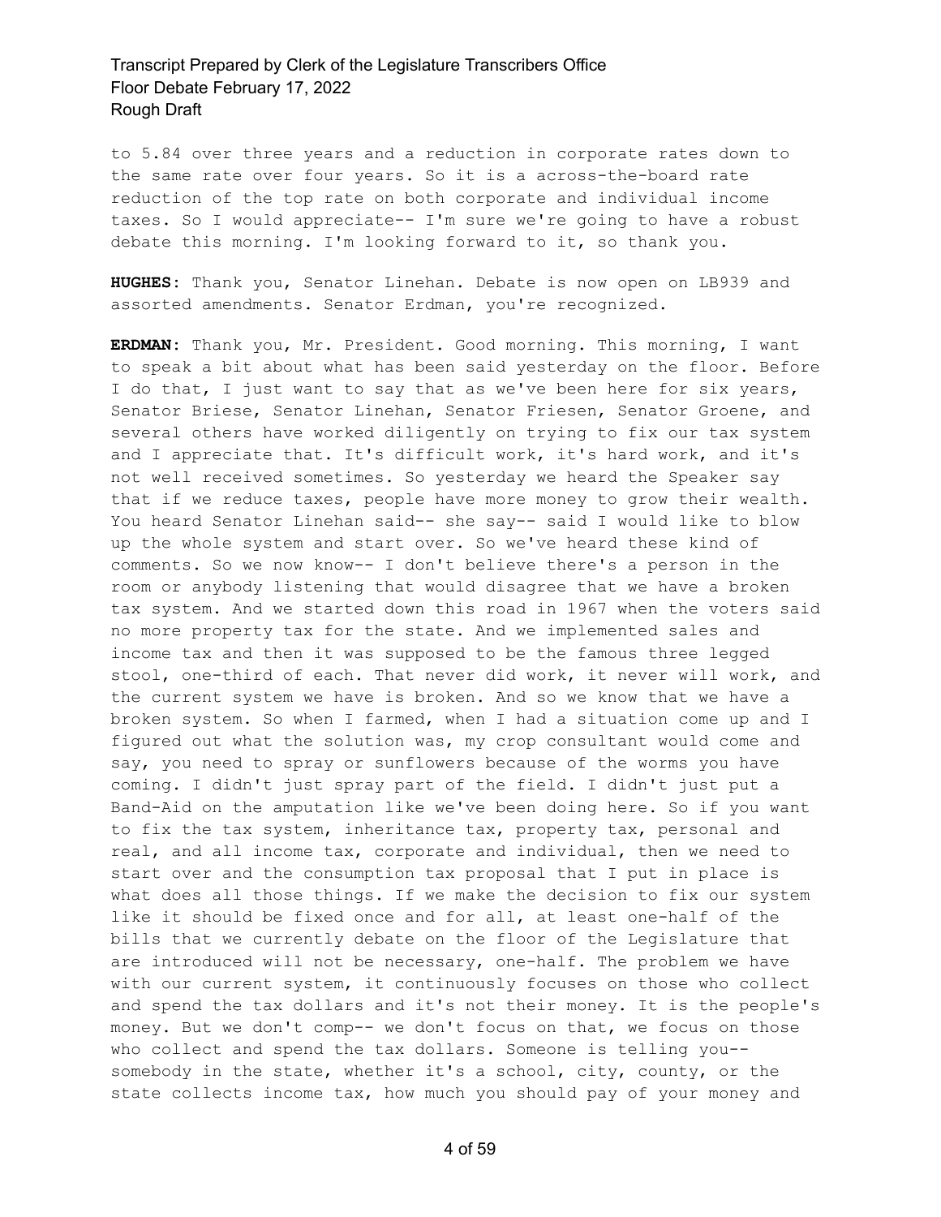to 5.84 over three years and a reduction in corporate rates down to the same rate over four years. So it is a across-the-board rate reduction of the top rate on both corporate and individual income taxes. So I would appreciate-- I'm sure we're going to have a robust debate this morning. I'm looking forward to it, so thank you.

**HUGHES**: Thank you, Senator Linehan. Debate is now open on LB939 and assorted amendments. Senator Erdman, you're recognized.

**ERDMAN**: Thank you, Mr. President. Good morning. This morning, I want to speak a bit about what has been said yesterday on the floor. Before I do that, I just want to say that as we've been here for six years, Senator Briese, Senator Linehan, Senator Friesen, Senator Groene, and several others have worked diligently on trying to fix our tax system and I appreciate that. It's difficult work, it's hard work, and it's not well received sometimes. So yesterday we heard the Speaker say that if we reduce taxes, people have more money to grow their wealth. You heard Senator Linehan said-- she say-- said I would like to blow up the whole system and start over. So we've heard these kind of comments. So we now know-- I don't believe there's a person in the room or anybody listening that would disagree that we have a broken tax system. And we started down this road in 1967 when the voters said no more property tax for the state. And we implemented sales and income tax and then it was supposed to be the famous three legged stool, one-third of each. That never did work, it never will work, and the current system we have is broken. And so we know that we have a broken system. So when I farmed, when I had a situation come up and I figured out what the solution was, my crop consultant would come and say, you need to spray or sunflowers because of the worms you have coming. I didn't just spray part of the field. I didn't just put a Band-Aid on the amputation like we've been doing here. So if you want to fix the tax system, inheritance tax, property tax, personal and real, and all income tax, corporate and individual, then we need to start over and the consumption tax proposal that I put in place is what does all those things. If we make the decision to fix our system like it should be fixed once and for all, at least one-half of the bills that we currently debate on the floor of the Legislature that are introduced will not be necessary, one-half. The problem we have with our current system, it continuously focuses on those who collect and spend the tax dollars and it's not their money. It is the people's money. But we don't comp-- we don't focus on that, we focus on those who collect and spend the tax dollars. Someone is telling you-- somebody in the state, whether it's a school, city, county, or the state collects income tax, how much you should pay of your money and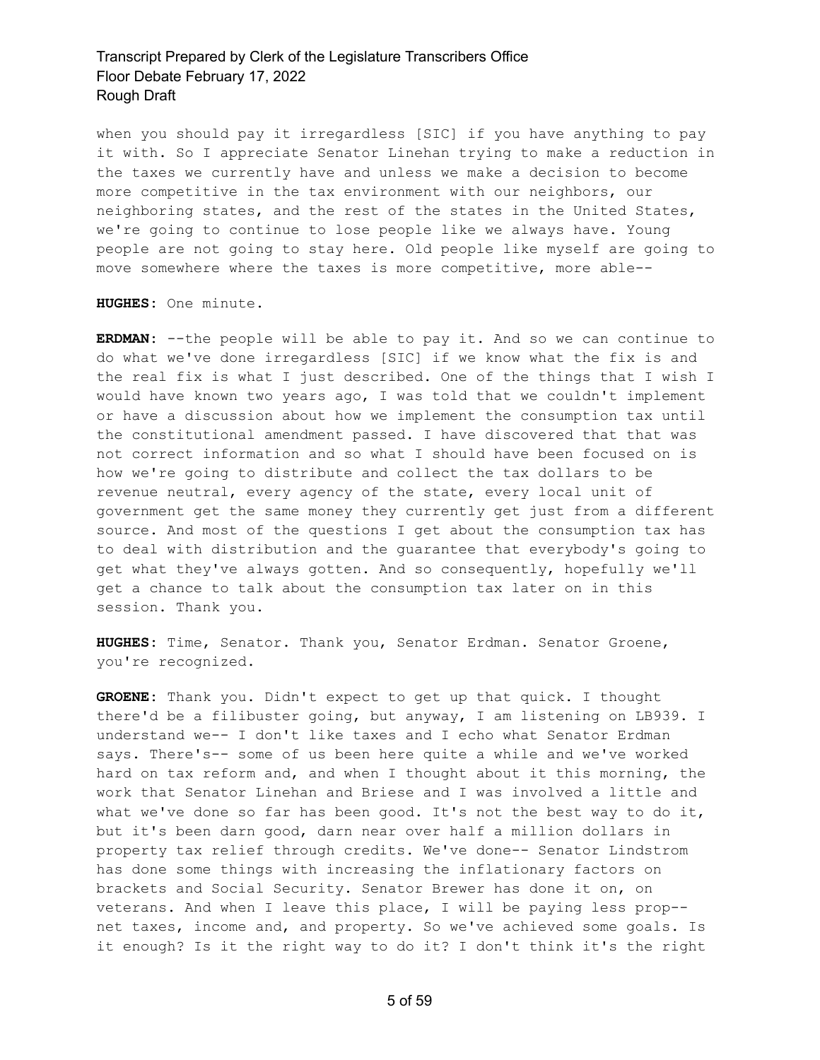when you should pay it irregardless [SIC] if you have anything to pay it with. So I appreciate Senator Linehan trying to make a reduction in the taxes we currently have and unless we make a decision to become more competitive in the tax environment with our neighbors, our neighboring states, and the rest of the states in the United States, we're going to continue to lose people like we always have. Young people are not going to stay here. Old people like myself are going to move somewhere where the taxes is more competitive, more able--

**HUGHES:** One minute.

**ERDMAN:** --the people will be able to pay it. And so we can continue to do what we've done irregardless [SIC] if we know what the fix is and the real fix is what I just described. One of the things that I wish I would have known two years ago, I was told that we couldn't implement or have a discussion about how we implement the consumption tax until the constitutional amendment passed. I have discovered that that was not correct information and so what I should have been focused on is how we're going to distribute and collect the tax dollars to be revenue neutral, every agency of the state, every local unit of government get the same money they currently get just from a different source. And most of the questions I get about the consumption tax has to deal with distribution and the guarantee that everybody's going to get what they've always gotten. And so consequently, hopefully we'll get a chance to talk about the consumption tax later on in this session. Thank you.

**HUGHES:** Time, Senator. Thank you, Senator Erdman. Senator Groene, you're recognized.

**GROENE:** Thank you. Didn't expect to get up that quick. I thought there'd be a filibuster going, but anyway, I am listening on LB939. I understand we-- I don't like taxes and I echo what Senator Erdman says. There's-- some of us been here quite a while and we've worked hard on tax reform and, and when I thought about it this morning, the work that Senator Linehan and Briese and I was involved a little and what we've done so far has been good. It's not the best way to do it, but it's been darn good, darn near over half a million dollars in property tax relief through credits. We've done-- Senator Lindstrom has done some things with increasing the inflationary factors on brackets and Social Security. Senator Brewer has done it on, on veterans. And when I leave this place, I will be paying less prop-- net taxes, income and, and property. So we've achieved some goals. Is it enough? Is it the right way to do it? I don't think it's the right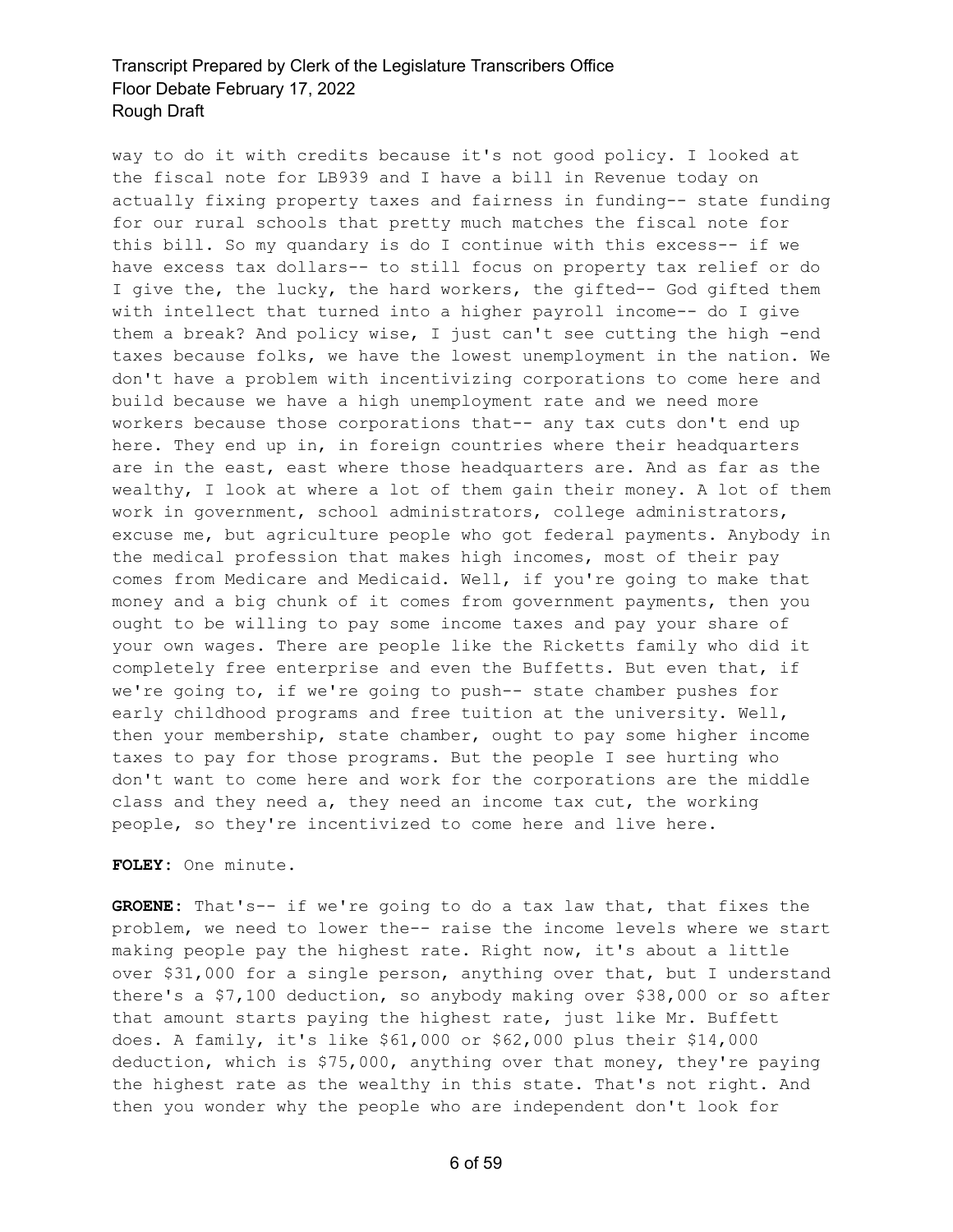way to do it with credits because it's not good policy. I looked at the fiscal note for LB939 and I have a bill in Revenue today on actually fixing property taxes and fairness in funding-- state funding for our rural schools that pretty much matches the fiscal note for this bill. So my quandary is do I continue with this excess-- if we have excess tax dollars-- to still focus on property tax relief or do I give the, the lucky, the hard workers, the gifted-- God gifted them with intellect that turned into a higher payroll income-- do I give them a break? And policy wise, I just can't see cutting the high -end taxes because folks, we have the lowest unemployment in the nation. We don't have a problem with incentivizing corporations to come here and build because we have a high unemployment rate and we need more workers because those corporations that-- any tax cuts don't end up here. They end up in, in foreign countries where their headquarters are in the east, east where those headquarters are. And as far as the wealthy, I look at where a lot of them gain their money. A lot of them work in government, school administrators, college administrators, excuse me, but agriculture people who got federal payments. Anybody in the medical profession that makes high incomes, most of their pay comes from Medicare and Medicaid. Well, if you're going to make that money and a big chunk of it comes from government payments, then you ought to be willing to pay some income taxes and pay your share of your own wages. There are people like the Ricketts family who did it completely free enterprise and even the Buffetts. But even that, if we're going to, if we're going to push-- state chamber pushes for early childhood programs and free tuition at the university. Well, then your membership, state chamber, ought to pay some higher income taxes to pay for those programs. But the people I see hurting who don't want to come here and work for the corporations are the middle class and they need a, they need an income tax cut, the working people, so they're incentivized to come here and live here.

**FOLEY:** One minute.

**GROENE:** That's-- if we're going to do a tax law that, that fixes the problem, we need to lower the-- raise the income levels where we start making people pay the highest rate. Right now, it's about a little over $31,000 for a single person, anything over that, but I understand there's a $7,100 deduction, so anybody making over $38,000 or so after that amount starts paying the highest rate, just like Mr. Buffett does. A family, it's like $61,000 or $62,000 plus their $14,000 deduction, which is $75,000, anything over that money, they're paying the highest rate as the wealthy in this state. That's not right. And then you wonder why the people who are independent don't look for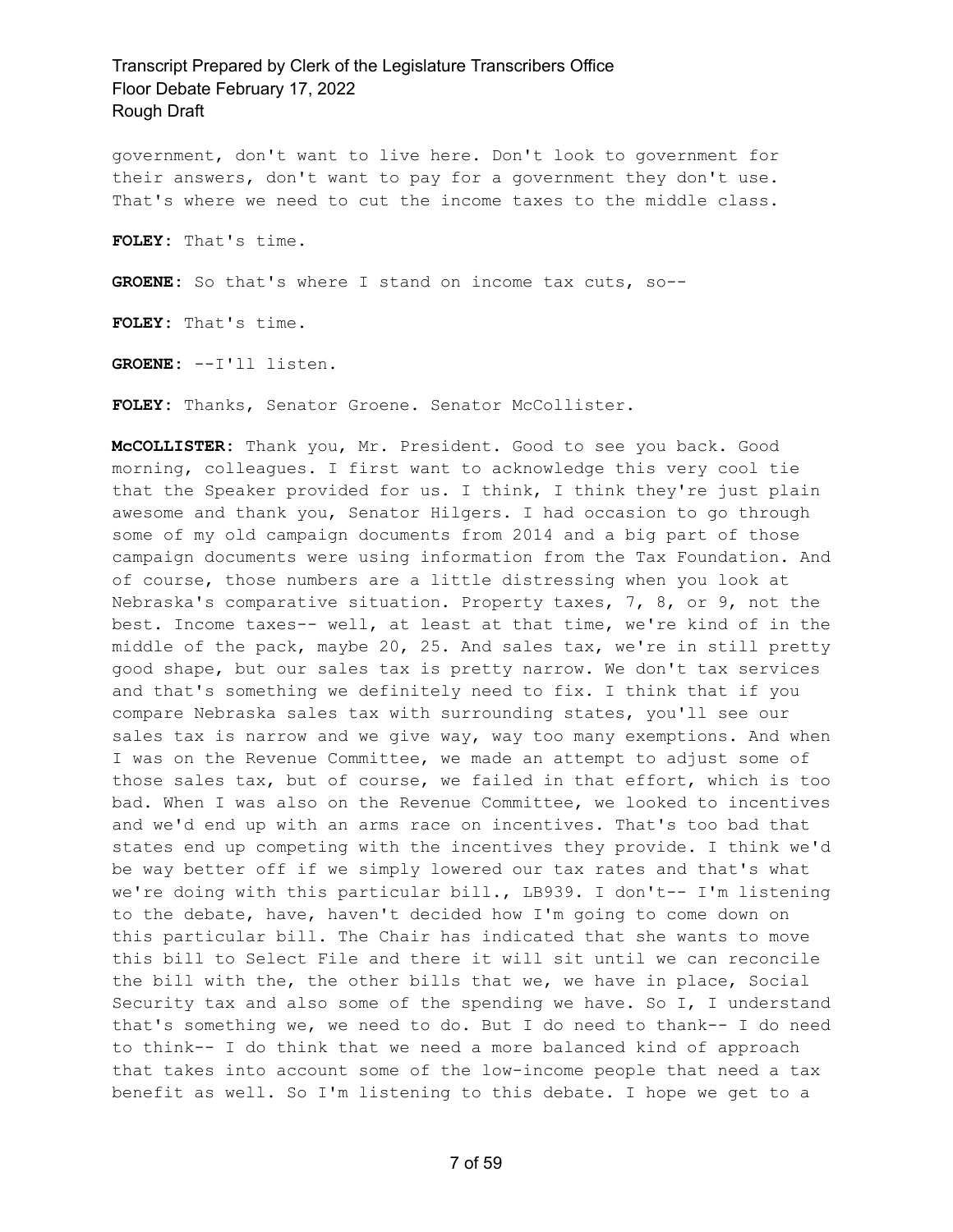government, don't want to live here. Don't look to government for their answers, don't want to pay for a government they don't use. That's where we need to cut the income taxes to the middle class.

**FOLEY:** That's time.

**GROENE:** So that's where I stand on income tax cuts, so--

**FOLEY:** That's time.

**GROENE:** --I'll listen.

**FOLEY:** Thanks, Senator Groene. Senator McCollister.

**McCOLLISTER:** Thank you, Mr. President. Good to see you back. Good morning, colleagues. I first want to acknowledge this very cool tie that the Speaker provided for us. I think, I think they're just plain awesome and thank you, Senator Hilgers. I had occasion to go through some of my old campaign documents from 2014 and a big part of those campaign documents were using information from the Tax Foundation. And of course, those numbers are a little distressing when you look at Nebraska's comparative situation. Property taxes, 7, 8, or 9, not the best. Income taxes-- well, at least at that time, we're kind of in the middle of the pack, maybe 20, 25. And sales tax, we're in still pretty good shape, but our sales tax is pretty narrow. We don't tax services and that's something we definitely need to fix. I think that if you compare Nebraska sales tax with surrounding states, you'll see our sales tax is narrow and we give way, way too many exemptions. And when I was on the Revenue Committee, we made an attempt to adjust some of those sales tax, but of course, we failed in that effort, which is too bad. When I was also on the Revenue Committee, we looked to incentives and we'd end up with an arms race on incentives. That's too bad that states end up competing with the incentives they provide. I think we'd be way better off if we simply lowered our tax rates and that's what we're doing with this particular bill., LB939. I don't-- I'm listening to the debate, have, haven't decided how I'm going to come down on this particular bill. The Chair has indicated that she wants to move this bill to Select File and there it will sit until we can reconcile the bill with the, the other bills that we, we have in place, Social Security tax and also some of the spending we have. So I, I understand that's something we, we need to do. But I do need to thank-- I do need to think-- I do think that we need a more balanced kind of approach that takes into account some of the low-income people that need a tax benefit as well. So I'm listening to this debate. I hope we get to a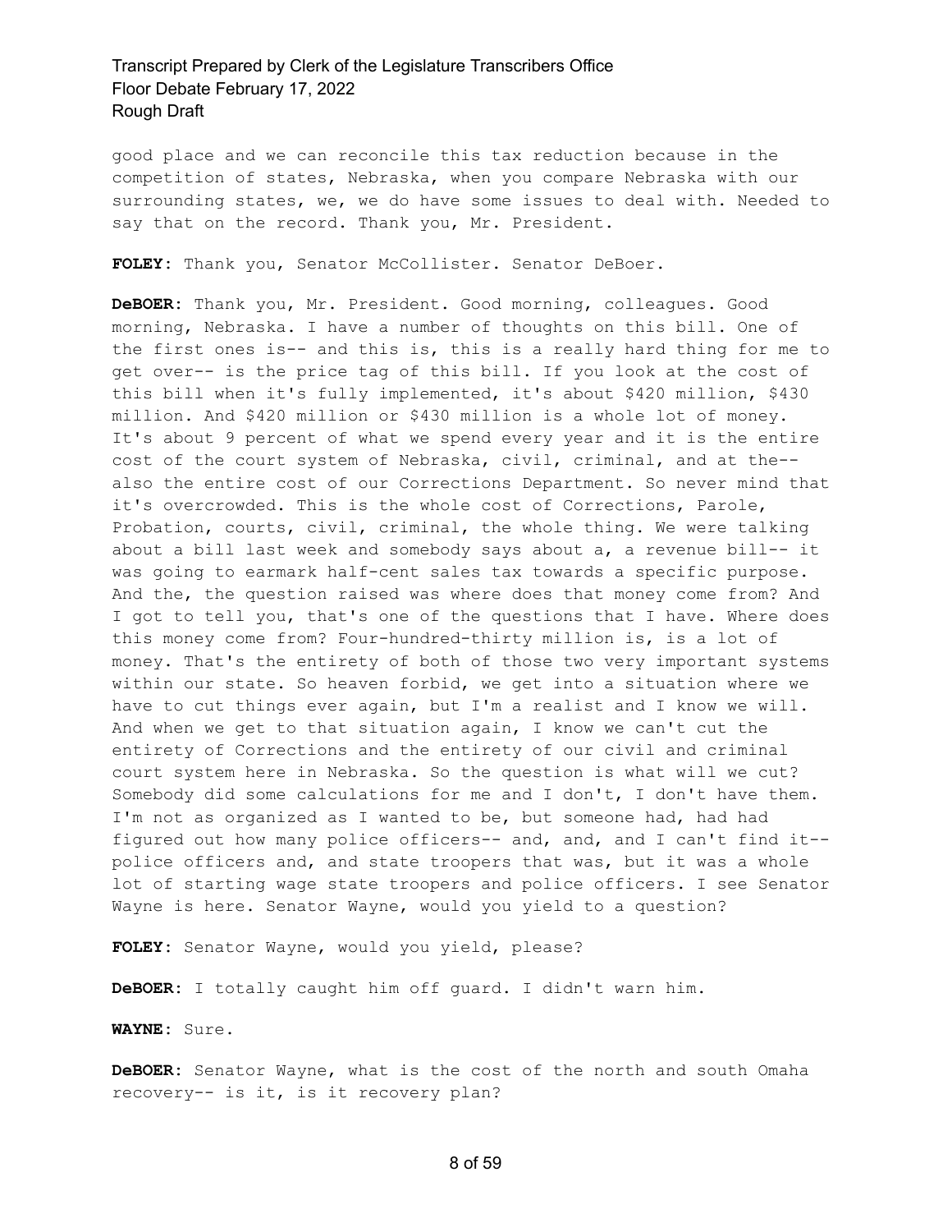good place and we can reconcile this tax reduction because in the competition of states, Nebraska, when you compare Nebraska with our surrounding states, we, we do have some issues to deal with. Needed to say that on the record. Thank you, Mr. President.

**FOLEY:** Thank you, Senator McCollister. Senator DeBoer.

**DeBOER:** Thank you, Mr. President. Good morning, colleagues. Good morning, Nebraska. I have a number of thoughts on this bill. One of the first ones is-- and this is, this is a really hard thing for me to get over-- is the price tag of this bill. If you look at the cost of this bill when it's fully implemented, it's about $420 million, $430 million. And $420 million or $430 million is a whole lot of money. It's about 9 percent of what we spend every year and it is the entire cost of the court system of Nebraska, civil, criminal, and at the-- also the entire cost of our Corrections Department. So never mind that it's overcrowded. This is the whole cost of Corrections, Parole, Probation, courts, civil, criminal, the whole thing. We were talking about a bill last week and somebody says about a, a revenue bill-- it was going to earmark half-cent sales tax towards a specific purpose. And the, the question raised was where does that money come from? And I got to tell you, that's one of the questions that I have. Where does this money come from? Four-hundred-thirty million is, is a lot of money. That's the entirety of both of those two very important systems within our state. So heaven forbid, we get into a situation where we have to cut things ever again, but I'm a realist and I know we will. And when we get to that situation again, I know we can't cut the entirety of Corrections and the entirety of our civil and criminal court system here in Nebraska. So the question is what will we cut? Somebody did some calculations for me and I don't, I don't have them. I'm not as organized as I wanted to be, but someone had, had had figured out how many police officers-- and, and, and I can't find it-- police officers and, and state troopers that was, but it was a whole lot of starting wage state troopers and police officers. I see Senator Wayne is here. Senator Wayne, would you yield to a question?

**FOLEY:** Senator Wayne, would you yield, please?

**DeBOER:** I totally caught him off guard. I didn't warn him.

**WAYNE:** Sure.

**DeBOER:** Senator Wayne, what is the cost of the north and south Omaha recovery-- is it, is it recovery plan?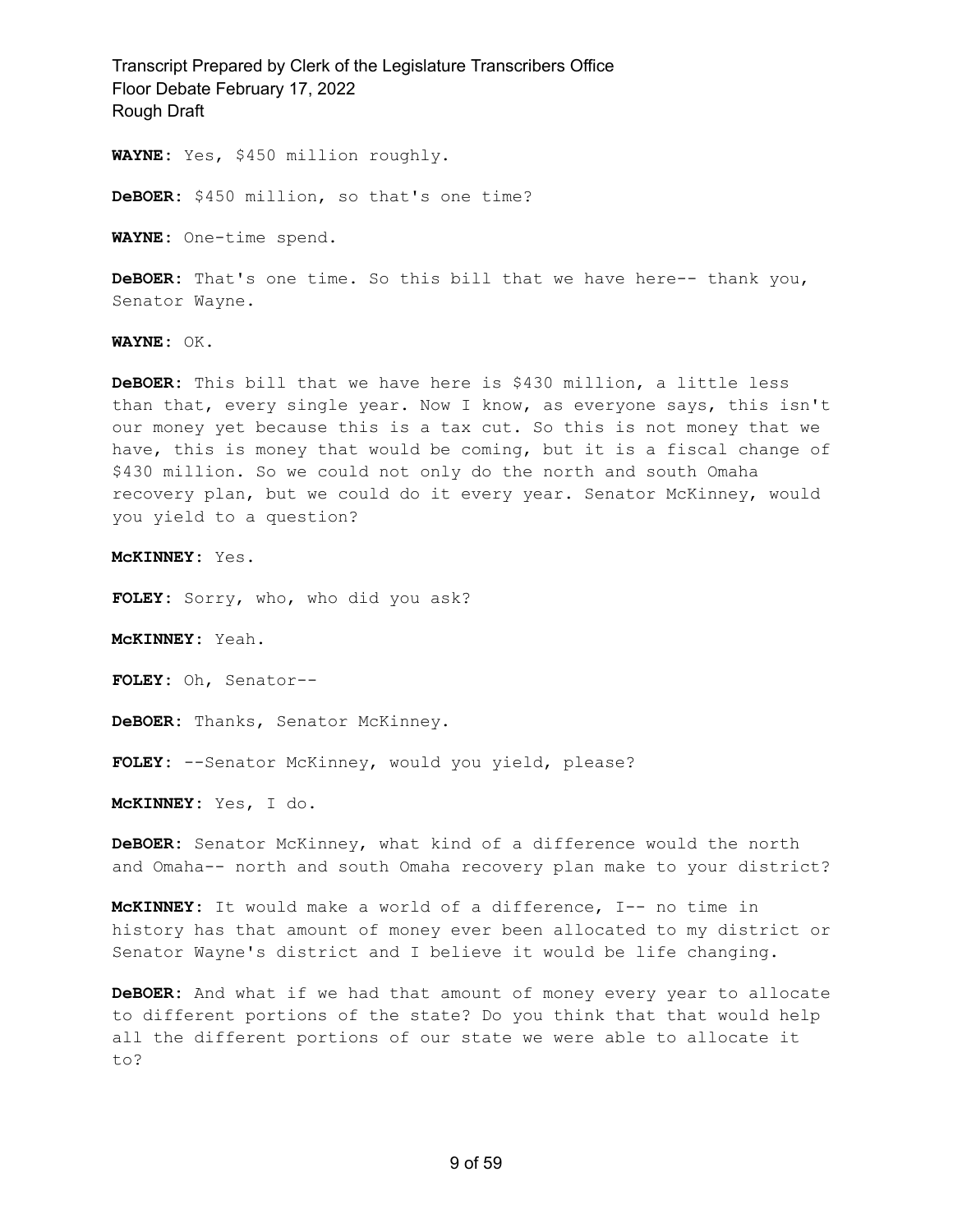**WAYNE:** Yes, $450 million roughly.

**DeBOER:** $450 million, so that's one time?

**WAYNE:** One-time spend.

**DeBOER:** That's one time. So this bill that we have here-- thank you, Senator Wayne.

**WAYNE:** OK.

**DeBOER:** This bill that we have here is $430 million, a little less than that, every single year. Now I know, as everyone says, this isn't our money yet because this is a tax cut. So this is not money that we have, this is money that would be coming, but it is a fiscal change of $430 million. So we could not only do the north and south Omaha recovery plan, but we could do it every year. Senator McKinney, would you yield to a question?

**McKINNEY:** Yes.

**FOLEY:** Sorry, who, who did you ask?

**McKINNEY:** Yeah.

**FOLEY:** Oh, Senator--

**DeBOER:** Thanks, Senator McKinney.

**FOLEY:** --Senator McKinney, would you yield, please?

**McKINNEY:** Yes, I do.

**DeBOER:** Senator McKinney, what kind of a difference would the north and Omaha-- north and south Omaha recovery plan make to your district?

**McKINNEY:** It would make a world of a difference, I-- no time in history has that amount of money ever been allocated to my district or Senator Wayne's district and I believe it would be life changing.

**DeBOER:** And what if we had that amount of money every year to allocate to different portions of the state? Do you think that that would help all the different portions of our state we were able to allocate it to?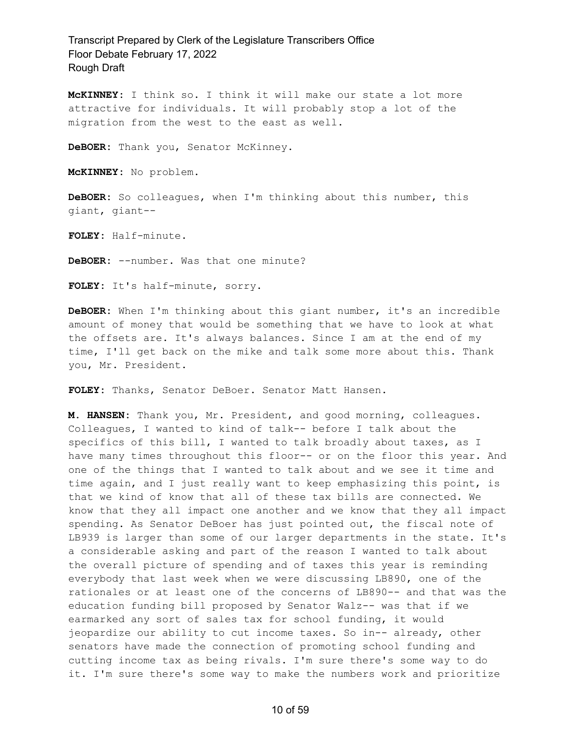**McKINNEY:** I think so. I think it will make our state a lot more attractive for individuals. It will probably stop a lot of the migration from the west to the east as well.

**DeBOER:** Thank you, Senator McKinney.

**McKINNEY:** No problem.

**DeBOER:** So colleagues, when I'm thinking about this number, this giant, giant--

**FOLEY:** Half-minute.

**DeBOER:** --number. Was that one minute?

**FOLEY:** It's half-minute, sorry.

**DeBOER:** When I'm thinking about this giant number, it's an incredible amount of money that would be something that we have to look at what the offsets are. It's always balances. Since I am at the end of my time, I'll get back on the mike and talk some more about this. Thank you, Mr. President.

**FOLEY:** Thanks, Senator DeBoer. Senator Matt Hansen.

**M. HANSEN:** Thank you, Mr. President, and good morning, colleagues. Colleagues, I wanted to kind of talk-- before I talk about the specifics of this bill, I wanted to talk broadly about taxes, as I have many times throughout this floor-- or on the floor this year. And one of the things that I wanted to talk about and we see it time and time again, and I just really want to keep emphasizing this point, is that we kind of know that all of these tax bills are connected. We know that they all impact one another and we know that they all impact spending. As Senator DeBoer has just pointed out, the fiscal note of LB939 is larger than some of our larger departments in the state. It's a considerable asking and part of the reason I wanted to talk about the overall picture of spending and of taxes this year is reminding everybody that last week when we were discussing LB890, one of the rationales or at least one of the concerns of LB890-- and that was the education funding bill proposed by Senator Walz-- was that if we earmarked any sort of sales tax for school funding, it would jeopardize our ability to cut income taxes. So in-- already, other senators have made the connection of promoting school funding and cutting income tax as being rivals. I'm sure there's some way to do it. I'm sure there's some way to make the numbers work and prioritize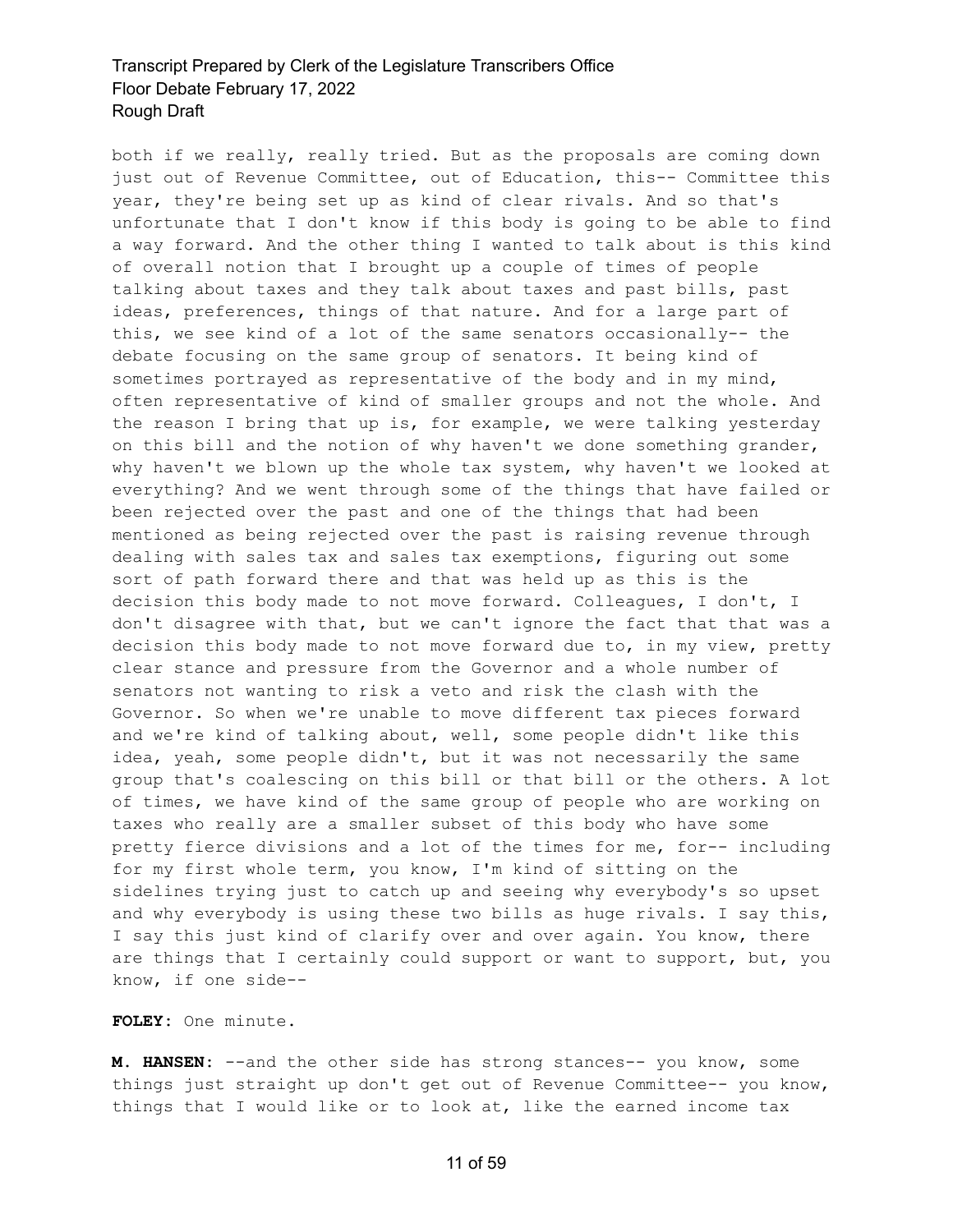both if we really, really tried. But as the proposals are coming down just out of Revenue Committee, out of Education, this-- Committee this year, they're being set up as kind of clear rivals. And so that's unfortunate that I don't know if this body is going to be able to find a way forward. And the other thing I wanted to talk about is this kind of overall notion that I brought up a couple of times of people talking about taxes and they talk about taxes and past bills, past ideas, preferences, things of that nature. And for a large part of this, we see kind of a lot of the same senators occasionally-- the debate focusing on the same group of senators. It being kind of sometimes portrayed as representative of the body and in my mind, often representative of kind of smaller groups and not the whole. And the reason I bring that up is, for example, we were talking yesterday on this bill and the notion of why haven't we done something grander, why haven't we blown up the whole tax system, why haven't we looked at everything? And we went through some of the things that have failed or been rejected over the past and one of the things that had been mentioned as being rejected over the past is raising revenue through dealing with sales tax and sales tax exemptions, figuring out some sort of path forward there and that was held up as this is the decision this body made to not move forward. Colleagues, I don't, I don't disagree with that, but we can't ignore the fact that that was a decision this body made to not move forward due to, in my view, pretty clear stance and pressure from the Governor and a whole number of senators not wanting to risk a veto and risk the clash with the Governor. So when we're unable to move different tax pieces forward and we're kind of talking about, well, some people didn't like this idea, yeah, some people didn't, but it was not necessarily the same group that's coalescing on this bill or that bill or the others. A lot of times, we have kind of the same group of people who are working on taxes who really are a smaller subset of this body who have some pretty fierce divisions and a lot of the times for me, for-- including for my first whole term, you know, I'm kind of sitting on the sidelines trying just to catch up and seeing why everybody's so upset and why everybody is using these two bills as huge rivals. I say this, I say this just kind of clarify over and over again. You know, there are things that I certainly could support or want to support, but, you know, if one side--

**FOLEY:** One minute.

**M. HANSEN:** --and the other side has strong stances-- you know, some things just straight up don't get out of Revenue Committee-- you know, things that I would like or to look at, like the earned income tax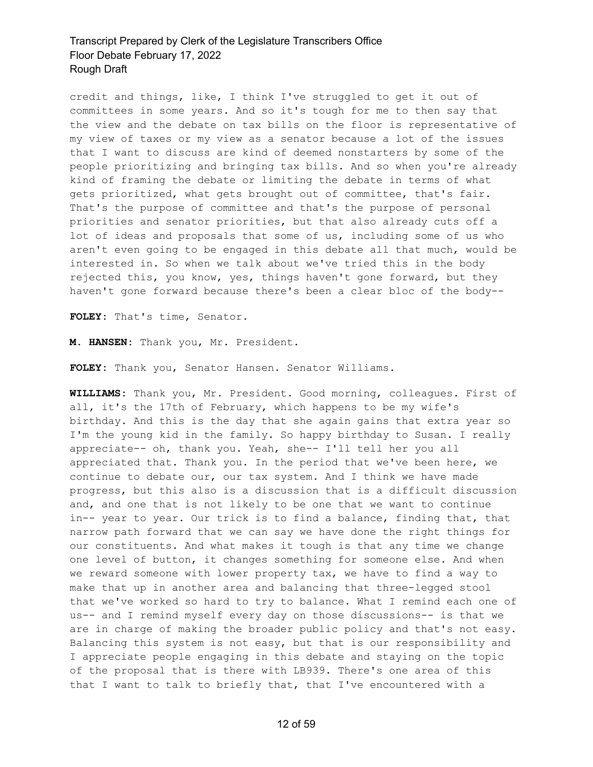credit and things, like, I think I've struggled to get it out of committees in some years. And so it's tough for me to then say that the view and the debate on tax bills on the floor is representative of my view of taxes or my view as a senator because a lot of the issues that I want to discuss are kind of deemed nonstarters by some of the people prioritizing and bringing tax bills. And so when you're already kind of framing the debate or limiting the debate in terms of what gets prioritized, what gets brought out of committee, that's fair. That's the purpose of committee and that's the purpose of personal priorities and senator priorities, but that also already cuts off a lot of ideas and proposals that some of us, including some of us who aren't even going to be engaged in this debate all that much, would be interested in. So when we talk about we've tried this in the body rejected this, you know, yes, things haven't gone forward, but they haven't gone forward because there's been a clear bloc of the body--

**FOLEY:** That's time, Senator.

**M. HANSEN:** Thank you, Mr. President.

**FOLEY:** Thank you, Senator Hansen. Senator Williams.

**WILLIAMS:** Thank you, Mr. President. Good morning, colleagues. First of all, it's the 17th of February, which happens to be my wife's birthday. And this is the day that she again gains that extra year so I'm the young kid in the family. So happy birthday to Susan. I really appreciate-- oh, thank you. Yeah, she-- I'll tell her you all appreciated that. Thank you. In the period that we've been here, we continue to debate our, our tax system. And I think we have made progress, but this also is a discussion that is a difficult discussion and, and one that is not likely to be one that we want to continue in-- year to year. Our trick is to find a balance, finding that, that narrow path forward that we can say we have done the right things for our constituents. And what makes it tough is that any time we change one level of button, it changes something for someone else. And when we reward someone with lower property tax, we have to find a way to make that up in another area and balancing that three-legged stool that we've worked so hard to try to balance. What I remind each one of us-- and I remind myself every day on those discussions-- is that we are in charge of making the broader public policy and that's not easy. Balancing this system is not easy, but that is our responsibility and I appreciate people engaging in this debate and staying on the topic of the proposal that is there with LB939. There's one area of this that I want to talk to briefly that, that I've encountered with a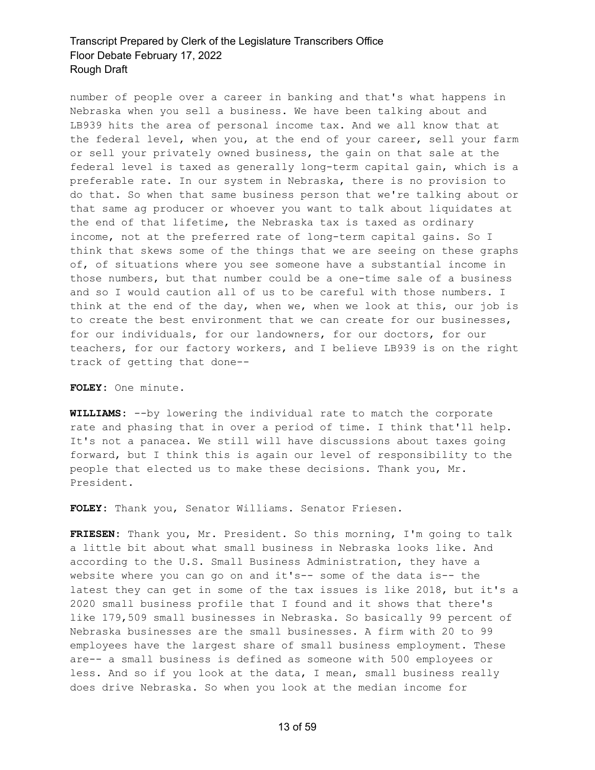number of people over a career in banking and that's what happens in Nebraska when you sell a business. We have been talking about and LB939 hits the area of personal income tax. And we all know that at the federal level, when you, at the end of your career, sell your farm or sell your privately owned business, the gain on that sale at the federal level is taxed as generally long-term capital gain, which is a preferable rate. In our system in Nebraska, there is no provision to do that. So when that same business person that we're talking about or that same ag producer or whoever you want to talk about liquidates at the end of that lifetime, the Nebraska tax is taxed as ordinary income, not at the preferred rate of long-term capital gains. So I think that skews some of the things that we are seeing on these graphs of, of situations where you see someone have a substantial income in those numbers, but that number could be a one-time sale of a business and so I would caution all of us to be careful with those numbers. I think at the end of the day, when we, when we look at this, our job is to create the best environment that we can create for our businesses, for our individuals, for our landowners, for our doctors, for our teachers, for our factory workers, and I believe LB939 is on the right track of getting that done--

**FOLEY:** One minute.

**WILLIAMS:** --by lowering the individual rate to match the corporate rate and phasing that in over a period of time. I think that'll help. It's not a panacea. We still will have discussions about taxes going forward, but I think this is again our level of responsibility to the people that elected us to make these decisions. Thank you, Mr. President.

**FOLEY:** Thank you, Senator Williams. Senator Friesen.

**FRIESEN:** Thank you, Mr. President. So this morning, I'm going to talk a little bit about what small business in Nebraska looks like. And according to the U.S. Small Business Administration, they have a website where you can go on and it's-- some of the data is-- the latest they can get in some of the tax issues is like 2018, but it's a 2020 small business profile that I found and it shows that there's like 179,509 small businesses in Nebraska. So basically 99 percent of Nebraska businesses are the small businesses. A firm with 20 to 99 employees have the largest share of small business employment. These are-- a small business is defined as someone with 500 employees or less. And so if you look at the data, I mean, small business really does drive Nebraska. So when you look at the median income for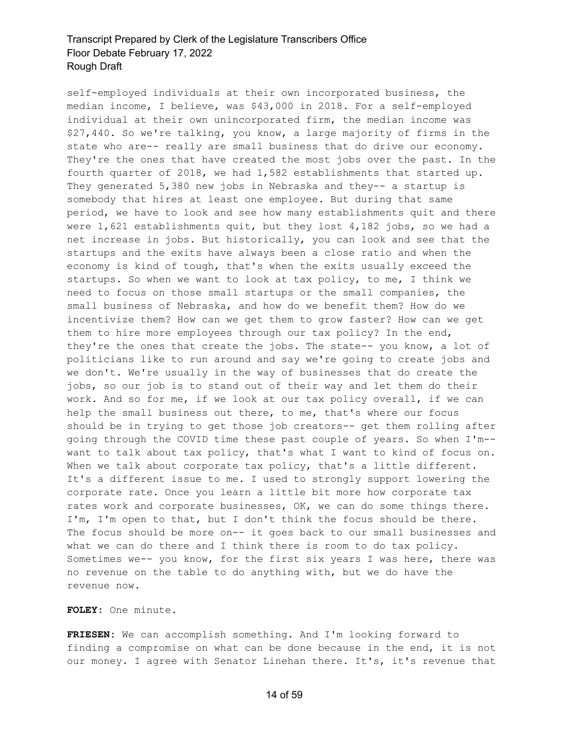self-employed individuals at their own incorporated business, the median income, I believe, was $43,000 in 2018. For a self-employed individual at their own unincorporated firm, the median income was $27,440. So we're talking, you know, a large majority of firms in the state who are-- really are small business that do drive our economy. They're the ones that have created the most jobs over the past. In the fourth quarter of 2018, we had 1,582 establishments that started up. They generated 5,380 new jobs in Nebraska and they-- a startup is somebody that hires at least one employee. But during that same period, we have to look and see how many establishments quit and there were 1,621 establishments quit, but they lost 4,182 jobs, so we had a net increase in jobs. But historically, you can look and see that the startups and the exits have always been a close ratio and when the economy is kind of tough, that's when the exits usually exceed the startups. So when we want to look at tax policy, to me, I think we need to focus on those small startups or the small companies, the small business of Nebraska, and how do we benefit them? How do we incentivize them? How can we get them to grow faster? How can we get them to hire more employees through our tax policy? In the end, they're the ones that create the jobs. The state-- you know, a lot of politicians like to run around and say we're going to create jobs and we don't. We're usually in the way of businesses that do create the jobs, so our job is to stand out of their way and let them do their work. And so for me, if we look at our tax policy overall, if we can help the small business out there, to me, that's where our focus should be in trying to get those job creators-- get them rolling after going through the COVID time these past couple of years. So when I'm-- want to talk about tax policy, that's what I want to kind of focus on. When we talk about corporate tax policy, that's a little different. It's a different issue to me. I used to strongly support lowering the corporate rate. Once you learn a little bit more how corporate tax rates work and corporate businesses, OK, we can do some things there. I'm, I'm open to that, but I don't think the focus should be there. The focus should be more on-- it goes back to our small businesses and what we can do there and I think there is room to do tax policy. Sometimes we-- you know, for the first six years I was here, there was no revenue on the table to do anything with, but we do have the revenue now.

**FOLEY:** One minute.

**FRIESEN:** We can accomplish something. And I'm looking forward to finding a compromise on what can be done because in the end, it is not our money. I agree with Senator Linehan there. It's, it's revenue that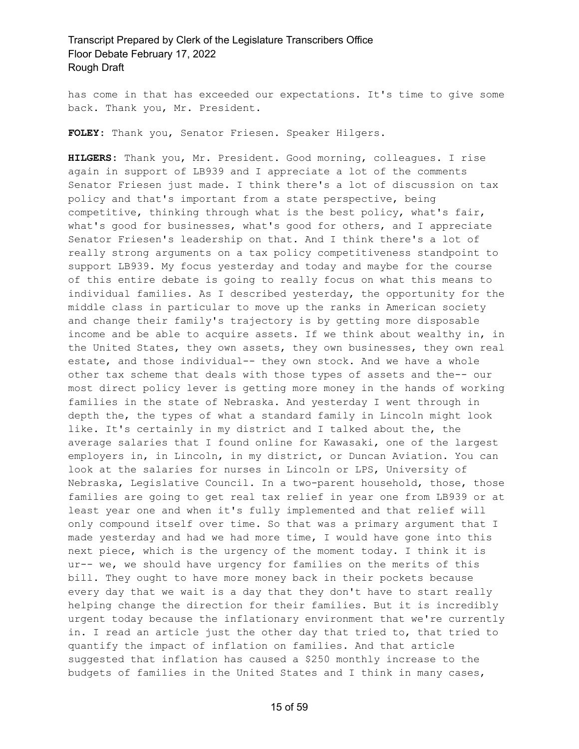has come in that has exceeded our expectations. It's time to give some back. Thank you, Mr. President.

**FOLEY:** Thank you, Senator Friesen. Speaker Hilgers.

**HILGERS:** Thank you, Mr. President. Good morning, colleagues. I rise again in support of LB939 and I appreciate a lot of the comments Senator Friesen just made. I think there's a lot of discussion on tax policy and that's important from a state perspective, being competitive, thinking through what is the best policy, what's fair, what's good for businesses, what's good for others, and I appreciate Senator Friesen's leadership on that. And I think there's a lot of really strong arguments on a tax policy competitiveness standpoint to support LB939. My focus yesterday and today and maybe for the course of this entire debate is going to really focus on what this means to individual families. As I described yesterday, the opportunity for the middle class in particular to move up the ranks in American society and change their family's trajectory is by getting more disposable income and be able to acquire assets. If we think about wealthy in, in the United States, they own assets, they own businesses, they own real estate, and those individual-- they own stock. And we have a whole other tax scheme that deals with those types of assets and the-- our most direct policy lever is getting more money in the hands of working families in the state of Nebraska. And yesterday I went through in depth the, the types of what a standard family in Lincoln might look like. It's certainly in my district and I talked about the, the average salaries that I found online for Kawasaki, one of the largest employers in, in Lincoln, in my district, or Duncan Aviation. You can look at the salaries for nurses in Lincoln or LPS, University of Nebraska, Legislative Council. In a two-parent household, those, those families are going to get real tax relief in year one from LB939 or at least year one and when it's fully implemented and that relief will only compound itself over time. So that was a primary argument that I made yesterday and had we had more time, I would have gone into this next piece, which is the urgency of the moment today. I think it is ur-- we, we should have urgency for families on the merits of this bill. They ought to have more money back in their pockets because every day that we wait is a day that they don't have to start really helping change the direction for their families. But it is incredibly urgent today because the inflationary environment that we're currently in. I read an article just the other day that tried to, that tried to quantify the impact of inflation on families. And that article suggested that inflation has caused a $250 monthly increase to the budgets of families in the United States and I think in many cases,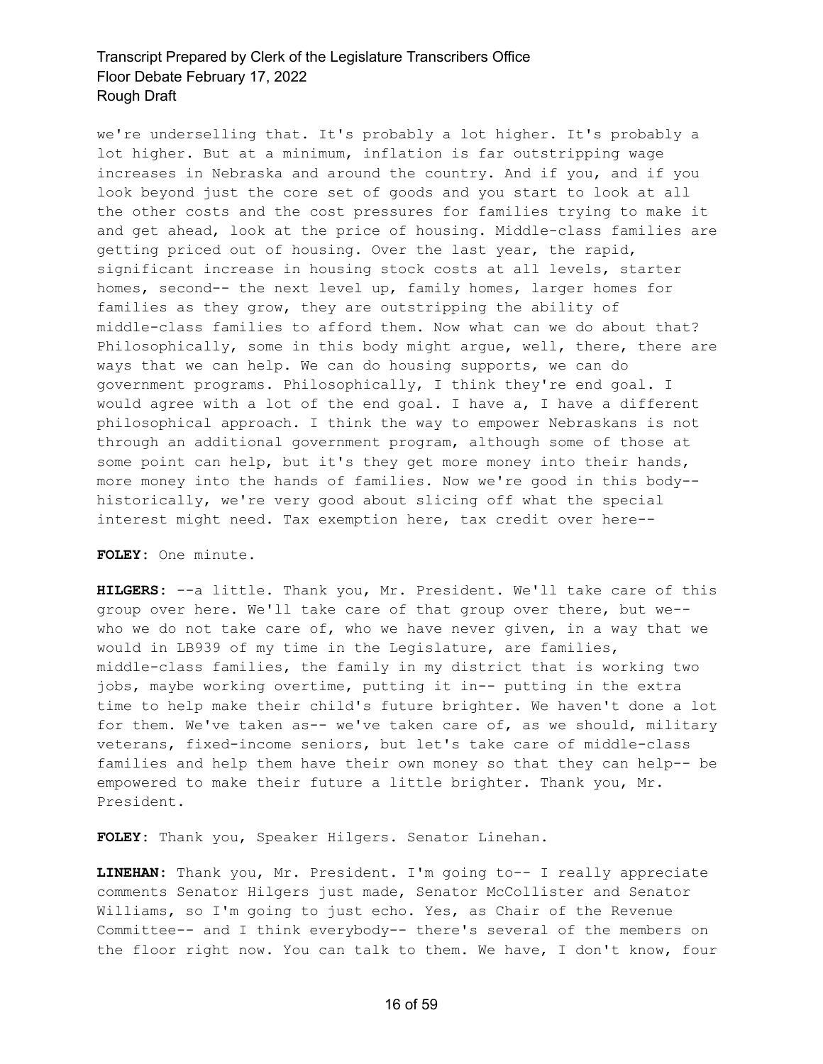we're underselling that. It's probably a lot higher. It's probably a lot higher. But at a minimum, inflation is far outstripping wage increases in Nebraska and around the country. And if you, and if you look beyond just the core set of goods and you start to look at all the other costs and the cost pressures for families trying to make it and get ahead, look at the price of housing. Middle-class families are getting priced out of housing. Over the last year, the rapid, significant increase in housing stock costs at all levels, starter homes, second-- the next level up, family homes, larger homes for families as they grow, they are outstripping the ability of middle-class families to afford them. Now what can we do about that? Philosophically, some in this body might argue, well, there, there are ways that we can help. We can do housing supports, we can do government programs. Philosophically, I think they're end goal. I would agree with a lot of the end goal. I have a, I have a different philosophical approach. I think the way to empower Nebraskans is not through an additional government program, although some of those at some point can help, but it's they get more money into their hands, more money into the hands of families. Now we're good in this body-- historically, we're very good about slicing off what the special interest might need. Tax exemption here, tax credit over here--

**FOLEY:** One minute.

**HILGERS:** --a little. Thank you, Mr. President. We'll take care of this group over here. We'll take care of that group over there, but we-- who we do not take care of, who we have never given, in a way that we would in LB939 of my time in the Legislature, are families, middle-class families, the family in my district that is working two jobs, maybe working overtime, putting it in-- putting in the extra time to help make their child's future brighter. We haven't done a lot for them. We've taken as-- we've taken care of, as we should, military veterans, fixed-income seniors, but let's take care of middle-class families and help them have their own money so that they can help-- be empowered to make their future a little brighter. Thank you, Mr. President.

**FOLEY:** Thank you, Speaker Hilgers. Senator Linehan.

**LINEHAN:** Thank you, Mr. President. I'm going to-- I really appreciate comments Senator Hilgers just made, Senator McCollister and Senator Williams, so I'm going to just echo. Yes, as Chair of the Revenue Committee-- and I think everybody-- there's several of the members on the floor right now. You can talk to them. We have, I don't know, four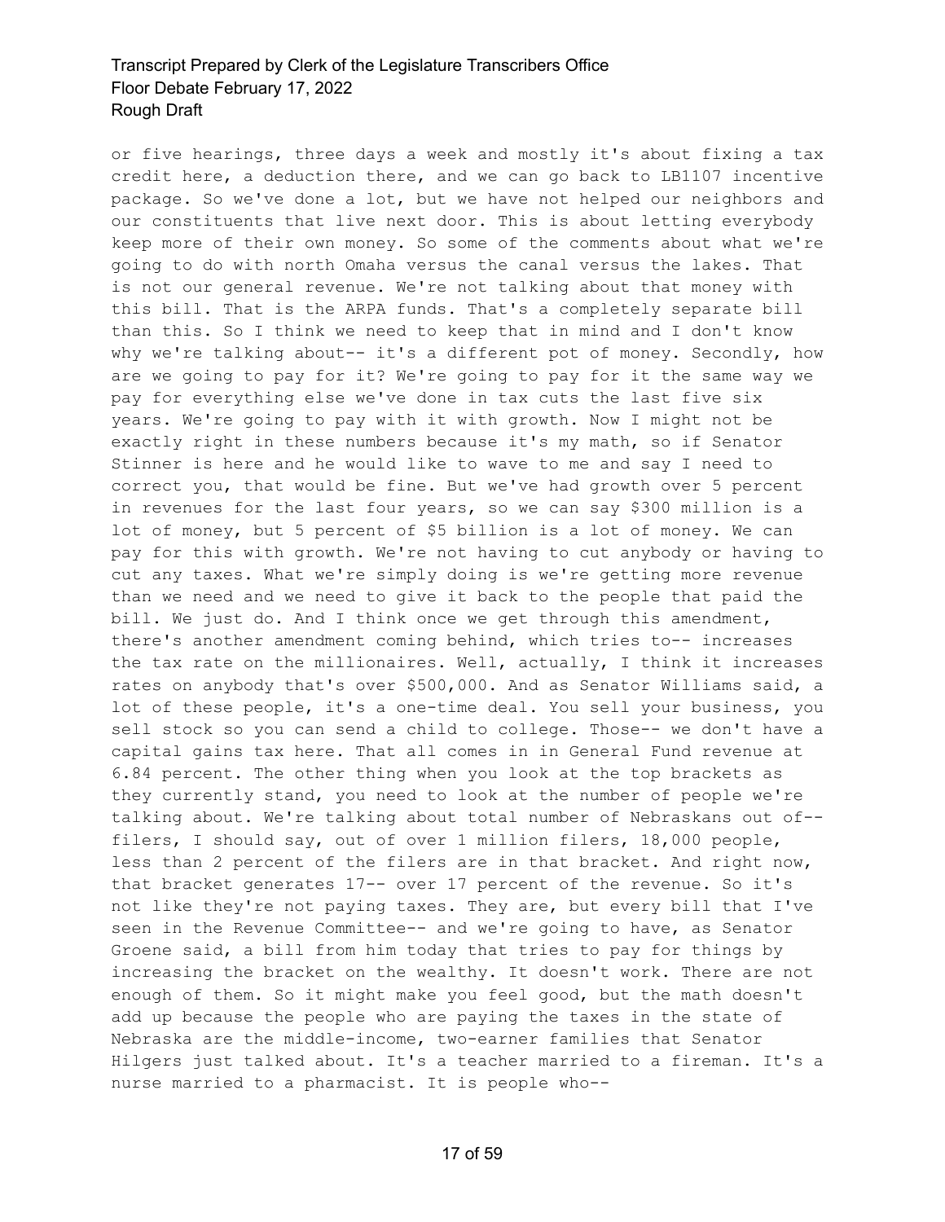or five hearings, three days a week and mostly it's about fixing a tax credit here, a deduction there, and we can go back to LB1107 incentive package. So we've done a lot, but we have not helped our neighbors and our constituents that live next door. This is about letting everybody keep more of their own money. So some of the comments about what we're going to do with north Omaha versus the canal versus the lakes. That is not our general revenue. We're not talking about that money with this bill. That is the ARPA funds. That's a completely separate bill than this. So I think we need to keep that in mind and I don't know why we're talking about-- it's a different pot of money. Secondly, how are we going to pay for it? We're going to pay for it the same way we pay for everything else we've done in tax cuts the last five six years. We're going to pay with it with growth. Now I might not be exactly right in these numbers because it's my math, so if Senator Stinner is here and he would like to wave to me and say I need to correct you, that would be fine. But we've had growth over 5 percent in revenues for the last four years, so we can say $300 million is a lot of money, but 5 percent of $5 billion is a lot of money. We can pay for this with growth. We're not having to cut anybody or having to cut any taxes. What we're simply doing is we're getting more revenue than we need and we need to give it back to the people that paid the bill. We just do. And I think once we get through this amendment, there's another amendment coming behind, which tries to-- increases the tax rate on the millionaires. Well, actually, I think it increases rates on anybody that's over $500,000. And as Senator Williams said, a lot of these people, it's a one-time deal. You sell your business, you sell stock so you can send a child to college. Those-- we don't have a capital gains tax here. That all comes in in General Fund revenue at 6.84 percent. The other thing when you look at the top brackets as they currently stand, you need to look at the number of people we're talking about. We're talking about total number of Nebraskans out of-- filers, I should say, out of over 1 million filers, 18,000 people, less than 2 percent of the filers are in that bracket. And right now, that bracket generates 17-- over 17 percent of the revenue. So it's not like they're not paying taxes. They are, but every bill that I've seen in the Revenue Committee-- and we're going to have, as Senator Groene said, a bill from him today that tries to pay for things by increasing the bracket on the wealthy. It doesn't work. There are not enough of them. So it might make you feel good, but the math doesn't add up because the people who are paying the taxes in the state of Nebraska are the middle-income, two-earner families that Senator Hilgers just talked about. It's a teacher married to a fireman. It's a nurse married to a pharmacist. It is people who--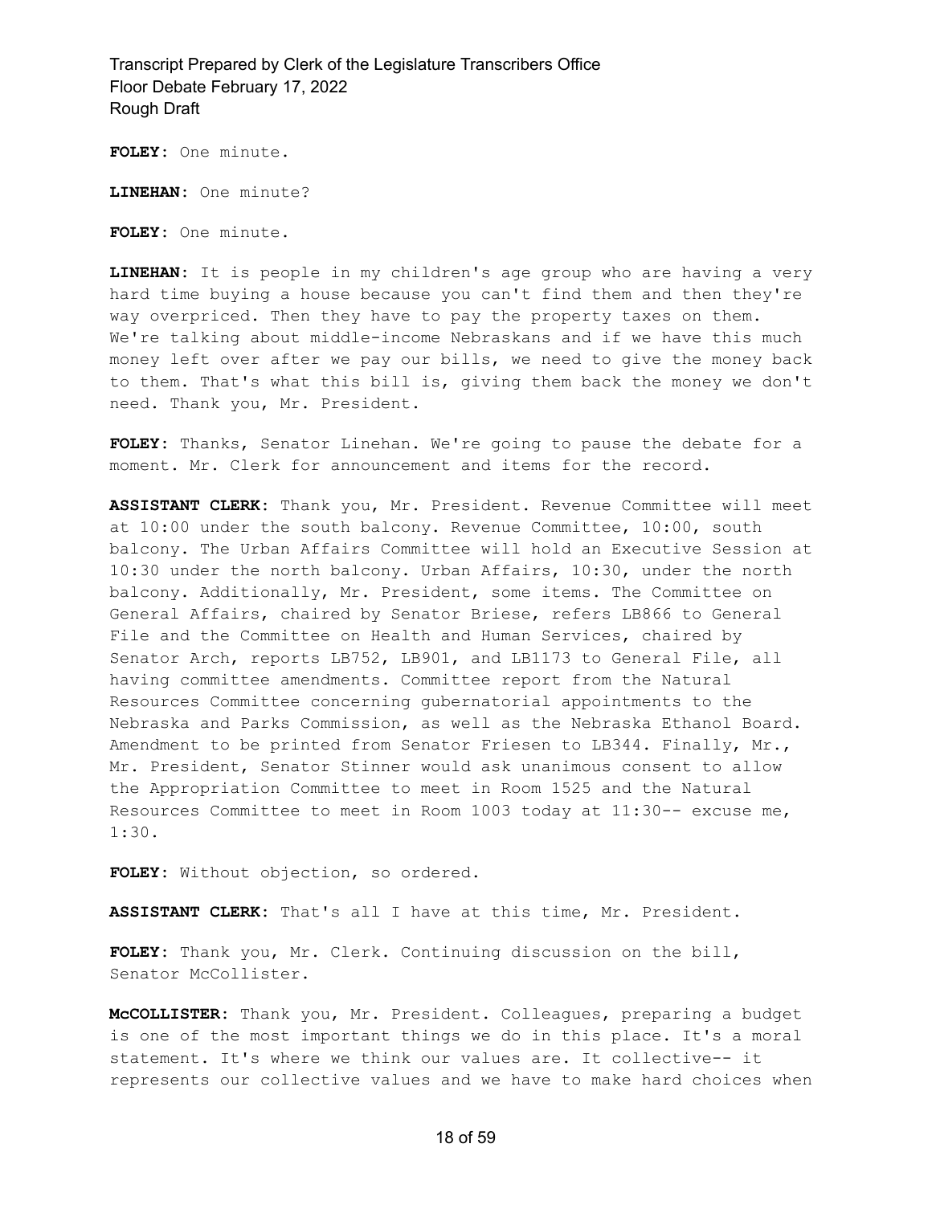**FOLEY:** One minute.

**LINEHAN:** One minute?

**FOLEY:** One minute.

**LINEHAN:** It is people in my children's age group who are having a very hard time buying a house because you can't find them and then they're way overpriced. Then they have to pay the property taxes on them. We're talking about middle-income Nebraskans and if we have this much money left over after we pay our bills, we need to give the money back to them. That's what this bill is, giving them back the money we don't need. Thank you, Mr. President.

**FOLEY:** Thanks, Senator Linehan. We're going to pause the debate for a moment. Mr. Clerk for announcement and items for the record.

**ASSISTANT CLERK:** Thank you, Mr. President. Revenue Committee will meet at 10:00 under the south balcony. Revenue Committee, 10:00, south balcony. The Urban Affairs Committee will hold an Executive Session at 10:30 under the north balcony. Urban Affairs, 10:30, under the north balcony. Additionally, Mr. President, some items. The Committee on General Affairs, chaired by Senator Briese, refers LB866 to General File and the Committee on Health and Human Services, chaired by Senator Arch, reports LB752, LB901, and LB1173 to General File, all having committee amendments. Committee report from the Natural Resources Committee concerning gubernatorial appointments to the Nebraska and Parks Commission, as well as the Nebraska Ethanol Board. Amendment to be printed from Senator Friesen to LB344. Finally, Mr., Mr. President, Senator Stinner would ask unanimous consent to allow the Appropriation Committee to meet in Room 1525 and the Natural Resources Committee to meet in Room 1003 today at 11:30-- excuse me, 1:30.

**FOLEY:** Without objection, so ordered.

**ASSISTANT CLERK:** That's all I have at this time, Mr. President.

**FOLEY:** Thank you, Mr. Clerk. Continuing discussion on the bill, Senator McCollister.

**McCOLLISTER:** Thank you, Mr. President. Colleagues, preparing a budget is one of the most important things we do in this place. It's a moral statement. It's where we think our values are. It collective-- it represents our collective values and we have to make hard choices when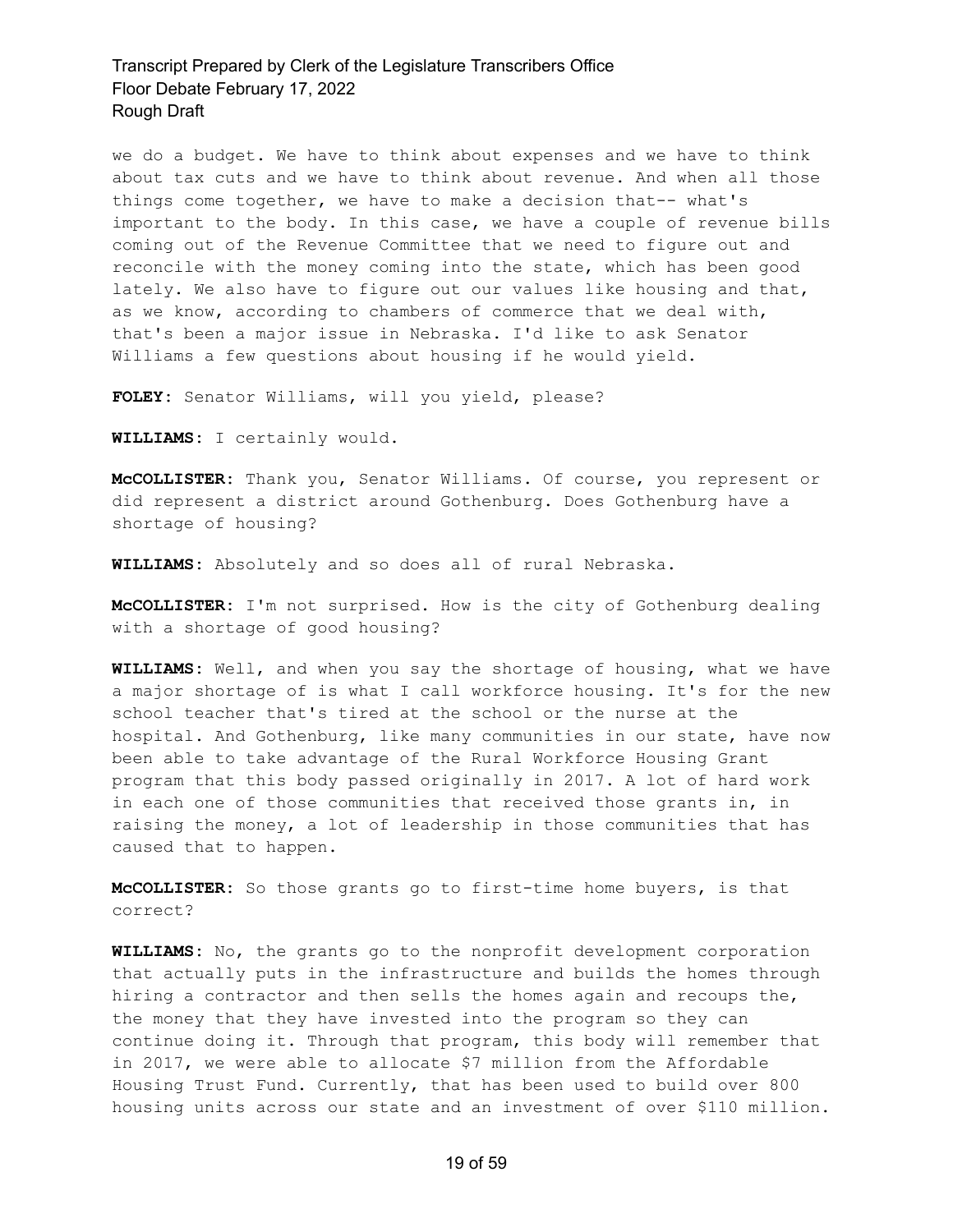we do a budget. We have to think about expenses and we have to think about tax cuts and we have to think about revenue. And when all those things come together, we have to make a decision that-- what's important to the body. In this case, we have a couple of revenue bills coming out of the Revenue Committee that we need to figure out and reconcile with the money coming into the state, which has been good lately. We also have to figure out our values like housing and that, as we know, according to chambers of commerce that we deal with, that's been a major issue in Nebraska. I'd like to ask Senator Williams a few questions about housing if he would yield.

**FOLEY:** Senator Williams, will you yield, please?

**WILLIAMS:** I certainly would.

**McCOLLISTER:** Thank you, Senator Williams. Of course, you represent or did represent a district around Gothenburg. Does Gothenburg have a shortage of housing?

**WILLIAMS:** Absolutely and so does all of rural Nebraska.

**McCOLLISTER:** I'm not surprised. How is the city of Gothenburg dealing with a shortage of good housing?

**WILLIAMS:** Well, and when you say the shortage of housing, what we have a major shortage of is what I call workforce housing. It's for the new school teacher that's tired at the school or the nurse at the hospital. And Gothenburg, like many communities in our state, have now been able to take advantage of the Rural Workforce Housing Grant program that this body passed originally in 2017. A lot of hard work in each one of those communities that received those grants in, in raising the money, a lot of leadership in those communities that has caused that to happen.

**McCOLLISTER:** So those grants go to first-time home buyers, is that correct?

**WILLIAMS:** No, the grants go to the nonprofit development corporation that actually puts in the infrastructure and builds the homes through hiring a contractor and then sells the homes again and recoups the, the money that they have invested into the program so they can continue doing it. Through that program, this body will remember that in 2017, we were able to allocate $7 million from the Affordable Housing Trust Fund. Currently, that has been used to build over 800 housing units across our state and an investment of over $110 million.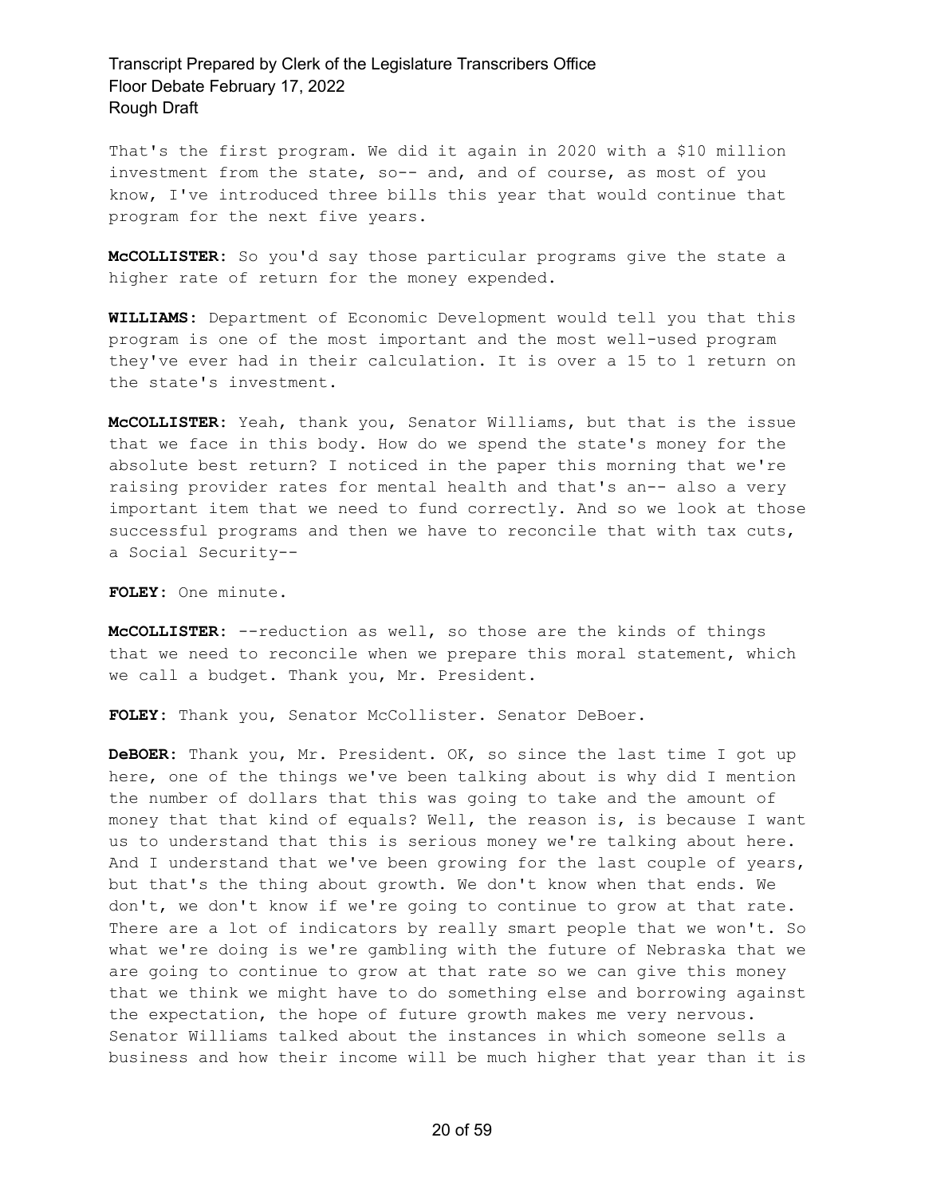That's the first program. We did it again in 2020 with a $10 million investment from the state, so-- and, and of course, as most of you know, I've introduced three bills this year that would continue that program for the next five years.

**McCOLLISTER:** So you'd say those particular programs give the state a higher rate of return for the money expended.

**WILLIAMS:** Department of Economic Development would tell you that this program is one of the most important and the most well-used program they've ever had in their calculation. It is over a 15 to 1 return on the state's investment.

**McCOLLISTER:** Yeah, thank you, Senator Williams, but that is the issue that we face in this body. How do we spend the state's money for the absolute best return? I noticed in the paper this morning that we're raising provider rates for mental health and that's an-- also a very important item that we need to fund correctly. And so we look at those successful programs and then we have to reconcile that with tax cuts, a Social Security--

**FOLEY:** One minute.

**McCOLLISTER:** --reduction as well, so those are the kinds of things that we need to reconcile when we prepare this moral statement, which we call a budget. Thank you, Mr. President.

**FOLEY:** Thank you, Senator McCollister. Senator DeBoer.

**DeBOER:** Thank you, Mr. President. OK, so since the last time I got up here, one of the things we've been talking about is why did I mention the number of dollars that this was going to take and the amount of money that that kind of equals? Well, the reason is, is because I want us to understand that this is serious money we're talking about here. And I understand that we've been growing for the last couple of years, but that's the thing about growth. We don't know when that ends. We don't, we don't know if we're going to continue to grow at that rate. There are a lot of indicators by really smart people that we won't. So what we're doing is we're gambling with the future of Nebraska that we are going to continue to grow at that rate so we can give this money that we think we might have to do something else and borrowing against the expectation, the hope of future growth makes me very nervous. Senator Williams talked about the instances in which someone sells a business and how their income will be much higher that year than it is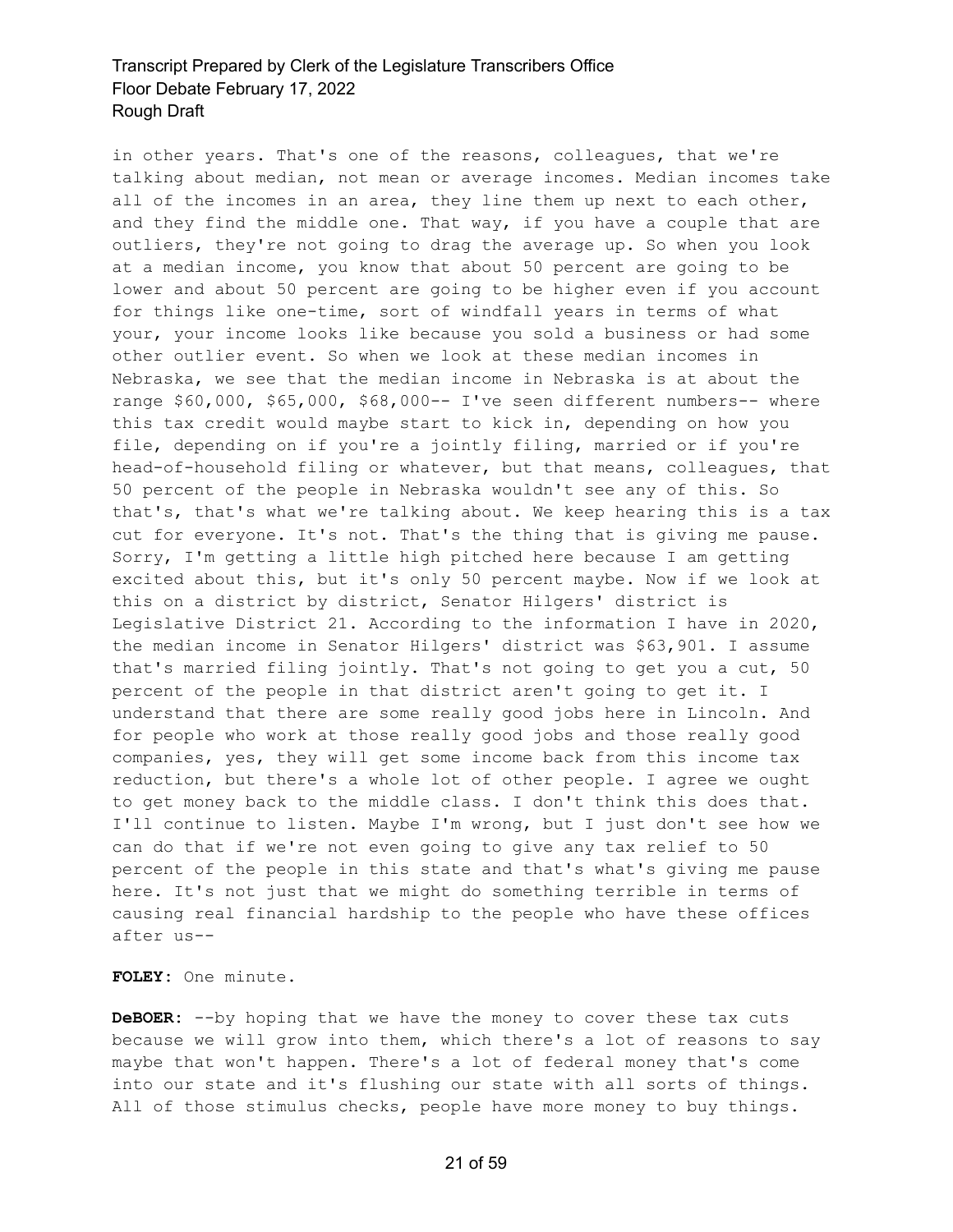in other years. That's one of the reasons, colleagues, that we're talking about median, not mean or average incomes. Median incomes take all of the incomes in an area, they line them up next to each other, and they find the middle one. That way, if you have a couple that are outliers, they're not going to drag the average up. So when you look at a median income, you know that about 50 percent are going to be lower and about 50 percent are going to be higher even if you account for things like one-time, sort of windfall years in terms of what your, your income looks like because you sold a business or had some other outlier event. So when we look at these median incomes in Nebraska, we see that the median income in Nebraska is at about the range $60,000, $65,000, $68,000-- I've seen different numbers-- where this tax credit would maybe start to kick in, depending on how you file, depending on if you're a jointly filing, married or if you're head-of-household filing or whatever, but that means, colleagues, that 50 percent of the people in Nebraska wouldn't see any of this. So that's, that's what we're talking about. We keep hearing this is a tax cut for everyone. It's not. That's the thing that is giving me pause. Sorry, I'm getting a little high pitched here because I am getting excited about this, but it's only 50 percent maybe. Now if we look at this on a district by district, Senator Hilgers' district is Legislative District 21. According to the information I have in 2020, the median income in Senator Hilgers' district was $63,901. I assume that's married filing jointly. That's not going to get you a cut, 50 percent of the people in that district aren't going to get it. I understand that there are some really good jobs here in Lincoln. And for people who work at those really good jobs and those really good companies, yes, they will get some income back from this income tax reduction, but there's a whole lot of other people. I agree we ought to get money back to the middle class. I don't think this does that. I'll continue to listen. Maybe I'm wrong, but I just don't see how we can do that if we're not even going to give any tax relief to 50 percent of the people in this state and that's what's giving me pause here. It's not just that we might do something terrible in terms of causing real financial hardship to the people who have these offices after us--

**FOLEY:** One minute.

**DeBOER:** --by hoping that we have the money to cover these tax cuts because we will grow into them, which there's a lot of reasons to say maybe that won't happen. There's a lot of federal money that's come into our state and it's flushing our state with all sorts of things. All of those stimulus checks, people have more money to buy things.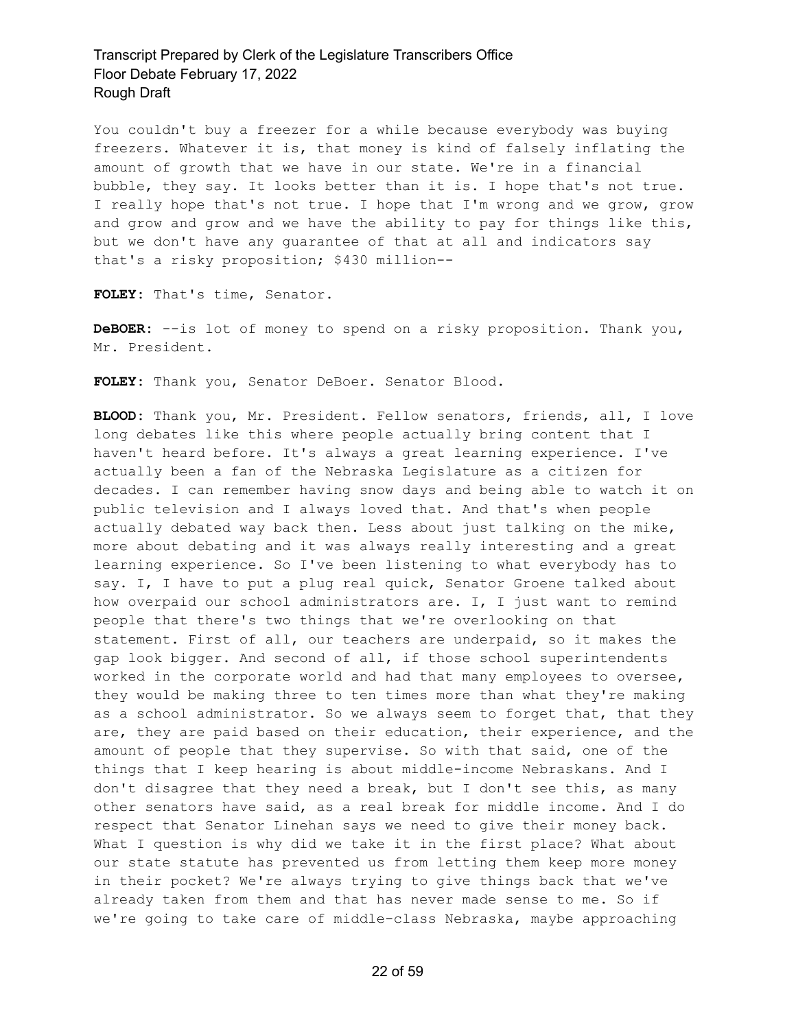You couldn't buy a freezer for a while because everybody was buying freezers. Whatever it is, that money is kind of falsely inflating the amount of growth that we have in our state. We're in a financial bubble, they say. It looks better than it is. I hope that's not true. I really hope that's not true. I hope that I'm wrong and we grow, grow and grow and grow and we have the ability to pay for things like this, but we don't have any guarantee of that at all and indicators say that's a risky proposition; $430 million--

**FOLEY:** That's time, Senator.

**DeBOER:** --is lot of money to spend on a risky proposition. Thank you, Mr. President.

**FOLEY:** Thank you, Senator DeBoer. Senator Blood.

**BLOOD:** Thank you, Mr. President. Fellow senators, friends, all, I love long debates like this where people actually bring content that I haven't heard before. It's always a great learning experience. I've actually been a fan of the Nebraska Legislature as a citizen for decades. I can remember having snow days and being able to watch it on public television and I always loved that. And that's when people actually debated way back then. Less about just talking on the mike, more about debating and it was always really interesting and a great learning experience. So I've been listening to what everybody has to say. I, I have to put a plug real quick, Senator Groene talked about how overpaid our school administrators are. I, I just want to remind people that there's two things that we're overlooking on that statement. First of all, our teachers are underpaid, so it makes the gap look bigger. And second of all, if those school superintendents worked in the corporate world and had that many employees to oversee, they would be making three to ten times more than what they're making as a school administrator. So we always seem to forget that, that they are, they are paid based on their education, their experience, and the amount of people that they supervise. So with that said, one of the things that I keep hearing is about middle-income Nebraskans. And I don't disagree that they need a break, but I don't see this, as many other senators have said, as a real break for middle income. And I do respect that Senator Linehan says we need to give their money back. What I question is why did we take it in the first place? What about our state statute has prevented us from letting them keep more money in their pocket? We're always trying to give things back that we've already taken from them and that has never made sense to me. So if we're going to take care of middle-class Nebraska, maybe approaching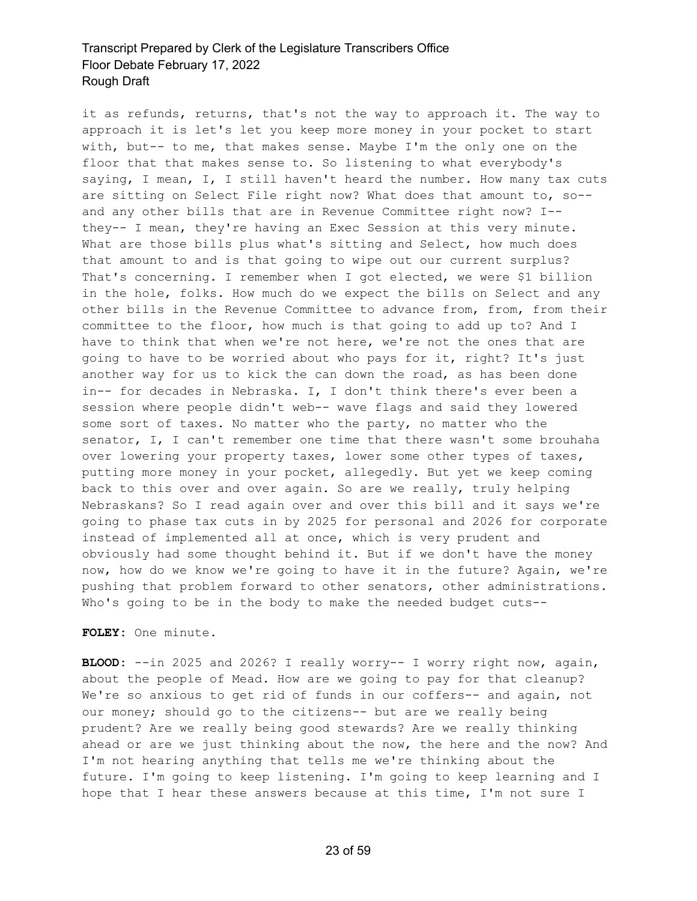it as refunds, returns, that's not the way to approach it. The way to approach it is let's let you keep more money in your pocket to start with, but-- to me, that makes sense. Maybe I'm the only one on the floor that that makes sense to. So listening to what everybody's saying, I mean, I, I still haven't heard the number. How many tax cuts are sitting on Select File right now? What does that amount to, so-- and any other bills that are in Revenue Committee right now? I-- they-- I mean, they're having an Exec Session at this very minute. What are those bills plus what's sitting and Select, how much does that amount to and is that going to wipe out our current surplus? That's concerning. I remember when I got elected, we were $1 billion in the hole, folks. How much do we expect the bills on Select and any other bills in the Revenue Committee to advance from, from, from their committee to the floor, how much is that going to add up to? And I have to think that when we're not here, we're not the ones that are going to have to be worried about who pays for it, right? It's just another way for us to kick the can down the road, as has been done in-- for decades in Nebraska. I, I don't think there's ever been a session where people didn't web-- wave flags and said they lowered some sort of taxes. No matter who the party, no matter who the senator, I, I can't remember one time that there wasn't some brouhaha over lowering your property taxes, lower some other types of taxes, putting more money in your pocket, allegedly. But yet we keep coming back to this over and over again. So are we really, truly helping Nebraskans? So I read again over and over this bill and it says we're going to phase tax cuts in by 2025 for personal and 2026 for corporate instead of implemented all at once, which is very prudent and obviously had some thought behind it. But if we don't have the money now, how do we know we're going to have it in the future? Again, we're pushing that problem forward to other senators, other administrations. Who's going to be in the body to make the needed budget cuts--

**FOLEY:** One minute.

**BLOOD:** --in 2025 and 2026? I really worry-- I worry right now, again, about the people of Mead. How are we going to pay for that cleanup? We're so anxious to get rid of funds in our coffers-- and again, not our money; should go to the citizens-- but are we really being prudent? Are we really being good stewards? Are we really thinking ahead or are we just thinking about the now, the here and the now? And I'm not hearing anything that tells me we're thinking about the future. I'm going to keep listening. I'm going to keep learning and I hope that I hear these answers because at this time, I'm not sure I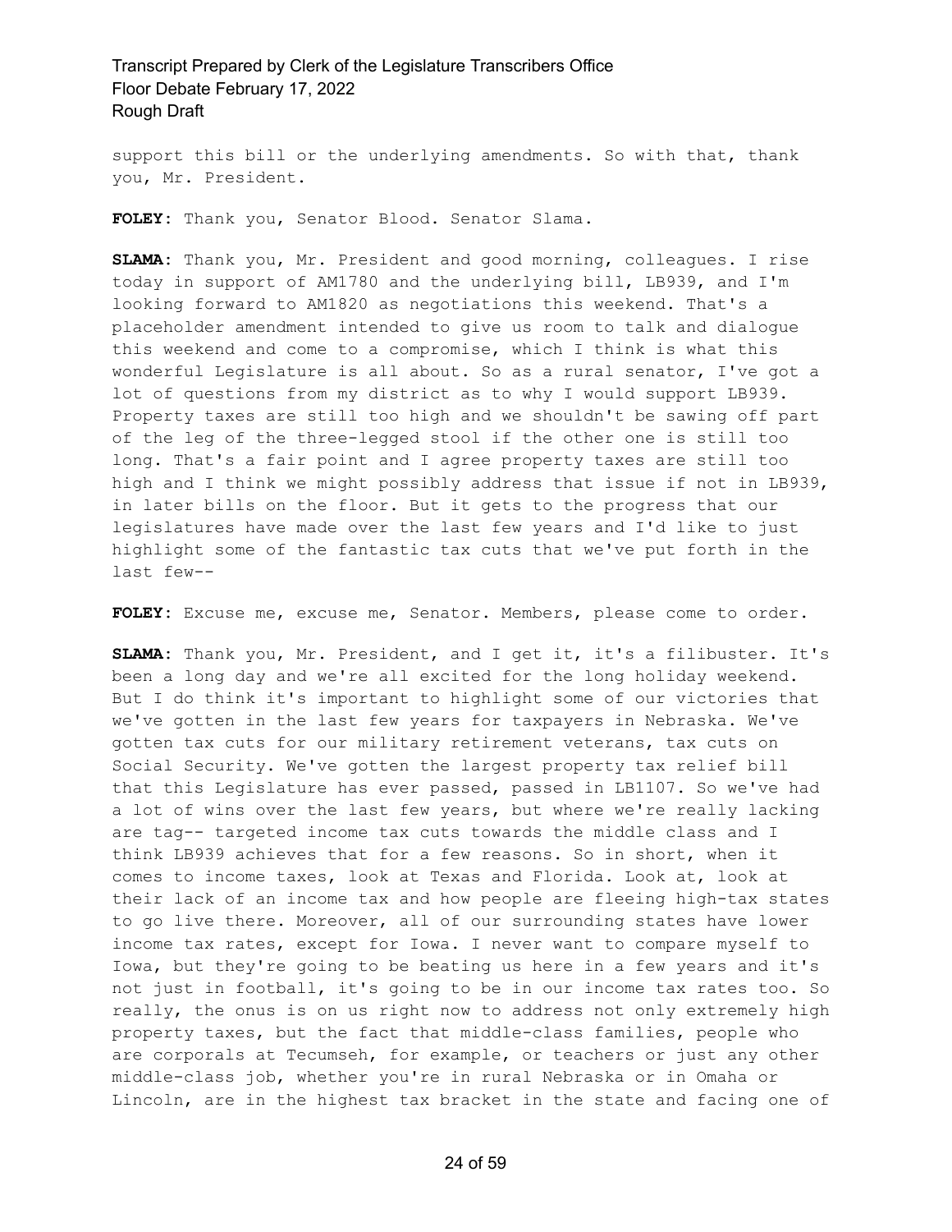support this bill or the underlying amendments. So with that, thank you, Mr. President.

**FOLEY:** Thank you, Senator Blood. Senator Slama.

**SLAMA:** Thank you, Mr. President and good morning, colleagues. I rise today in support of AM1780 and the underlying bill, LB939, and I'm looking forward to AM1820 as negotiations this weekend. That's a placeholder amendment intended to give us room to talk and dialogue this weekend and come to a compromise, which I think is what this wonderful Legislature is all about. So as a rural senator, I've got a lot of questions from my district as to why I would support LB939. Property taxes are still too high and we shouldn't be sawing off part of the leg of the three-legged stool if the other one is still too long. That's a fair point and I agree property taxes are still too high and I think we might possibly address that issue if not in LB939, in later bills on the floor. But it gets to the progress that our legislatures have made over the last few years and I'd like to just highlight some of the fantastic tax cuts that we've put forth in the last few--

**FOLEY:** Excuse me, excuse me, Senator. Members, please come to order.

**SLAMA:** Thank you, Mr. President, and I get it, it's a filibuster. It's been a long day and we're all excited for the long holiday weekend. But I do think it's important to highlight some of our victories that we've gotten in the last few years for taxpayers in Nebraska. We've gotten tax cuts for our military retirement veterans, tax cuts on Social Security. We've gotten the largest property tax relief bill that this Legislature has ever passed, passed in LB1107. So we've had a lot of wins over the last few years, but where we're really lacking are tag-- targeted income tax cuts towards the middle class and I think LB939 achieves that for a few reasons. So in short, when it comes to income taxes, look at Texas and Florida. Look at, look at their lack of an income tax and how people are fleeing high-tax states to go live there. Moreover, all of our surrounding states have lower income tax rates, except for Iowa. I never want to compare myself to Iowa, but they're going to be beating us here in a few years and it's not just in football, it's going to be in our income tax rates too. So really, the onus is on us right now to address not only extremely high property taxes, but the fact that middle-class families, people who are corporals at Tecumseh, for example, or teachers or just any other middle-class job, whether you're in rural Nebraska or in Omaha or Lincoln, are in the highest tax bracket in the state and facing one of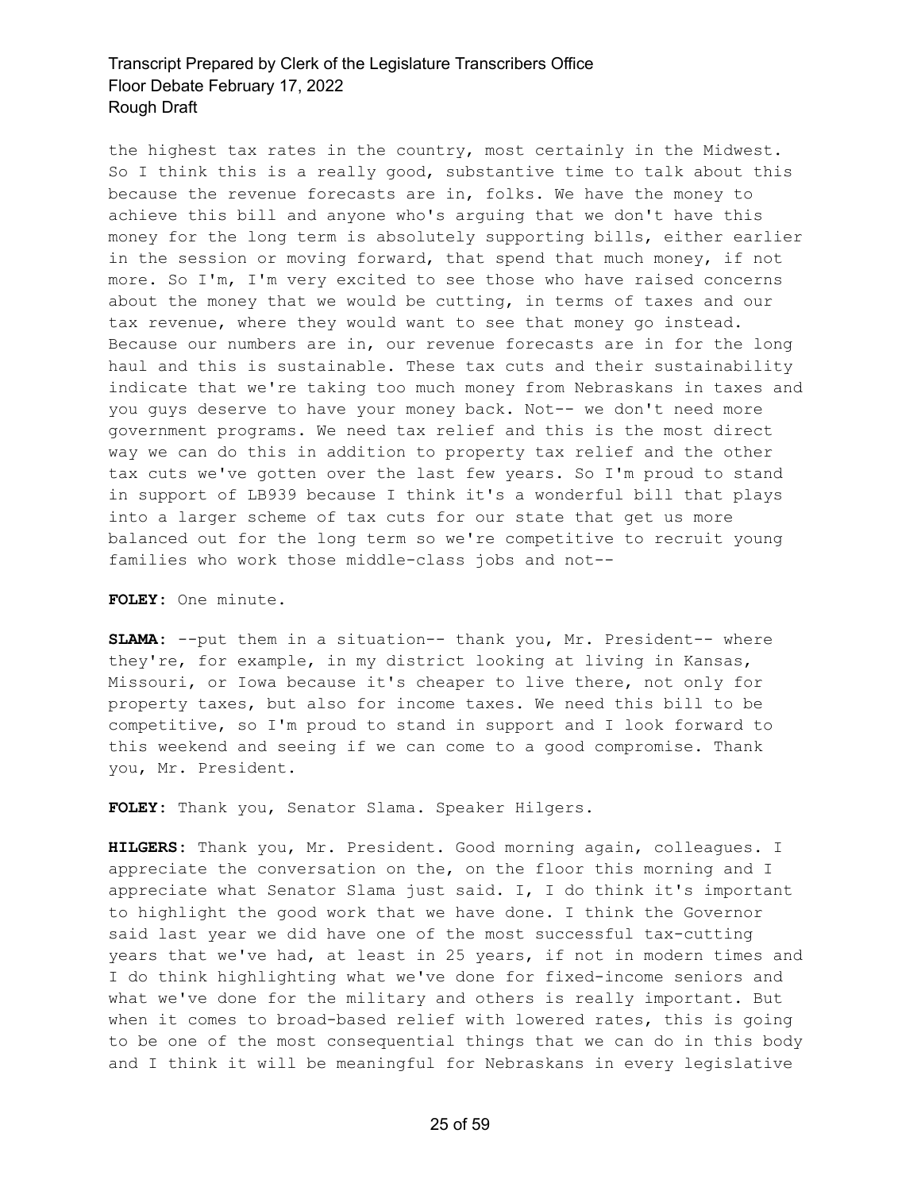the highest tax rates in the country, most certainly in the Midwest. So I think this is a really good, substantive time to talk about this because the revenue forecasts are in, folks. We have the money to achieve this bill and anyone who's arguing that we don't have this money for the long term is absolutely supporting bills, either earlier in the session or moving forward, that spend that much money, if not more. So I'm, I'm very excited to see those who have raised concerns about the money that we would be cutting, in terms of taxes and our tax revenue, where they would want to see that money go instead. Because our numbers are in, our revenue forecasts are in for the long haul and this is sustainable. These tax cuts and their sustainability indicate that we're taking too much money from Nebraskans in taxes and you guys deserve to have your money back. Not-- we don't need more government programs. We need tax relief and this is the most direct way we can do this in addition to property tax relief and the other tax cuts we've gotten over the last few years. So I'm proud to stand in support of LB939 because I think it's a wonderful bill that plays into a larger scheme of tax cuts for our state that get us more balanced out for the long term so we're competitive to recruit young families who work those middle-class jobs and not--

**FOLEY:** One minute.

**SLAMA:** --put them in a situation-- thank you, Mr. President-- where they're, for example, in my district looking at living in Kansas, Missouri, or Iowa because it's cheaper to live there, not only for property taxes, but also for income taxes. We need this bill to be competitive, so I'm proud to stand in support and I look forward to this weekend and seeing if we can come to a good compromise. Thank you, Mr. President.

**FOLEY:** Thank you, Senator Slama. Speaker Hilgers.

**HILGERS:** Thank you, Mr. President. Good morning again, colleagues. I appreciate the conversation on the, on the floor this morning and I appreciate what Senator Slama just said. I, I do think it's important to highlight the good work that we have done. I think the Governor said last year we did have one of the most successful tax-cutting years that we've had, at least in 25 years, if not in modern times and I do think highlighting what we've done for fixed-income seniors and what we've done for the military and others is really important. But when it comes to broad-based relief with lowered rates, this is going to be one of the most consequential things that we can do in this body and I think it will be meaningful for Nebraskans in every legislative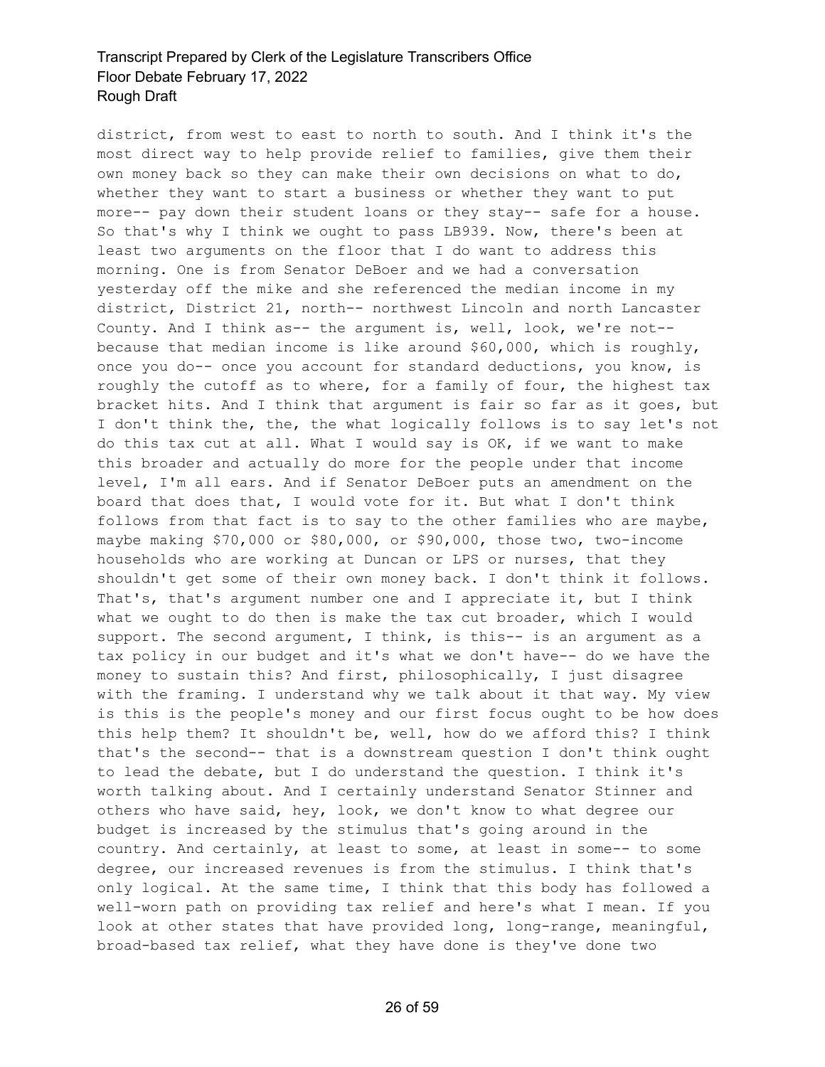district, from west to east to north to south. And I think it's the most direct way to help provide relief to families, give them their own money back so they can make their own decisions on what to do, whether they want to start a business or whether they want to put more-- pay down their student loans or they stay-- safe for a house. So that's why I think we ought to pass LB939. Now, there's been at least two arguments on the floor that I do want to address this morning. One is from Senator DeBoer and we had a conversation yesterday off the mike and she referenced the median income in my district, District 21, north-- northwest Lincoln and north Lancaster County. And I think as-- the argument is, well, look, we're not-- because that median income is like around $60,000, which is roughly, once you do-- once you account for standard deductions, you know, is roughly the cutoff as to where, for a family of four, the highest tax bracket hits. And I think that argument is fair so far as it goes, but I don't think the, the, the what logically follows is to say let's not do this tax cut at all. What I would say is OK, if we want to make this broader and actually do more for the people under that income level, I'm all ears. And if Senator DeBoer puts an amendment on the board that does that, I would vote for it. But what I don't think follows from that fact is to say to the other families who are maybe, maybe making $70,000 or $80,000, or $90,000, those two, two-income households who are working at Duncan or LPS or nurses, that they shouldn't get some of their own money back. I don't think it follows. That's, that's argument number one and I appreciate it, but I think what we ought to do then is make the tax cut broader, which I would support. The second argument, I think, is this-- is an argument as a tax policy in our budget and it's what we don't have-- do we have the money to sustain this? And first, philosophically, I just disagree with the framing. I understand why we talk about it that way. My view is this is the people's money and our first focus ought to be how does this help them? It shouldn't be, well, how do we afford this? I think that's the second-- that is a downstream question I don't think ought to lead the debate, but I do understand the question. I think it's worth talking about. And I certainly understand Senator Stinner and others who have said, hey, look, we don't know to what degree our budget is increased by the stimulus that's going around in the country. And certainly, at least to some, at least in some-- to some degree, our increased revenues is from the stimulus. I think that's only logical. At the same time, I think that this body has followed a well-worn path on providing tax relief and here's what I mean. If you look at other states that have provided long, long-range, meaningful, broad-based tax relief, what they have done is they've done two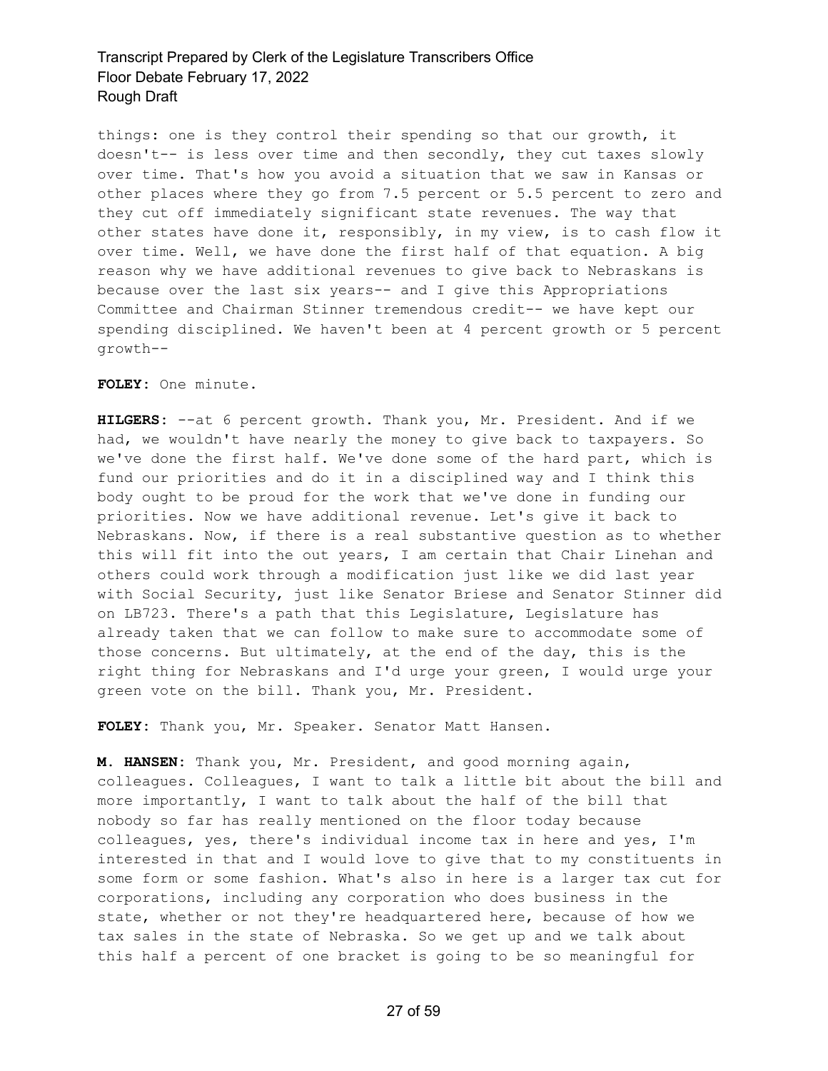things: one is they control their spending so that our growth, it doesn't-- is less over time and then secondly, they cut taxes slowly over time. That's how you avoid a situation that we saw in Kansas or other places where they go from 7.5 percent or 5.5 percent to zero and they cut off immediately significant state revenues. The way that other states have done it, responsibly, in my view, is to cash flow it over time. Well, we have done the first half of that equation. A big reason why we have additional revenues to give back to Nebraskans is because over the last six years-- and I give this Appropriations Committee and Chairman Stinner tremendous credit-- we have kept our spending disciplined. We haven't been at 4 percent growth or 5 percent growth--

**FOLEY:** One minute.

**HILGERS:** --at 6 percent growth. Thank you, Mr. President. And if we had, we wouldn't have nearly the money to give back to taxpayers. So we've done the first half. We've done some of the hard part, which is fund our priorities and do it in a disciplined way and I think this body ought to be proud for the work that we've done in funding our priorities. Now we have additional revenue. Let's give it back to Nebraskans. Now, if there is a real substantive question as to whether this will fit into the out years, I am certain that Chair Linehan and others could work through a modification just like we did last year with Social Security, just like Senator Briese and Senator Stinner did on LB723. There's a path that this Legislature, Legislature has already taken that we can follow to make sure to accommodate some of those concerns. But ultimately, at the end of the day, this is the right thing for Nebraskans and I'd urge your green, I would urge your green vote on the bill. Thank you, Mr. President.

**FOLEY:** Thank you, Mr. Speaker. Senator Matt Hansen.

**M. HANSEN:** Thank you, Mr. President, and good morning again, colleagues. Colleagues, I want to talk a little bit about the bill and more importantly, I want to talk about the half of the bill that nobody so far has really mentioned on the floor today because colleagues, yes, there's individual income tax in here and yes, I'm interested in that and I would love to give that to my constituents in some form or some fashion. What's also in here is a larger tax cut for corporations, including any corporation who does business in the state, whether or not they're headquartered here, because of how we tax sales in the state of Nebraska. So we get up and we talk about this half a percent of one bracket is going to be so meaningful for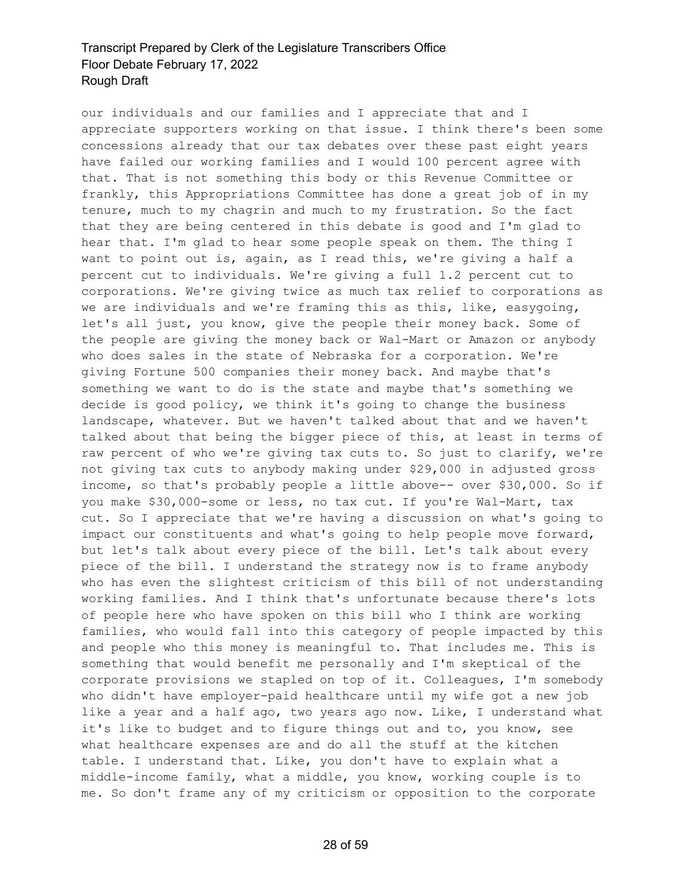our individuals and our families and I appreciate that and I appreciate supporters working on that issue. I think there's been some concessions already that our tax debates over these past eight years have failed our working families and I would 100 percent agree with that. That is not something this body or this Revenue Committee or frankly, this Appropriations Committee has done a great job of in my tenure, much to my chagrin and much to my frustration. So the fact that they are being centered in this debate is good and I'm glad to hear that. I'm glad to hear some people speak on them. The thing I want to point out is, again, as I read this, we're giving a half a percent cut to individuals. We're giving a full 1.2 percent cut to corporations. We're giving twice as much tax relief to corporations as we are individuals and we're framing this as this, like, easygoing, let's all just, you know, give the people their money back. Some of the people are giving the money back or Wal-Mart or Amazon or anybody who does sales in the state of Nebraska for a corporation. We're giving Fortune 500 companies their money back. And maybe that's something we want to do is the state and maybe that's something we decide is good policy, we think it's going to change the business landscape, whatever. But we haven't talked about that and we haven't talked about that being the bigger piece of this, at least in terms of raw percent of who we're giving tax cuts to. So just to clarify, we're not giving tax cuts to anybody making under $29,000 in adjusted gross income, so that's probably people a little above-- over $30,000. So if you make $30,000-some or less, no tax cut. If you're Wal-Mart, tax cut. So I appreciate that we're having a discussion on what's going to impact our constituents and what's going to help people move forward, but let's talk about every piece of the bill. Let's talk about every piece of the bill. I understand the strategy now is to frame anybody who has even the slightest criticism of this bill of not understanding working families. And I think that's unfortunate because there's lots of people here who have spoken on this bill who I think are working families, who would fall into this category of people impacted by this and people who this money is meaningful to. That includes me. This is something that would benefit me personally and I'm skeptical of the corporate provisions we stapled on top of it. Colleagues, I'm somebody who didn't have employer-paid healthcare until my wife got a new job like a year and a half ago, two years ago now. Like, I understand what it's like to budget and to figure things out and to, you know, see what healthcare expenses are and do all the stuff at the kitchen table. I understand that. Like, you don't have to explain what a middle-income family, what a middle, you know, working couple is to me. So don't frame any of my criticism or opposition to the corporate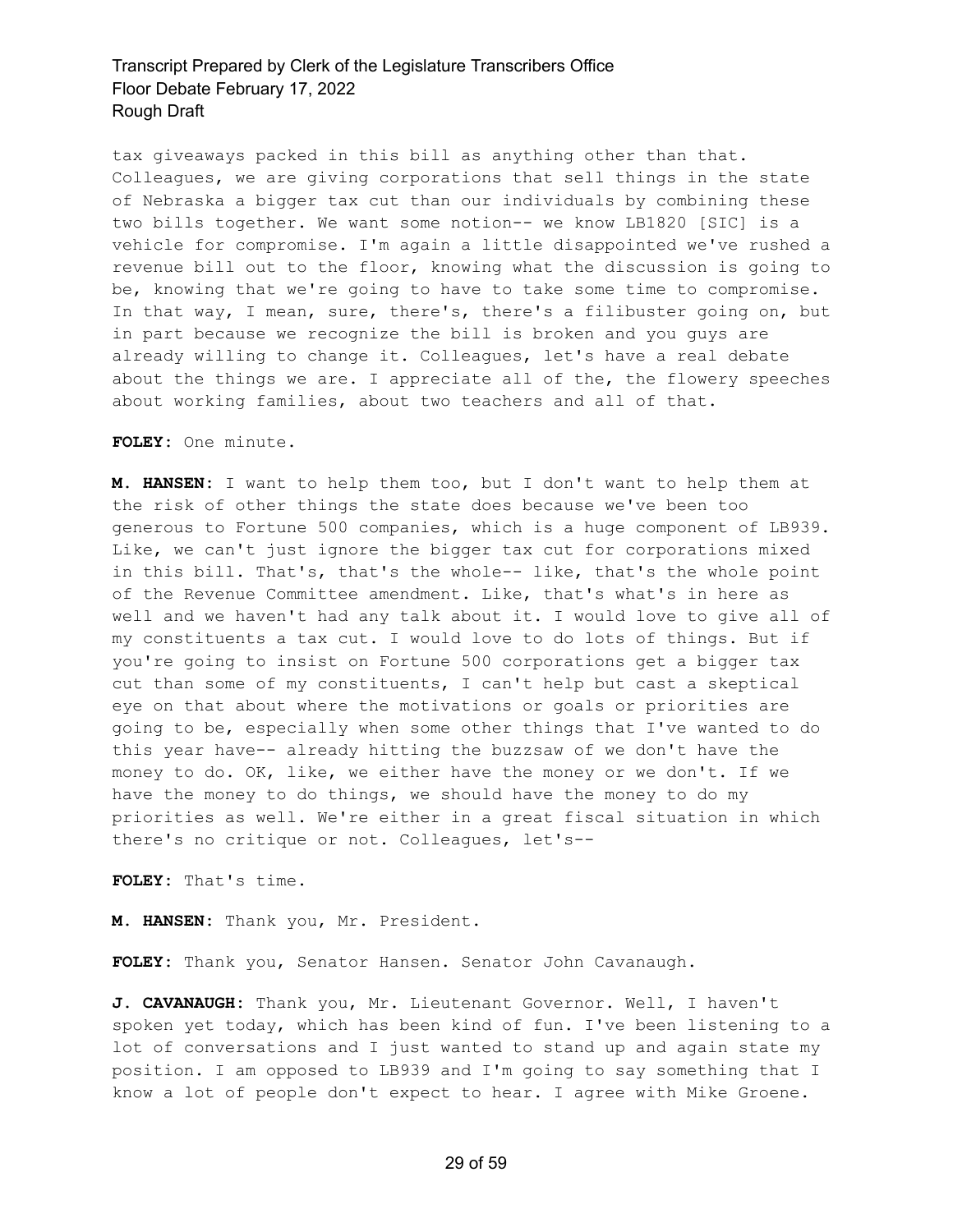tax giveaways packed in this bill as anything other than that. Colleagues, we are giving corporations that sell things in the state of Nebraska a bigger tax cut than our individuals by combining these two bills together. We want some notion-- we know LB1820 [SIC] is a vehicle for compromise. I'm again a little disappointed we've rushed a revenue bill out to the floor, knowing what the discussion is going to be, knowing that we're going to have to take some time to compromise. In that way, I mean, sure, there's, there's a filibuster going on, but in part because we recognize the bill is broken and you guys are already willing to change it. Colleagues, let's have a real debate about the things we are. I appreciate all of the, the flowery speeches about working families, about two teachers and all of that.

**FOLEY:** One minute.

**M. HANSEN:** I want to help them too, but I don't want to help them at the risk of other things the state does because we've been too generous to Fortune 500 companies, which is a huge component of LB939. Like, we can't just ignore the bigger tax cut for corporations mixed in this bill. That's, that's the whole-- like, that's the whole point of the Revenue Committee amendment. Like, that's what's in here as well and we haven't had any talk about it. I would love to give all of my constituents a tax cut. I would love to do lots of things. But if you're going to insist on Fortune 500 corporations get a bigger tax cut than some of my constituents, I can't help but cast a skeptical eye on that about where the motivations or goals or priorities are going to be, especially when some other things that I've wanted to do this year have-- already hitting the buzzsaw of we don't have the money to do. OK, like, we either have the money or we don't. If we have the money to do things, we should have the money to do my priorities as well. We're either in a great fiscal situation in which there's no critique or not. Colleagues, let's--

**FOLEY:** That's time.

**M. HANSEN:** Thank you, Mr. President.

**FOLEY:** Thank you, Senator Hansen. Senator John Cavanaugh.

**J. CAVANAUGH:** Thank you, Mr. Lieutenant Governor. Well, I haven't spoken yet today, which has been kind of fun. I've been listening to a lot of conversations and I just wanted to stand up and again state my position. I am opposed to LB939 and I'm going to say something that I know a lot of people don't expect to hear. I agree with Mike Groene.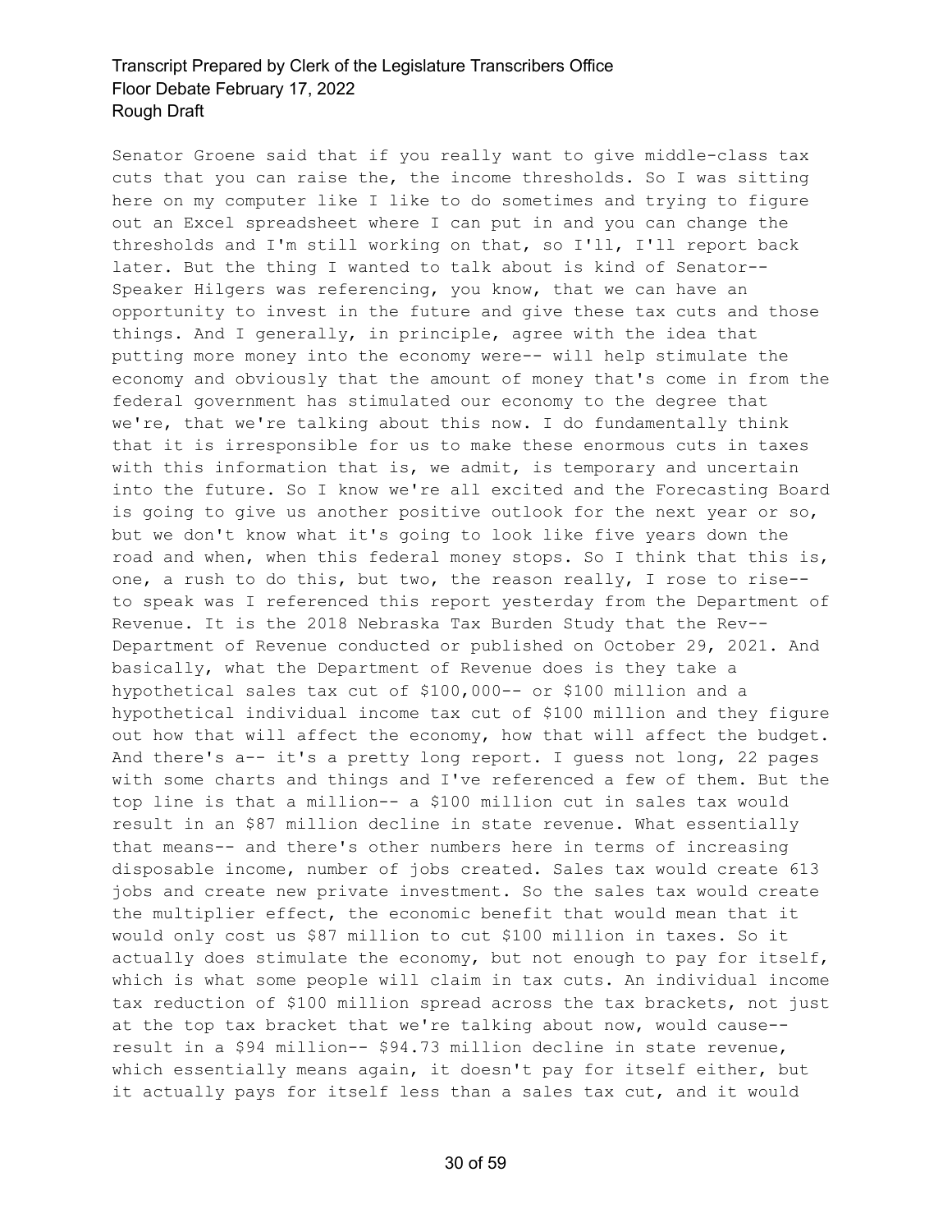Senator Groene said that if you really want to give middle-class tax cuts that you can raise the, the income thresholds. So I was sitting here on my computer like I like to do sometimes and trying to figure out an Excel spreadsheet where I can put in and you can change the thresholds and I'm still working on that, so I'll, I'll report back later. But the thing I wanted to talk about is kind of Senator-- Speaker Hilgers was referencing, you know, that we can have an opportunity to invest in the future and give these tax cuts and those things. And I generally, in principle, agree with the idea that putting more money into the economy were-- will help stimulate the economy and obviously that the amount of money that's come in from the federal government has stimulated our economy to the degree that we're, that we're talking about this now. I do fundamentally think that it is irresponsible for us to make these enormous cuts in taxes with this information that is, we admit, is temporary and uncertain into the future. So I know we're all excited and the Forecasting Board is going to give us another positive outlook for the next year or so, but we don't know what it's going to look like five years down the road and when, when this federal money stops. So I think that this is, one, a rush to do this, but two, the reason really, I rose to rise-- to speak was I referenced this report yesterday from the Department of Revenue. It is the 2018 Nebraska Tax Burden Study that the Rev-- Department of Revenue conducted or published on October 29, 2021. And basically, what the Department of Revenue does is they take a hypothetical sales tax cut of $100,000-- or $100 million and a hypothetical individual income tax cut of $100 million and they figure out how that will affect the economy, how that will affect the budget. And there's a-- it's a pretty long report. I guess not long, 22 pages with some charts and things and I've referenced a few of them. But the top line is that a million-- a $100 million cut in sales tax would result in an $87 million decline in state revenue. What essentially that means-- and there's other numbers here in terms of increasing disposable income, number of jobs created. Sales tax would create 613 jobs and create new private investment. So the sales tax would create the multiplier effect, the economic benefit that would mean that it would only cost us $87 million to cut $100 million in taxes. So it actually does stimulate the economy, but not enough to pay for itself, which is what some people will claim in tax cuts. An individual income tax reduction of $100 million spread across the tax brackets, not just at the top tax bracket that we're talking about now, would cause-- result in a $94 million-- $94.73 million decline in state revenue, which essentially means again, it doesn't pay for itself either, but it actually pays for itself less than a sales tax cut, and it would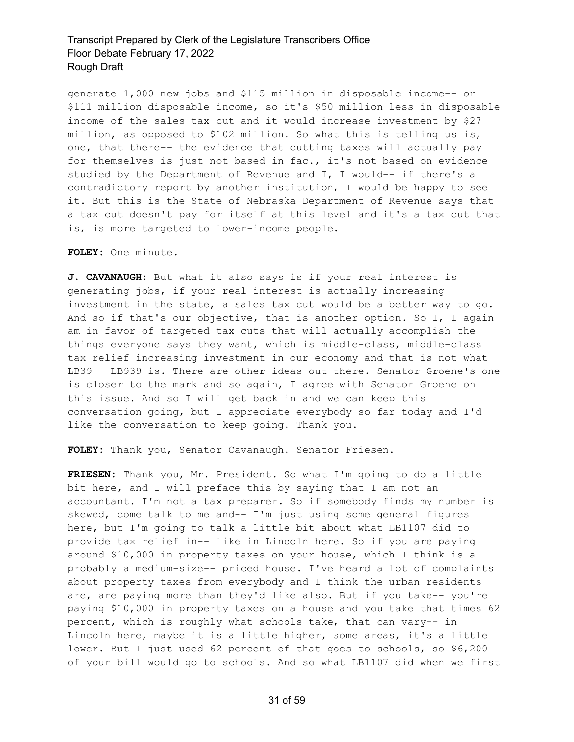generate 1,000 new jobs and $115 million in disposable income-- or $111 million disposable income, so it's $50 million less in disposable income of the sales tax cut and it would increase investment by $27 million, as opposed to $102 million. So what this is telling us is, one, that there-- the evidence that cutting taxes will actually pay for themselves is just not based in fac., it's not based on evidence studied by the Department of Revenue and I, I would-- if there's a contradictory report by another institution, I would be happy to see it. But this is the State of Nebraska Department of Revenue says that a tax cut doesn't pay for itself at this level and it's a tax cut that is, is more targeted to lower-income people.

**FOLEY:** One minute.

**J. CAVANAUGH:** But what it also says is if your real interest is generating jobs, if your real interest is actually increasing investment in the state, a sales tax cut would be a better way to go. And so if that's our objective, that is another option. So I, I again am in favor of targeted tax cuts that will actually accomplish the things everyone says they want, which is middle-class, middle-class tax relief increasing investment in our economy and that is not what LB39-- LB939 is. There are other ideas out there. Senator Groene's one is closer to the mark and so again, I agree with Senator Groene on this issue. And so I will get back in and we can keep this conversation going, but I appreciate everybody so far today and I'd like the conversation to keep going. Thank you.

**FOLEY:** Thank you, Senator Cavanaugh. Senator Friesen.

**FRIESEN:** Thank you, Mr. President. So what I'm going to do a little bit here, and I will preface this by saying that I am not an accountant. I'm not a tax preparer. So if somebody finds my number is skewed, come talk to me and-- I'm just using some general figures here, but I'm going to talk a little bit about what LB1107 did to provide tax relief in-- like in Lincoln here. So if you are paying around $10,000 in property taxes on your house, which I think is a probably a medium-size-- priced house. I've heard a lot of complaints about property taxes from everybody and I think the urban residents are, are paying more than they'd like also. But if you take-- you're paying $10,000 in property taxes on a house and you take that times 62 percent, which is roughly what schools take, that can vary-- in Lincoln here, maybe it is a little higher, some areas, it's a little lower. But I just used 62 percent of that goes to schools, so $6,200 of your bill would go to schools. And so what LB1107 did when we first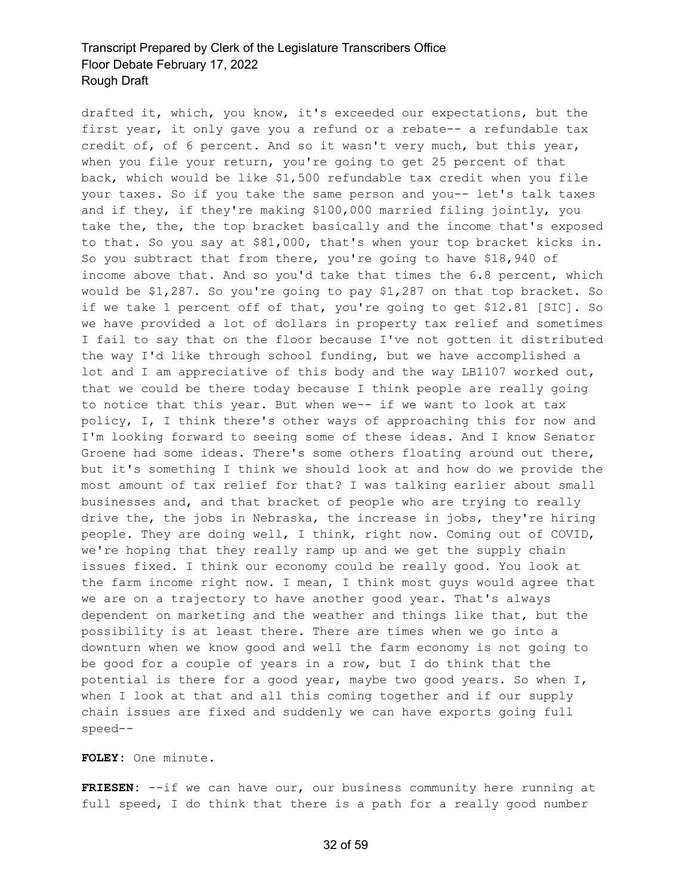drafted it, which, you know, it's exceeded our expectations, but the first year, it only gave you a refund or a rebate-- a refundable tax credit of, of 6 percent. And so it wasn't very much, but this year, when you file your return, you're going to get 25 percent of that back, which would be like $1,500 refundable tax credit when you file your taxes. So if you take the same person and you-- let's talk taxes and if they, if they're making $100,000 married filing jointly, you take the, the, the top bracket basically and the income that's exposed to that. So you say at $81,000, that's when your top bracket kicks in. So you subtract that from there, you're going to have $18,940 of income above that. And so you'd take that times the 6.8 percent, which would be $1,287. So you're going to pay $1,287 on that top bracket. So if we take 1 percent off of that, you're going to get $12.81 [SIC]. So we have provided a lot of dollars in property tax relief and sometimes I fail to say that on the floor because I've not gotten it distributed the way I'd like through school funding, but we have accomplished a lot and I am appreciative of this body and the way LB1107 worked out, that we could be there today because I think people are really going to notice that this year. But when we-- if we want to look at tax policy, I, I think there's other ways of approaching this for now and I'm looking forward to seeing some of these ideas. And I know Senator Groene had some ideas. There's some others floating around out there, but it's something I think we should look at and how do we provide the most amount of tax relief for that? I was talking earlier about small businesses and, and that bracket of people who are trying to really drive the, the jobs in Nebraska, the increase in jobs, they're hiring people. They are doing well, I think, right now. Coming out of COVID, we're hoping that they really ramp up and we get the supply chain issues fixed. I think our economy could be really good. You look at the farm income right now. I mean, I think most guys would agree that we are on a trajectory to have another good year. That's always dependent on marketing and the weather and things like that, but the possibility is at least there. There are times when we go into a downturn when we know good and well the farm economy is not going to be good for a couple of years in a row, but I do think that the potential is there for a good year, maybe two good years. So when I, when I look at that and all this coming together and if our supply chain issues are fixed and suddenly we can have exports going full speed--

**FOLEY:** One minute.

**FRIESEN:** --if we can have our, our business community here running at full speed, I do think that there is a path for a really good number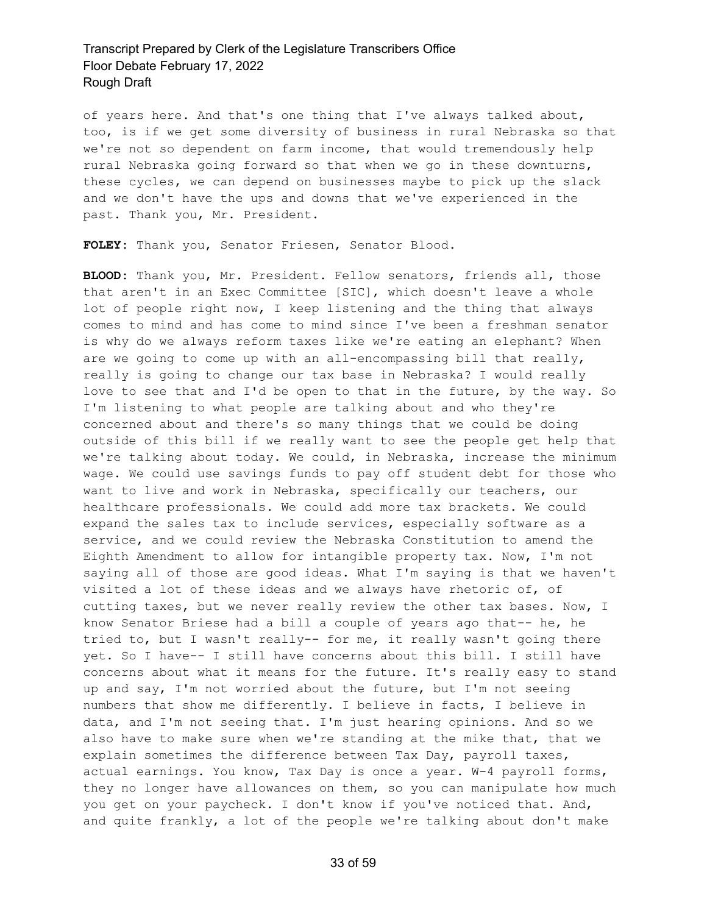of years here. And that's one thing that I've always talked about, too, is if we get some diversity of business in rural Nebraska so that we're not so dependent on farm income, that would tremendously help rural Nebraska going forward so that when we go in these downturns, these cycles, we can depend on businesses maybe to pick up the slack and we don't have the ups and downs that we've experienced in the past. Thank you, Mr. President.

**FOLEY:** Thank you, Senator Friesen, Senator Blood.

**BLOOD:** Thank you, Mr. President. Fellow senators, friends all, those that aren't in an Exec Committee [SIC], which doesn't leave a whole lot of people right now, I keep listening and the thing that always comes to mind and has come to mind since I've been a freshman senator is why do we always reform taxes like we're eating an elephant? When are we going to come up with an all-encompassing bill that really, really is going to change our tax base in Nebraska? I would really love to see that and I'd be open to that in the future, by the way. So I'm listening to what people are talking about and who they're concerned about and there's so many things that we could be doing outside of this bill if we really want to see the people get help that we're talking about today. We could, in Nebraska, increase the minimum wage. We could use savings funds to pay off student debt for those who want to live and work in Nebraska, specifically our teachers, our healthcare professionals. We could add more tax brackets. We could expand the sales tax to include services, especially software as a service, and we could review the Nebraska Constitution to amend the Eighth Amendment to allow for intangible property tax. Now, I'm not saying all of those are good ideas. What I'm saying is that we haven't visited a lot of these ideas and we always have rhetoric of, of cutting taxes, but we never really review the other tax bases. Now, I know Senator Briese had a bill a couple of years ago that-- he, he tried to, but I wasn't really-- for me, it really wasn't going there yet. So I have-- I still have concerns about this bill. I still have concerns about what it means for the future. It's really easy to stand up and say, I'm not worried about the future, but I'm not seeing numbers that show me differently. I believe in facts, I believe in data, and I'm not seeing that. I'm just hearing opinions. And so we also have to make sure when we're standing at the mike that, that we explain sometimes the difference between Tax Day, payroll taxes, actual earnings. You know, Tax Day is once a year. W-4 payroll forms, they no longer have allowances on them, so you can manipulate how much you get on your paycheck. I don't know if you've noticed that. And, and quite frankly, a lot of the people we're talking about don't make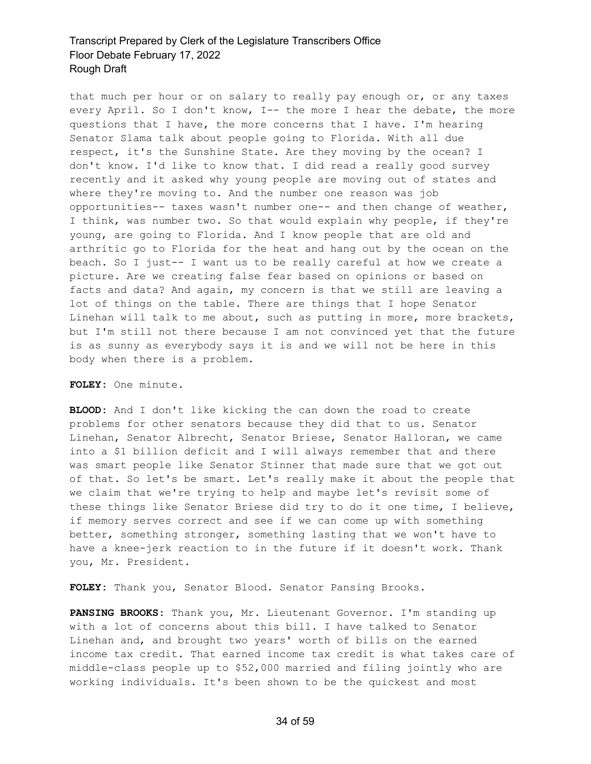that much per hour or on salary to really pay enough or, or any taxes every April. So I don't know, I-- the more I hear the debate, the more questions that I have, the more concerns that I have. I'm hearing Senator Slama talk about people going to Florida. With all due respect, it's the Sunshine State. Are they moving by the ocean? I don't know. I'd like to know that. I did read a really good survey recently and it asked why young people are moving out of states and where they're moving to. And the number one reason was job opportunities-- taxes wasn't number one-- and then change of weather, I think, was number two. So that would explain why people, if they're young, are going to Florida. And I know people that are old and arthritic go to Florida for the heat and hang out by the ocean on the beach. So I just-- I want us to be really careful at how we create a picture. Are we creating false fear based on opinions or based on facts and data? And again, my concern is that we still are leaving a lot of things on the table. There are things that I hope Senator Linehan will talk to me about, such as putting in more, more brackets, but I'm still not there because I am not convinced yet that the future is as sunny as everybody says it is and we will not be here in this body when there is a problem.

**FOLEY:** One minute.

**BLOOD:** And I don't like kicking the can down the road to create problems for other senators because they did that to us. Senator Linehan, Senator Albrecht, Senator Briese, Senator Halloran, we came into a $1 billion deficit and I will always remember that and there was smart people like Senator Stinner that made sure that we got out of that. So let's be smart. Let's really make it about the people that we claim that we're trying to help and maybe let's revisit some of these things like Senator Briese did try to do it one time, I believe, if memory serves correct and see if we can come up with something better, something stronger, something lasting that we won't have to have a knee-jerk reaction to in the future if it doesn't work. Thank you, Mr. President.

**FOLEY:** Thank you, Senator Blood. Senator Pansing Brooks.

**PANSING BROOKS:** Thank you, Mr. Lieutenant Governor. I'm standing up with a lot of concerns about this bill. I have talked to Senator Linehan and, and brought two years' worth of bills on the earned income tax credit. That earned income tax credit is what takes care of middle-class people up to $52,000 married and filing jointly who are working individuals. It's been shown to be the quickest and most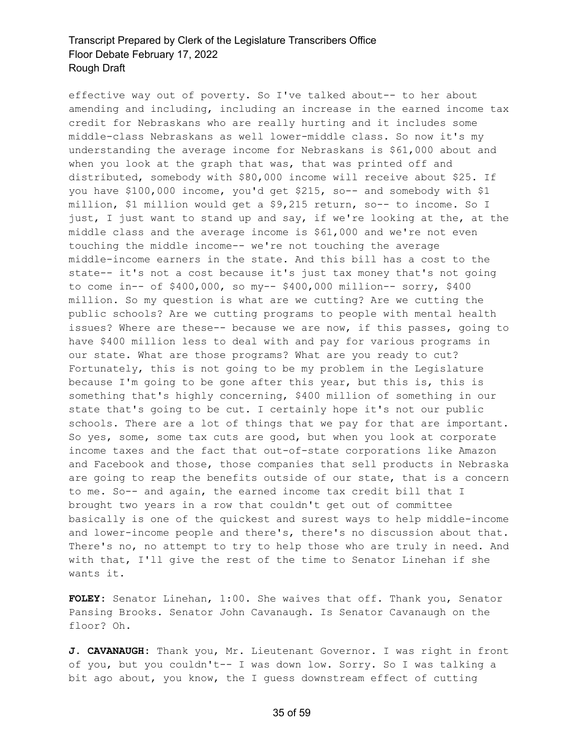effective way out of poverty. So I've talked about-- to her about amending and including, including an increase in the earned income tax credit for Nebraskans who are really hurting and it includes some middle-class Nebraskans as well lower-middle class. So now it's my understanding the average income for Nebraskans is $61,000 about and when you look at the graph that was, that was printed off and distributed, somebody with $80,000 income will receive about $25. If you have $100,000 income, you'd get $215, so-- and somebody with $1 million, $1 million would get a $9,215 return, so-- to income. So I just, I just want to stand up and say, if we're looking at the, at the middle class and the average income is $61,000 and we're not even touching the middle income-- we're not touching the average middle-income earners in the state. And this bill has a cost to the state-- it's not a cost because it's just tax money that's not going to come in-- of $400,000, so my-- $400,000 million-- sorry, $400 million. So my question is what are we cutting? Are we cutting the public schools? Are we cutting programs to people with mental health issues? Where are these-- because we are now, if this passes, going to have $400 million less to deal with and pay for various programs in our state. What are those programs? What are you ready to cut? Fortunately, this is not going to be my problem in the Legislature because I'm going to be gone after this year, but this is, this is something that's highly concerning, $400 million of something in our state that's going to be cut. I certainly hope it's not our public schools. There are a lot of things that we pay for that are important. So yes, some, some tax cuts are good, but when you look at corporate income taxes and the fact that out-of-state corporations like Amazon and Facebook and those, those companies that sell products in Nebraska are going to reap the benefits outside of our state, that is a concern to me. So-- and again, the earned income tax credit bill that I brought two years in a row that couldn't get out of committee basically is one of the quickest and surest ways to help middle-income and lower-income people and there's, there's no discussion about that. There's no, no attempt to try to help those who are truly in need. And with that, I'll give the rest of the time to Senator Linehan if she wants it.

**FOLEY:** Senator Linehan, 1:00. She waives that off. Thank you, Senator Pansing Brooks. Senator John Cavanaugh. Is Senator Cavanaugh on the floor? Oh.

**J. CAVANAUGH:** Thank you, Mr. Lieutenant Governor. I was right in front of you, but you couldn't-- I was down low. Sorry. So I was talking a bit ago about, you know, the I guess downstream effect of cutting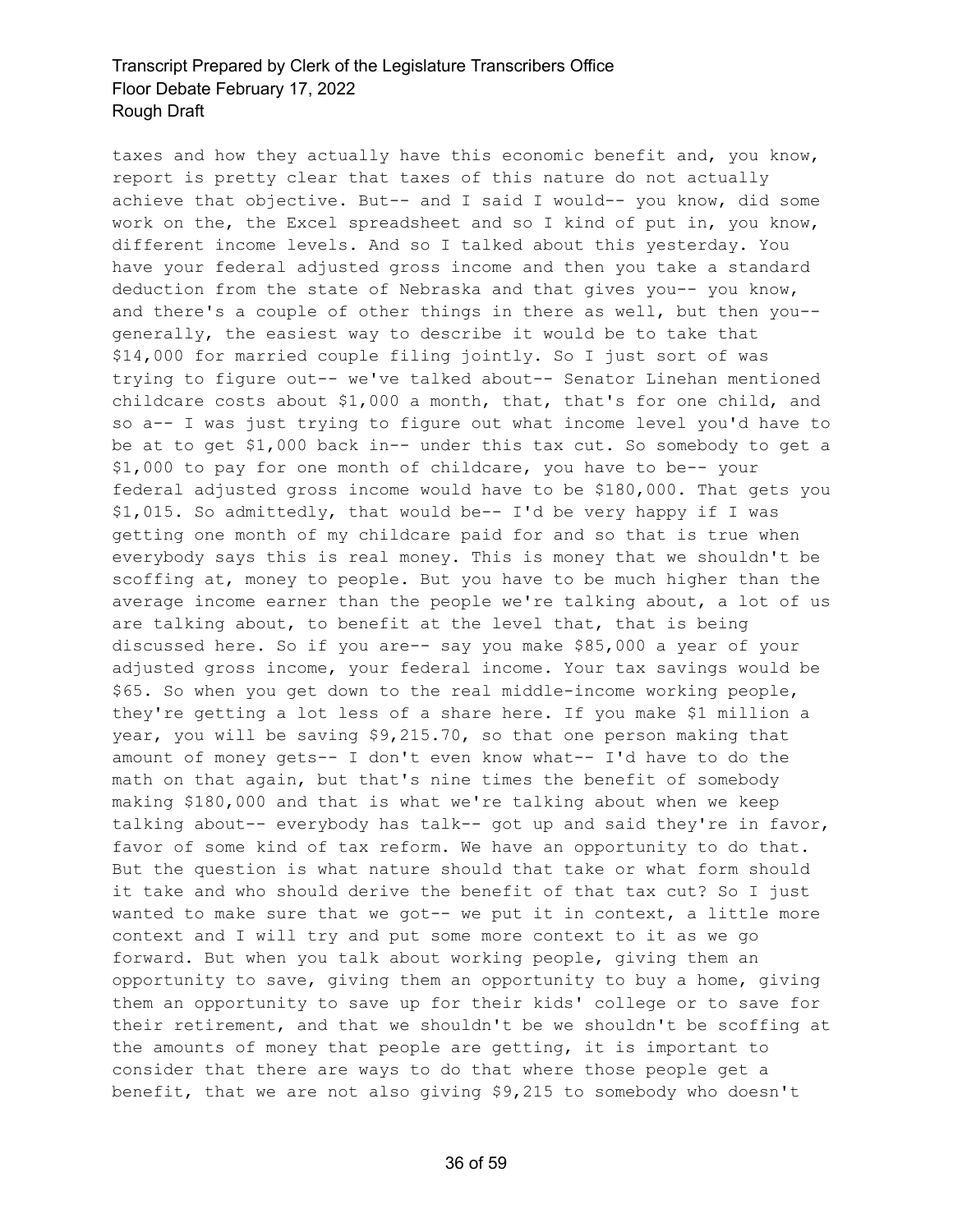taxes and how they actually have this economic benefit and, you know, report is pretty clear that taxes of this nature do not actually achieve that objective. But-- and I said I would-- you know, did some work on the, the Excel spreadsheet and so I kind of put in, you know, different income levels. And so I talked about this yesterday. You have your federal adjusted gross income and then you take a standard deduction from the state of Nebraska and that gives you-- you know, and there's a couple of other things in there as well, but then you-- generally, the easiest way to describe it would be to take that $14,000 for married couple filing jointly. So I just sort of was trying to figure out-- we've talked about-- Senator Linehan mentioned childcare costs about $1,000 a month, that, that's for one child, and so a-- I was just trying to figure out what income level you'd have to be at to get $1,000 back in-- under this tax cut. So somebody to get a $1,000 to pay for one month of childcare, you have to be-- your federal adjusted gross income would have to be $180,000. That gets you $1,015. So admittedly, that would be-- I'd be very happy if I was getting one month of my childcare paid for and so that is true when everybody says this is real money. This is money that we shouldn't be scoffing at, money to people. But you have to be much higher than the average income earner than the people we're talking about, a lot of us are talking about, to benefit at the level that, that is being discussed here. So if you are-- say you make $85,000 a year of your adjusted gross income, your federal income. Your tax savings would be $65. So when you get down to the real middle-income working people, they're getting a lot less of a share here. If you make $1 million a year, you will be saving $9,215.70, so that one person making that amount of money gets-- I don't even know what-- I'd have to do the math on that again, but that's nine times the benefit of somebody making $180,000 and that is what we're talking about when we keep talking about-- everybody has talk-- got up and said they're in favor, favor of some kind of tax reform. We have an opportunity to do that. But the question is what nature should that take or what form should it take and who should derive the benefit of that tax cut? So I just wanted to make sure that we got-- we put it in context, a little more context and I will try and put some more context to it as we go forward. But when you talk about working people, giving them an opportunity to save, giving them an opportunity to buy a home, giving them an opportunity to save up for their kids' college or to save for their retirement, and that we shouldn't be we shouldn't be scoffing at the amounts of money that people are getting, it is important to consider that there are ways to do that where those people get a benefit, that we are not also giving $9,215 to somebody who doesn't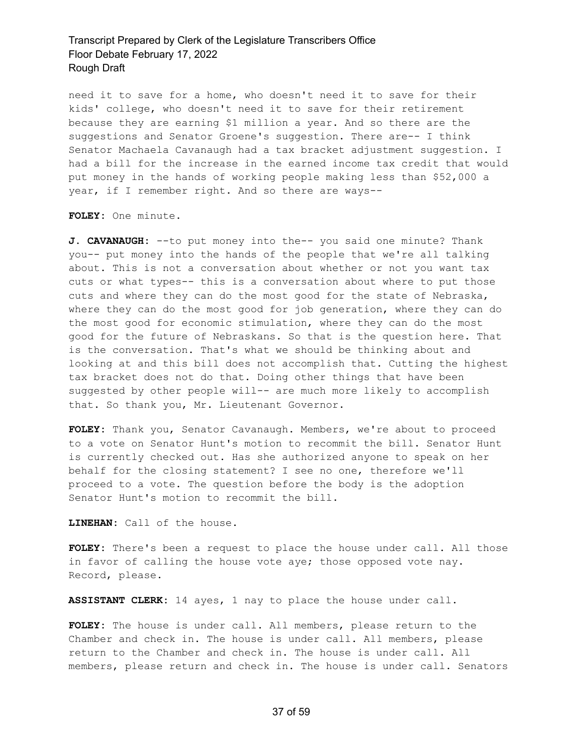need it to save for a home, who doesn't need it to save for their kids' college, who doesn't need it to save for their retirement because they are earning $1 million a year. And so there are the suggestions and Senator Groene's suggestion. There are-- I think Senator Machaela Cavanaugh had a tax bracket adjustment suggestion. I had a bill for the increase in the earned income tax credit that would put money in the hands of working people making less than $52,000 a year, if I remember right. And so there are ways--

**FOLEY:** One minute.

**J. CAVANAUGH:** --to put money into the-- you said one minute? Thank you-- put money into the hands of the people that we're all talking about. This is not a conversation about whether or not you want tax cuts or what types-- this is a conversation about where to put those cuts and where they can do the most good for the state of Nebraska, where they can do the most good for job generation, where they can do the most good for economic stimulation, where they can do the most good for the future of Nebraskans. So that is the question here. That is the conversation. That's what we should be thinking about and looking at and this bill does not accomplish that. Cutting the highest tax bracket does not do that. Doing other things that have been suggested by other people will-- are much more likely to accomplish that. So thank you, Mr. Lieutenant Governor.

**FOLEY:** Thank you, Senator Cavanaugh. Members, we're about to proceed to a vote on Senator Hunt's motion to recommit the bill. Senator Hunt is currently checked out. Has she authorized anyone to speak on her behalf for the closing statement? I see no one, therefore we'll proceed to a vote. The question before the body is the adoption Senator Hunt's motion to recommit the bill.

**LINEHAN:** Call of the house.

**FOLEY:** There's been a request to place the house under call. All those in favor of calling the house vote aye; those opposed vote nay. Record, please.

**ASSISTANT CLERK:** 14 ayes, 1 nay to place the house under call.

**FOLEY:** The house is under call. All members, please return to the Chamber and check in. The house is under call. All members, please return to the Chamber and check in. The house is under call. All members, please return and check in. The house is under call. Senators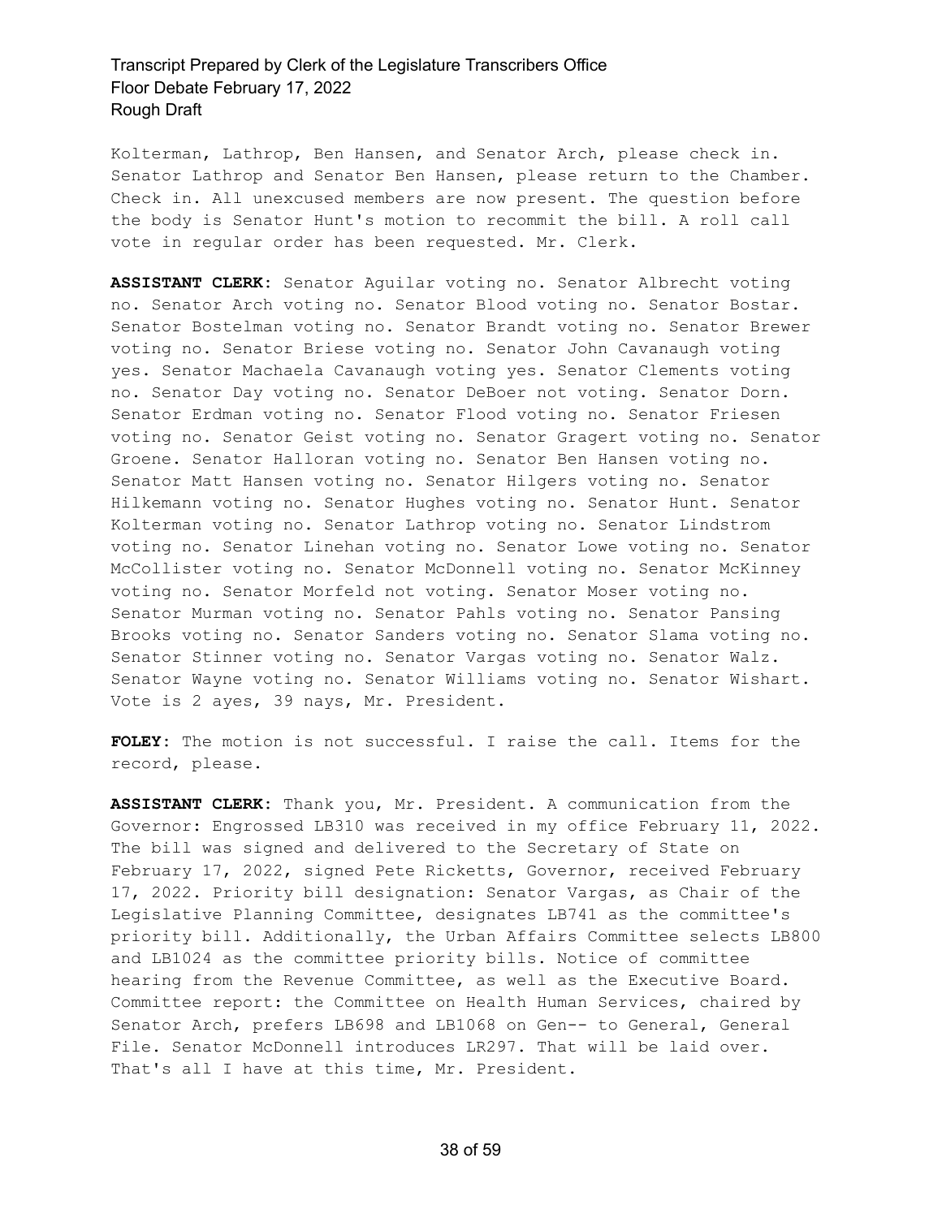Kolterman, Lathrop, Ben Hansen, and Senator Arch, please check in. Senator Lathrop and Senator Ben Hansen, please return to the Chamber. Check in. All unexcused members are now present. The question before the body is Senator Hunt's motion to recommit the bill. A roll call vote in regular order has been requested. Mr. Clerk.

**ASSISTANT CLERK:** Senator Aguilar voting no. Senator Albrecht voting no. Senator Arch voting no. Senator Blood voting no. Senator Bostar. Senator Bostelman voting no. Senator Brandt voting no. Senator Brewer voting no. Senator Briese voting no. Senator John Cavanaugh voting yes. Senator Machaela Cavanaugh voting yes. Senator Clements voting no. Senator Day voting no. Senator DeBoer not voting. Senator Dorn. Senator Erdman voting no. Senator Flood voting no. Senator Friesen voting no. Senator Geist voting no. Senator Gragert voting no. Senator Groene. Senator Halloran voting no. Senator Ben Hansen voting no. Senator Matt Hansen voting no. Senator Hilgers voting no. Senator Hilkemann voting no. Senator Hughes voting no. Senator Hunt. Senator Kolterman voting no. Senator Lathrop voting no. Senator Lindstrom voting no. Senator Linehan voting no. Senator Lowe voting no. Senator McCollister voting no. Senator McDonnell voting no. Senator McKinney voting no. Senator Morfeld not voting. Senator Moser voting no. Senator Murman voting no. Senator Pahls voting no. Senator Pansing Brooks voting no. Senator Sanders voting no. Senator Slama voting no. Senator Stinner voting no. Senator Vargas voting no. Senator Walz. Senator Wayne voting no. Senator Williams voting no. Senator Wishart. Vote is 2 ayes, 39 nays, Mr. President.

**FOLEY:** The motion is not successful. I raise the call. Items for the record, please.

**ASSISTANT CLERK:** Thank you, Mr. President. A communication from the Governor: Engrossed LB310 was received in my office February 11, 2022. The bill was signed and delivered to the Secretary of State on February 17, 2022, signed Pete Ricketts, Governor, received February 17, 2022. Priority bill designation: Senator Vargas, as Chair of the Legislative Planning Committee, designates LB741 as the committee's priority bill. Additionally, the Urban Affairs Committee selects LB800 and LB1024 as the committee priority bills. Notice of committee hearing from the Revenue Committee, as well as the Executive Board. Committee report: the Committee on Health Human Services, chaired by Senator Arch, prefers LB698 and LB1068 on Gen-- to General, General File. Senator McDonnell introduces LR297. That will be laid over. That's all I have at this time, Mr. President.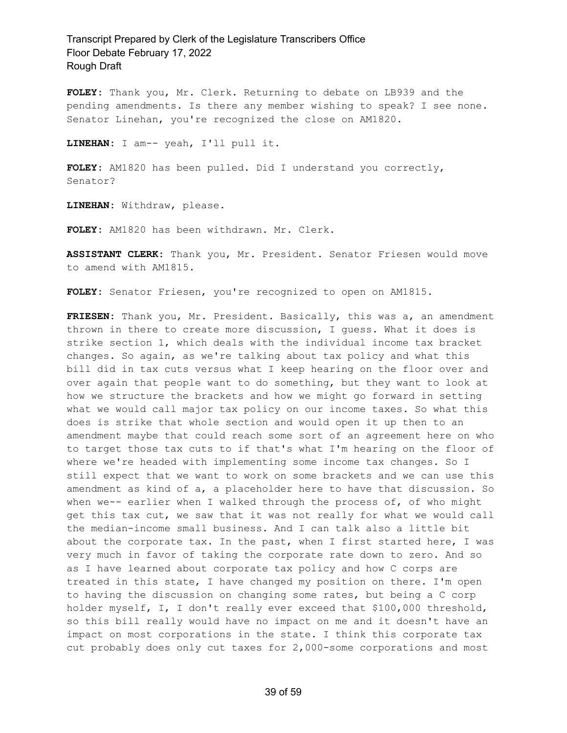**FOLEY:** Thank you, Mr. Clerk. Returning to debate on LB939 and the pending amendments. Is there any member wishing to speak? I see none. Senator Linehan, you're recognized the close on AM1820.

**LINEHAN:** I am-- yeah, I'll pull it.

**FOLEY:** AM1820 has been pulled. Did I understand you correctly, Senator?

**LINEHAN:** Withdraw, please.

**FOLEY:** AM1820 has been withdrawn. Mr. Clerk.

**ASSISTANT CLERK:** Thank you, Mr. President. Senator Friesen would move to amend with AM1815.

**FOLEY:** Senator Friesen, you're recognized to open on AM1815.

**FRIESEN:** Thank you, Mr. President. Basically, this was a, an amendment thrown in there to create more discussion, I guess. What it does is strike section 1, which deals with the individual income tax bracket changes. So again, as we're talking about tax policy and what this bill did in tax cuts versus what I keep hearing on the floor over and over again that people want to do something, but they want to look at how we structure the brackets and how we might go forward in setting what we would call major tax policy on our income taxes. So what this does is strike that whole section and would open it up then to an amendment maybe that could reach some sort of an agreement here on who to target those tax cuts to if that's what I'm hearing on the floor of where we're headed with implementing some income tax changes. So I still expect that we want to work on some brackets and we can use this amendment as kind of a, a placeholder here to have that discussion. So when we-- earlier when I walked through the process of, of who might get this tax cut, we saw that it was not really for what we would call the median-income small business. And I can talk also a little bit about the corporate tax. In the past, when I first started here, I was very much in favor of taking the corporate rate down to zero. And so as I have learned about corporate tax policy and how C corps are treated in this state, I have changed my position on there. I'm open to having the discussion on changing some rates, but being a C corp holder myself, I, I don't really ever exceed that $100,000 threshold, so this bill really would have no impact on me and it doesn't have an impact on most corporations in the state. I think this corporate tax cut probably does only cut taxes for 2,000-some corporations and most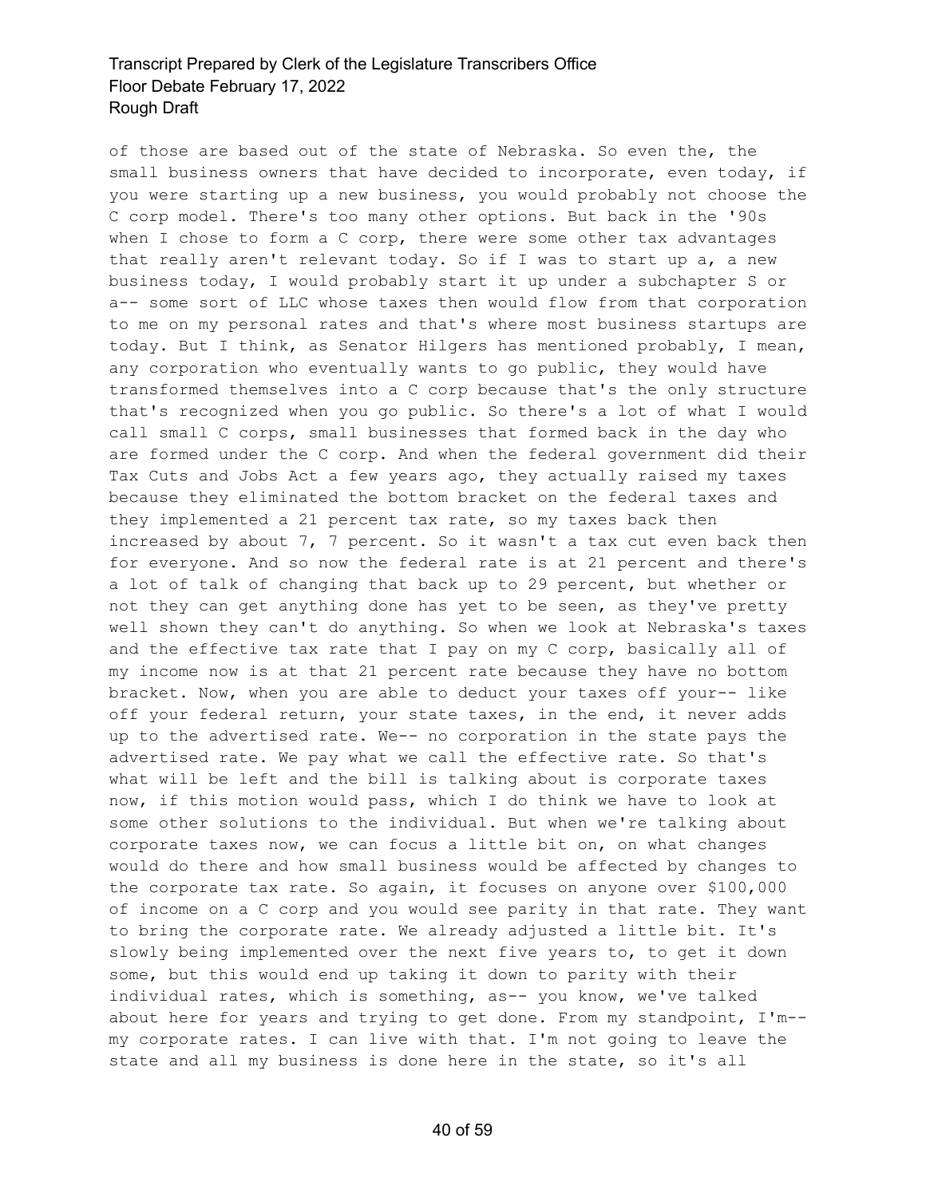of those are based out of the state of Nebraska. So even the, the small business owners that have decided to incorporate, even today, if you were starting up a new business, you would probably not choose the C corp model. There's too many other options. But back in the '90s when I chose to form a C corp, there were some other tax advantages that really aren't relevant today. So if I was to start up a, a new business today, I would probably start it up under a subchapter S or a-- some sort of LLC whose taxes then would flow from that corporation to me on my personal rates and that's where most business startups are today. But I think, as Senator Hilgers has mentioned probably, I mean, any corporation who eventually wants to go public, they would have transformed themselves into a C corp because that's the only structure that's recognized when you go public. So there's a lot of what I would call small C corps, small businesses that formed back in the day who are formed under the C corp. And when the federal government did their Tax Cuts and Jobs Act a few years ago, they actually raised my taxes because they eliminated the bottom bracket on the federal taxes and they implemented a 21 percent tax rate, so my taxes back then increased by about 7, 7 percent. So it wasn't a tax cut even back then for everyone. And so now the federal rate is at 21 percent and there's a lot of talk of changing that back up to 29 percent, but whether or not they can get anything done has yet to be seen, as they've pretty well shown they can't do anything. So when we look at Nebraska's taxes and the effective tax rate that I pay on my C corp, basically all of my income now is at that 21 percent rate because they have no bottom bracket. Now, when you are able to deduct your taxes off your-- like off your federal return, your state taxes, in the end, it never adds up to the advertised rate. We-- no corporation in the state pays the advertised rate. We pay what we call the effective rate. So that's what will be left and the bill is talking about is corporate taxes now, if this motion would pass, which I do think we have to look at some other solutions to the individual. But when we're talking about corporate taxes now, we can focus a little bit on, on what changes would do there and how small business would be affected by changes to the corporate tax rate. So again, it focuses on anyone over $100,000 of income on a C corp and you would see parity in that rate. They want to bring the corporate rate. We already adjusted a little bit. It's slowly being implemented over the next five years to, to get it down some, but this would end up taking it down to parity with their individual rates, which is something, as-- you know, we've talked about here for years and trying to get done. From my standpoint, I'm-- my corporate rates. I can live with that. I'm not going to leave the state and all my business is done here in the state, so it's all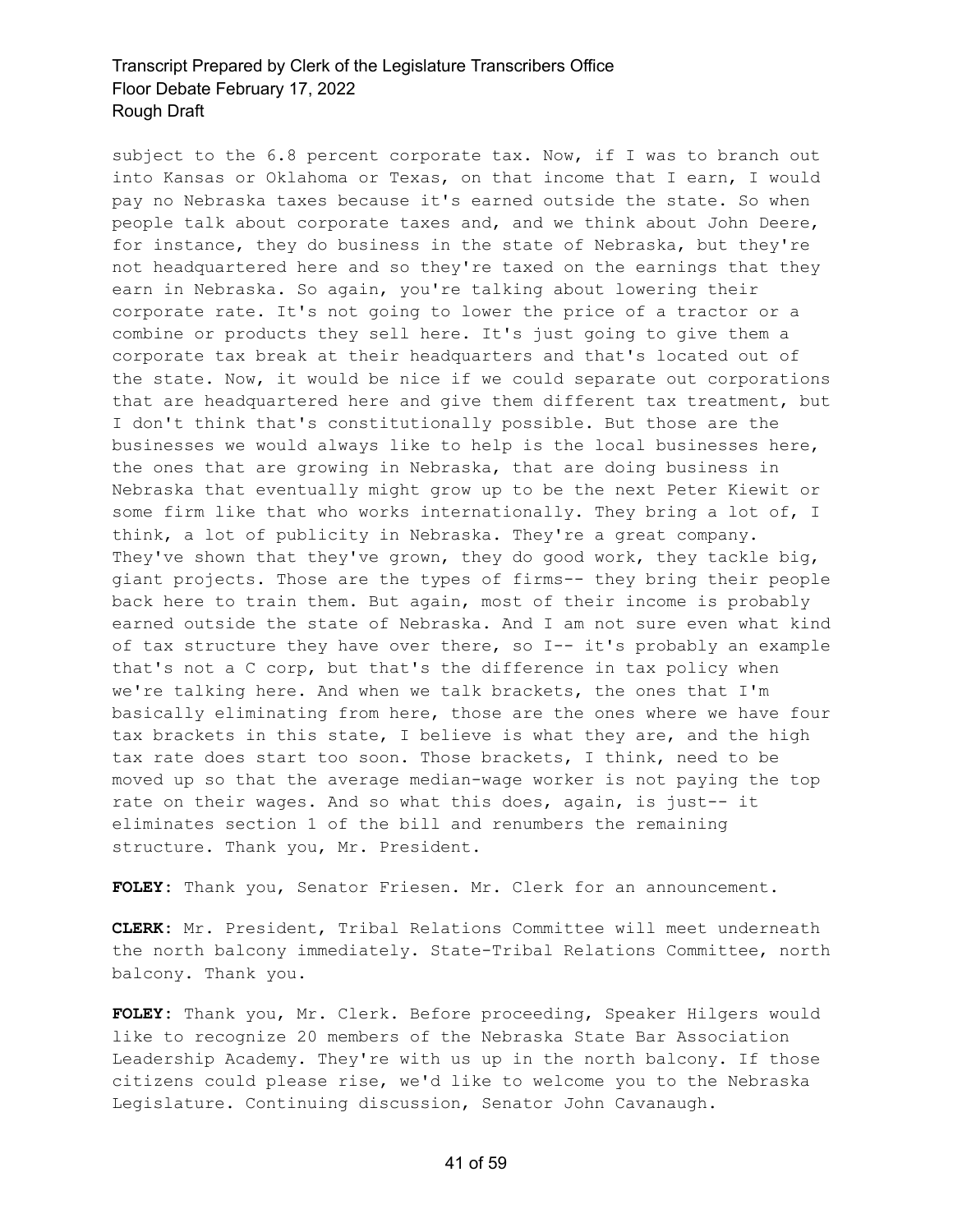subject to the 6.8 percent corporate tax. Now, if I was to branch out into Kansas or Oklahoma or Texas, on that income that I earn, I would pay no Nebraska taxes because it's earned outside the state. So when people talk about corporate taxes and, and we think about John Deere, for instance, they do business in the state of Nebraska, but they're not headquartered here and so they're taxed on the earnings that they earn in Nebraska. So again, you're talking about lowering their corporate rate. It's not going to lower the price of a tractor or a combine or products they sell here. It's just going to give them a corporate tax break at their headquarters and that's located out of the state. Now, it would be nice if we could separate out corporations that are headquartered here and give them different tax treatment, but I don't think that's constitutionally possible. But those are the businesses we would always like to help is the local businesses here, the ones that are growing in Nebraska, that are doing business in Nebraska that eventually might grow up to be the next Peter Kiewit or some firm like that who works internationally. They bring a lot of, I think, a lot of publicity in Nebraska. They're a great company. They've shown that they've grown, they do good work, they tackle big, giant projects. Those are the types of firms-- they bring their people back here to train them. But again, most of their income is probably earned outside the state of Nebraska. And I am not sure even what kind of tax structure they have over there, so I-- it's probably an example that's not a C corp, but that's the difference in tax policy when we're talking here. And when we talk brackets, the ones that I'm basically eliminating from here, those are the ones where we have four tax brackets in this state, I believe is what they are, and the high tax rate does start too soon. Those brackets, I think, need to be moved up so that the average median-wage worker is not paying the top rate on their wages. And so what this does, again, is just-- it eliminates section 1 of the bill and renumbers the remaining structure. Thank you, Mr. President.

**FOLEY:** Thank you, Senator Friesen. Mr. Clerk for an announcement.

**CLERK:** Mr. President, Tribal Relations Committee will meet underneath the north balcony immediately. State-Tribal Relations Committee, north balcony. Thank you.

**FOLEY:** Thank you, Mr. Clerk. Before proceeding, Speaker Hilgers would like to recognize 20 members of the Nebraska State Bar Association Leadership Academy. They're with us up in the north balcony. If those citizens could please rise, we'd like to welcome you to the Nebraska Legislature. Continuing discussion, Senator John Cavanaugh.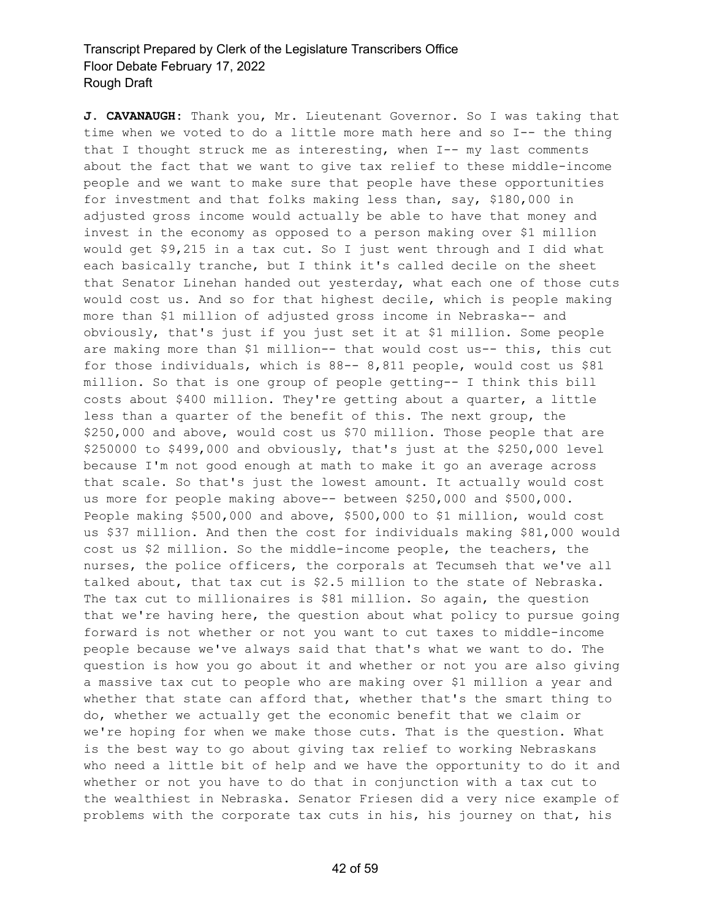**J. CAVANAUGH:** Thank you, Mr. Lieutenant Governor. So I was taking that time when we voted to do a little more math here and so I-- the thing that I thought struck me as interesting, when I-- my last comments about the fact that we want to give tax relief to these middle-income people and we want to make sure that people have these opportunities for investment and that folks making less than, say, $180,000 in adjusted gross income would actually be able to have that money and invest in the economy as opposed to a person making over $1 million would get $9,215 in a tax cut. So I just went through and I did what each basically tranche, but I think it's called decile on the sheet that Senator Linehan handed out yesterday, what each one of those cuts would cost us. And so for that highest decile, which is people making more than $1 million of adjusted gross income in Nebraska-- and obviously, that's just if you just set it at $1 million. Some people are making more than $1 million-- that would cost us-- this, this cut for those individuals, which is 88-- 8,811 people, would cost us $81 million. So that is one group of people getting-- I think this bill costs about $400 million. They're getting about a quarter, a little less than a quarter of the benefit of this. The next group, the $250,000 and above, would cost us $70 million. Those people that are $250000 to $499,000 and obviously, that's just at the $250,000 level because I'm not good enough at math to make it go an average across that scale. So that's just the lowest amount. It actually would cost us more for people making above-- between $250,000 and $500,000. People making $500,000 and above, $500,000 to $1 million, would cost us $37 million. And then the cost for individuals making $81,000 would cost us $2 million. So the middle-income people, the teachers, the nurses, the police officers, the corporals at Tecumseh that we've all talked about, that tax cut is $2.5 million to the state of Nebraska. The tax cut to millionaires is $81 million. So again, the question that we're having here, the question about what policy to pursue going forward is not whether or not you want to cut taxes to middle-income people because we've always said that that's what we want to do. The question is how you go about it and whether or not you are also giving a massive tax cut to people who are making over $1 million a year and whether that state can afford that, whether that's the smart thing to do, whether we actually get the economic benefit that we claim or we're hoping for when we make those cuts. That is the question. What is the best way to go about giving tax relief to working Nebraskans who need a little bit of help and we have the opportunity to do it and whether or not you have to do that in conjunction with a tax cut to the wealthiest in Nebraska. Senator Friesen did a very nice example of problems with the corporate tax cuts in his, his journey on that, his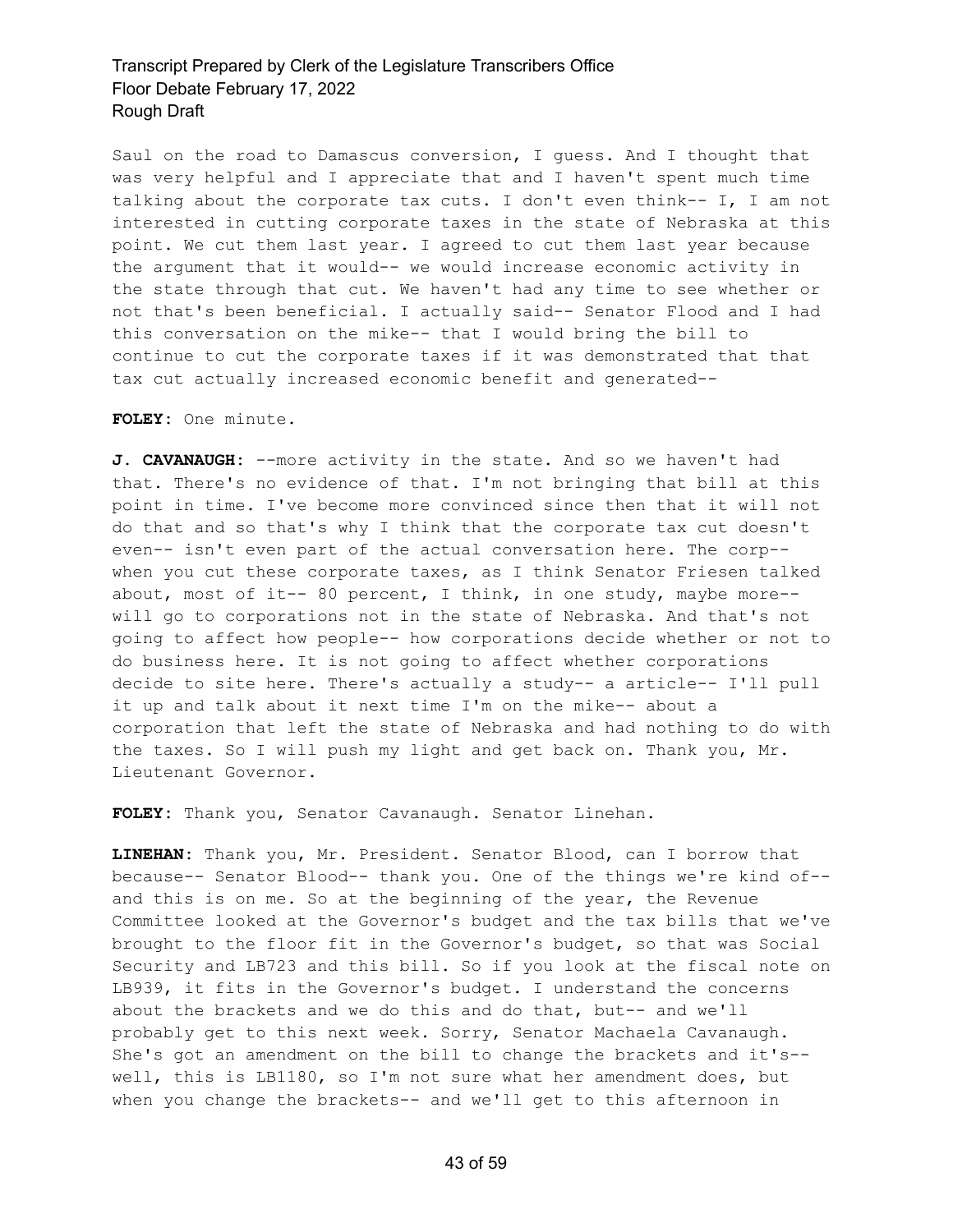Saul on the road to Damascus conversion, I guess. And I thought that was very helpful and I appreciate that and I haven't spent much time talking about the corporate tax cuts. I don't even think-- I, I am not interested in cutting corporate taxes in the state of Nebraska at this point. We cut them last year. I agreed to cut them last year because the argument that it would-- we would increase economic activity in the state through that cut. We haven't had any time to see whether or not that's been beneficial. I actually said-- Senator Flood and I had this conversation on the mike-- that I would bring the bill to continue to cut the corporate taxes if it was demonstrated that that tax cut actually increased economic benefit and generated--

**FOLEY:** One minute.

**J. CAVANAUGH:** --more activity in the state. And so we haven't had that. There's no evidence of that. I'm not bringing that bill at this point in time. I've become more convinced since then that it will not do that and so that's why I think that the corporate tax cut doesn't even-- isn't even part of the actual conversation here. The corp-- when you cut these corporate taxes, as I think Senator Friesen talked about, most of it-- 80 percent, I think, in one study, maybe more-- will go to corporations not in the state of Nebraska. And that's not going to affect how people-- how corporations decide whether or not to do business here. It is not going to affect whether corporations decide to site here. There's actually a study-- a article-- I'll pull it up and talk about it next time I'm on the mike-- about a corporation that left the state of Nebraska and had nothing to do with the taxes. So I will push my light and get back on. Thank you, Mr. Lieutenant Governor.

**FOLEY:** Thank you, Senator Cavanaugh. Senator Linehan.

**LINEHAN:** Thank you, Mr. President. Senator Blood, can I borrow that because-- Senator Blood-- thank you. One of the things we're kind of-- and this is on me. So at the beginning of the year, the Revenue Committee looked at the Governor's budget and the tax bills that we've brought to the floor fit in the Governor's budget, so that was Social Security and LB723 and this bill. So if you look at the fiscal note on LB939, it fits in the Governor's budget. I understand the concerns about the brackets and we do this and do that, but-- and we'll probably get to this next week. Sorry, Senator Machaela Cavanaugh. She's got an amendment on the bill to change the brackets and it's-- well, this is LB1180, so I'm not sure what her amendment does, but when you change the brackets-- and we'll get to this afternoon in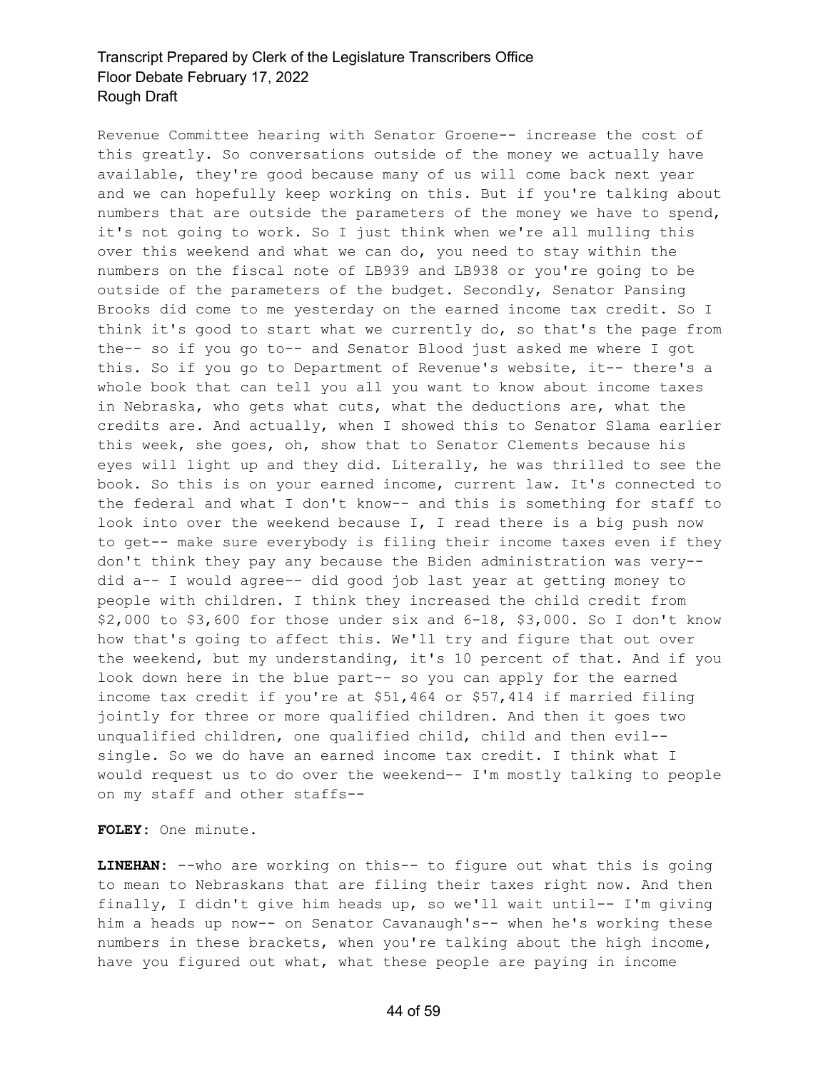Revenue Committee hearing with Senator Groene-- increase the cost of this greatly. So conversations outside of the money we actually have available, they're good because many of us will come back next year and we can hopefully keep working on this. But if you're talking about numbers that are outside the parameters of the money we have to spend, it's not going to work. So I just think when we're all mulling this over this weekend and what we can do, you need to stay within the numbers on the fiscal note of LB939 and LB938 or you're going to be outside of the parameters of the budget. Secondly, Senator Pansing Brooks did come to me yesterday on the earned income tax credit. So I think it's good to start what we currently do, so that's the page from the-- so if you go to-- and Senator Blood just asked me where I got this. So if you go to Department of Revenue's website, it-- there's a whole book that can tell you all you want to know about income taxes in Nebraska, who gets what cuts, what the deductions are, what the credits are. And actually, when I showed this to Senator Slama earlier this week, she goes, oh, show that to Senator Clements because his eyes will light up and they did. Literally, he was thrilled to see the book. So this is on your earned income, current law. It's connected to the federal and what I don't know-- and this is something for staff to look into over the weekend because I, I read there is a big push now to get-- make sure everybody is filing their income taxes even if they don't think they pay any because the Biden administration was very-- did a-- I would agree-- did good job last year at getting money to people with children. I think they increased the child credit from $2,000 to $3,600 for those under six and 6-18, $3,000. So I don't know how that's going to affect this. We'll try and figure that out over the weekend, but my understanding, it's 10 percent of that. And if you look down here in the blue part-- so you can apply for the earned income tax credit if you're at $51,464 or $57,414 if married filing jointly for three or more qualified children. And then it goes two unqualified children, one qualified child, child and then evil-- single. So we do have an earned income tax credit. I think what I would request us to do over the weekend-- I'm mostly talking to people on my staff and other staffs--

**FOLEY:** One minute.

**LINEHAN:** --who are working on this-- to figure out what this is going to mean to Nebraskans that are filing their taxes right now. And then finally, I didn't give him heads up, so we'll wait until-- I'm giving him a heads up now-- on Senator Cavanaugh's-- when he's working these numbers in these brackets, when you're talking about the high income, have you figured out what, what these people are paying in income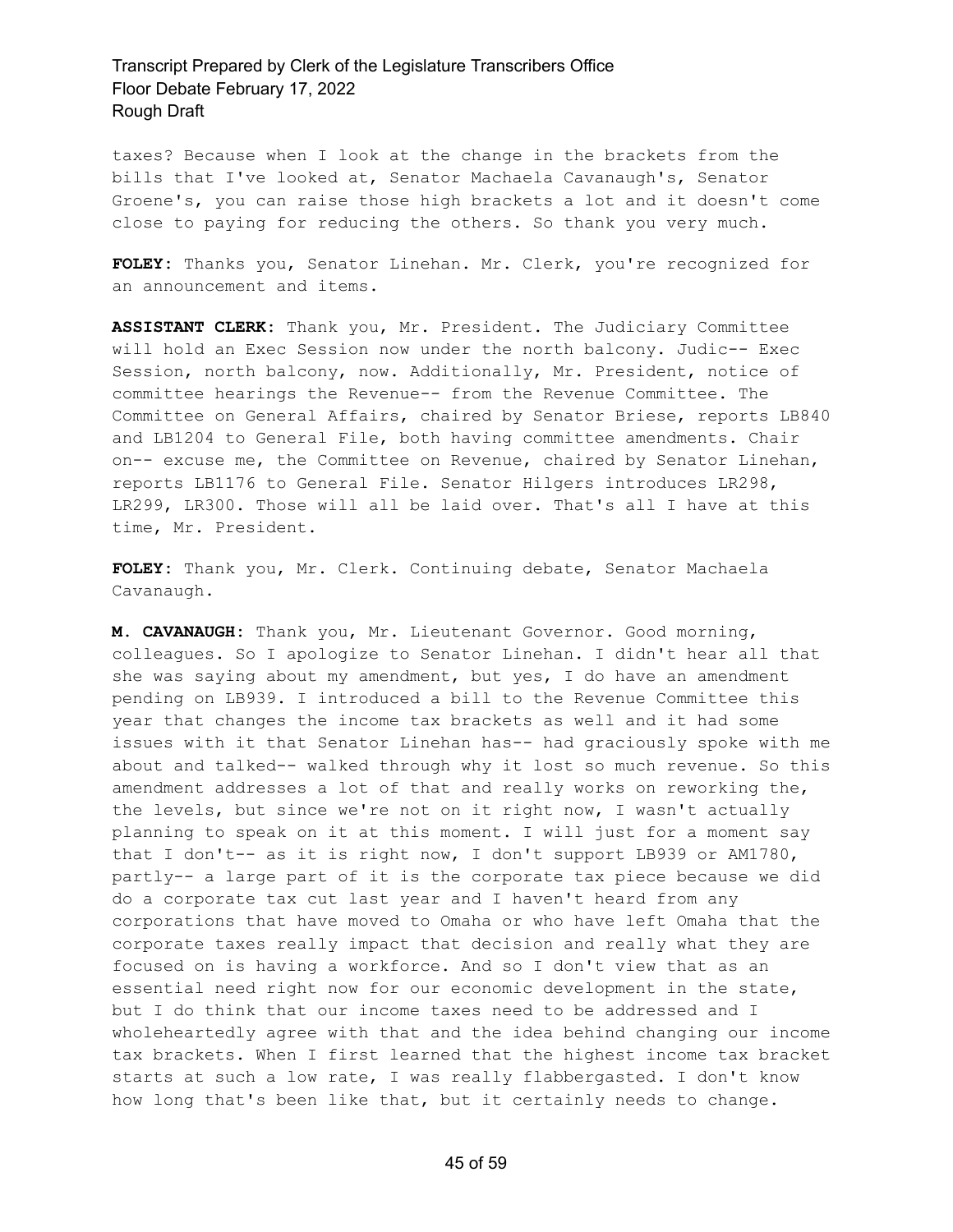taxes? Because when I look at the change in the brackets from the bills that I've looked at, Senator Machaela Cavanaugh's, Senator Groene's, you can raise those high brackets a lot and it doesn't come close to paying for reducing the others. So thank you very much.

**FOLEY:** Thanks you, Senator Linehan. Mr. Clerk, you're recognized for an announcement and items.

**ASSISTANT CLERK:** Thank you, Mr. President. The Judiciary Committee will hold an Exec Session now under the north balcony. Judic-- Exec Session, north balcony, now. Additionally, Mr. President, notice of committee hearings the Revenue-- from the Revenue Committee. The Committee on General Affairs, chaired by Senator Briese, reports LB840 and LB1204 to General File, both having committee amendments. Chair on-- excuse me, the Committee on Revenue, chaired by Senator Linehan, reports LB1176 to General File. Senator Hilgers introduces LR298, LR299, LR300. Those will all be laid over. That's all I have at this time, Mr. President.

**FOLEY:** Thank you, Mr. Clerk. Continuing debate, Senator Machaela Cavanaugh.

**M. CAVANAUGH:** Thank you, Mr. Lieutenant Governor. Good morning, colleagues. So I apologize to Senator Linehan. I didn't hear all that she was saying about my amendment, but yes, I do have an amendment pending on LB939. I introduced a bill to the Revenue Committee this year that changes the income tax brackets as well and it had some issues with it that Senator Linehan has-- had graciously spoke with me about and talked-- walked through why it lost so much revenue. So this amendment addresses a lot of that and really works on reworking the, the levels, but since we're not on it right now, I wasn't actually planning to speak on it at this moment. I will just for a moment say that I don't-- as it is right now, I don't support LB939 or AM1780, partly-- a large part of it is the corporate tax piece because we did do a corporate tax cut last year and I haven't heard from any corporations that have moved to Omaha or who have left Omaha that the corporate taxes really impact that decision and really what they are focused on is having a workforce. And so I don't view that as an essential need right now for our economic development in the state, but I do think that our income taxes need to be addressed and I wholeheartedly agree with that and the idea behind changing our income tax brackets. When I first learned that the highest income tax bracket starts at such a low rate, I was really flabbergasted. I don't know how long that's been like that, but it certainly needs to change.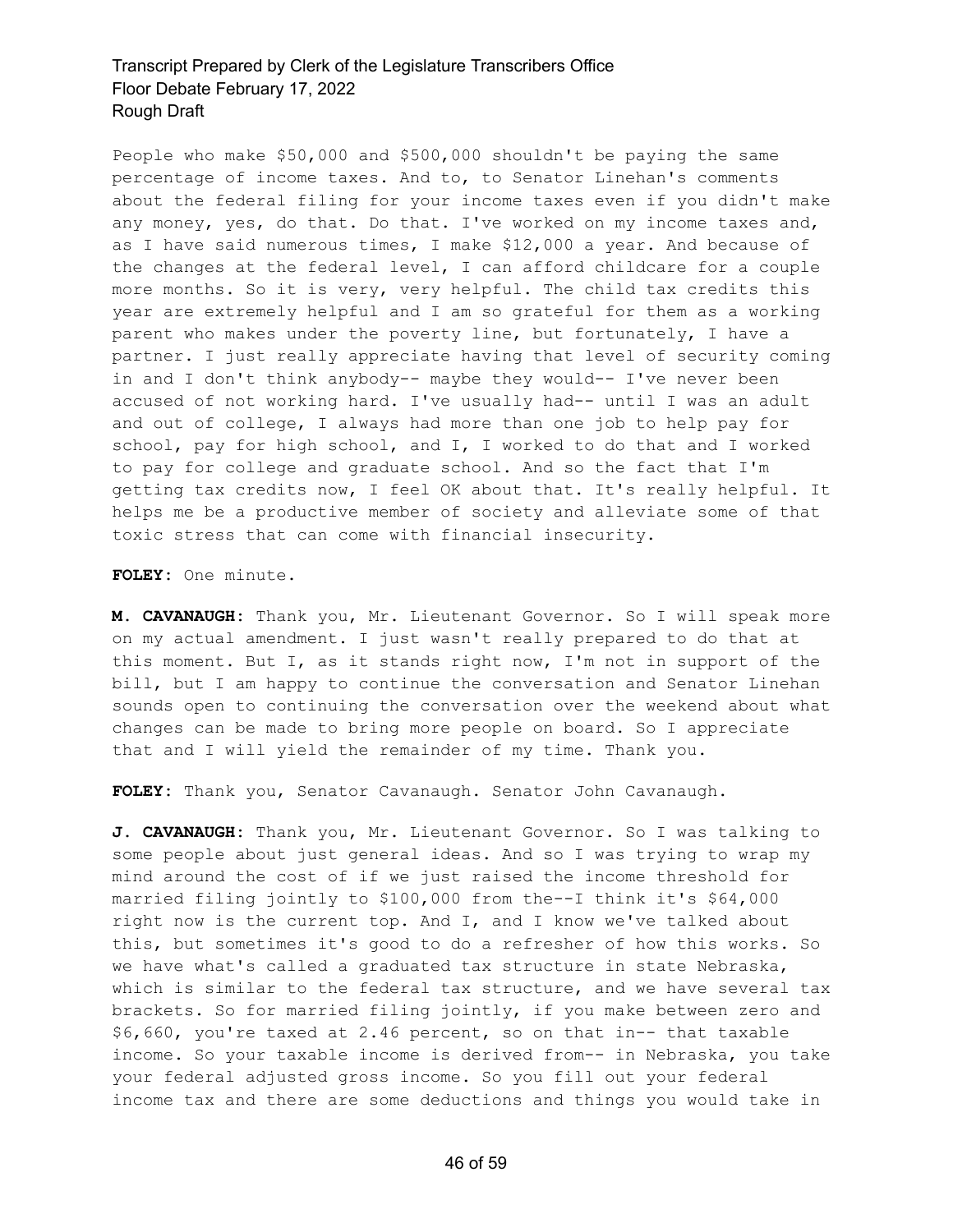People who make $50,000 and $500,000 shouldn't be paying the same percentage of income taxes. And to, to Senator Linehan's comments about the federal filing for your income taxes even if you didn't make any money, yes, do that. Do that. I've worked on my income taxes and, as I have said numerous times, I make $12,000 a year. And because of the changes at the federal level, I can afford childcare for a couple more months. So it is very, very helpful. The child tax credits this year are extremely helpful and I am so grateful for them as a working parent who makes under the poverty line, but fortunately, I have a partner. I just really appreciate having that level of security coming in and I don't think anybody-- maybe they would-- I've never been accused of not working hard. I've usually had-- until I was an adult and out of college, I always had more than one job to help pay for school, pay for high school, and I, I worked to do that and I worked to pay for college and graduate school. And so the fact that I'm getting tax credits now, I feel OK about that. It's really helpful. It helps me be a productive member of society and alleviate some of that toxic stress that can come with financial insecurity.

**FOLEY:** One minute.

**M. CAVANAUGH:** Thank you, Mr. Lieutenant Governor. So I will speak more on my actual amendment. I just wasn't really prepared to do that at this moment. But I, as it stands right now, I'm not in support of the bill, but I am happy to continue the conversation and Senator Linehan sounds open to continuing the conversation over the weekend about what changes can be made to bring more people on board. So I appreciate that and I will yield the remainder of my time. Thank you.

**FOLEY:** Thank you, Senator Cavanaugh. Senator John Cavanaugh.

**J. CAVANAUGH:** Thank you, Mr. Lieutenant Governor. So I was talking to some people about just general ideas. And so I was trying to wrap my mind around the cost of if we just raised the income threshold for married filing jointly to $100,000 from the--I think it's $64,000 right now is the current top. And I, and I know we've talked about this, but sometimes it's good to do a refresher of how this works. So we have what's called a graduated tax structure in state Nebraska, which is similar to the federal tax structure, and we have several tax brackets. So for married filing jointly, if you make between zero and $6,660, you're taxed at 2.46 percent, so on that in-- that taxable income. So your taxable income is derived from-- in Nebraska, you take your federal adjusted gross income. So you fill out your federal income tax and there are some deductions and things you would take in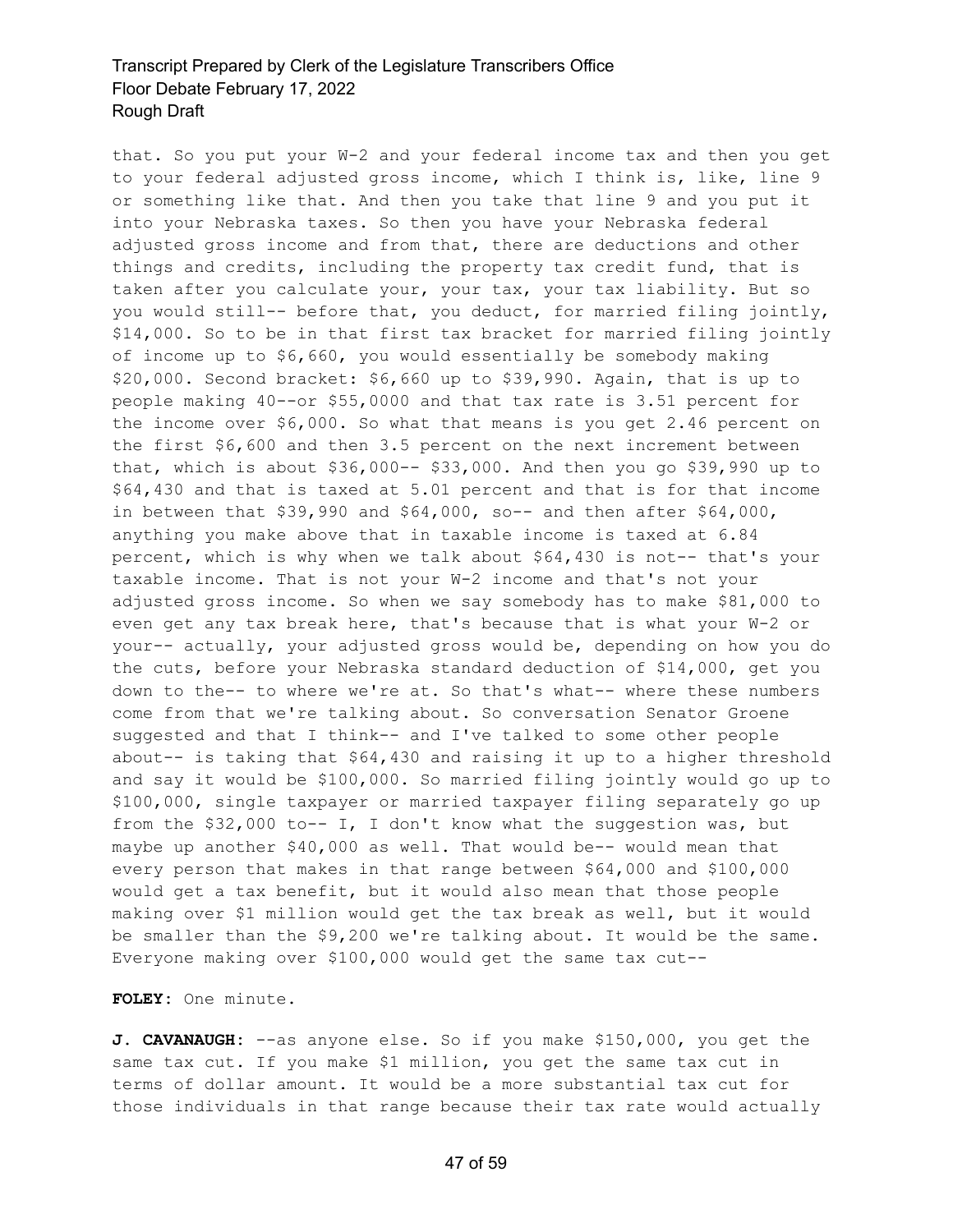that. So you put your W-2 and your federal income tax and then you get to your federal adjusted gross income, which I think is, like, line 9 or something like that. And then you take that line 9 and you put it into your Nebraska taxes. So then you have your Nebraska federal adjusted gross income and from that, there are deductions and other things and credits, including the property tax credit fund, that is taken after you calculate your, your tax, your tax liability. But so you would still-- before that, you deduct, for married filing jointly, $14,000. So to be in that first tax bracket for married filing jointly of income up to $6,660, you would essentially be somebody making $20,000. Second bracket: $6,660 up to $39,990. Again, that is up to people making 40--or $55,0000 and that tax rate is 3.51 percent for the income over $6,000. So what that means is you get 2.46 percent on the first $6,600 and then 3.5 percent on the next increment between that, which is about $36,000-- $33,000. And then you go $39,990 up to $64,430 and that is taxed at 5.01 percent and that is for that income in between that $39,990 and $64,000, so-- and then after $64,000, anything you make above that in taxable income is taxed at 6.84 percent, which is why when we talk about $64,430 is not-- that's your taxable income. That is not your W-2 income and that's not your adjusted gross income. So when we say somebody has to make $81,000 to even get any tax break here, that's because that is what your W-2 or your-- actually, your adjusted gross would be, depending on how you do the cuts, before your Nebraska standard deduction of $14,000, get you down to the-- to where we're at. So that's what-- where these numbers come from that we're talking about. So conversation Senator Groene suggested and that I think-- and I've talked to some other people about-- is taking that $64,430 and raising it up to a higher threshold and say it would be $100,000. So married filing jointly would go up to $100,000, single taxpayer or married taxpayer filing separately go up from the $32,000 to-- I, I don't know what the suggestion was, but maybe up another $40,000 as well. That would be-- would mean that every person that makes in that range between $64,000 and $100,000 would get a tax benefit, but it would also mean that those people making over $1 million would get the tax break as well, but it would be smaller than the $9,200 we're talking about. It would be the same. Everyone making over $100,000 would get the same tax cut--

**FOLEY:** One minute.

**J. CAVANAUGH:** --as anyone else. So if you make $150,000, you get the same tax cut. If you make $1 million, you get the same tax cut in terms of dollar amount. It would be a more substantial tax cut for those individuals in that range because their tax rate would actually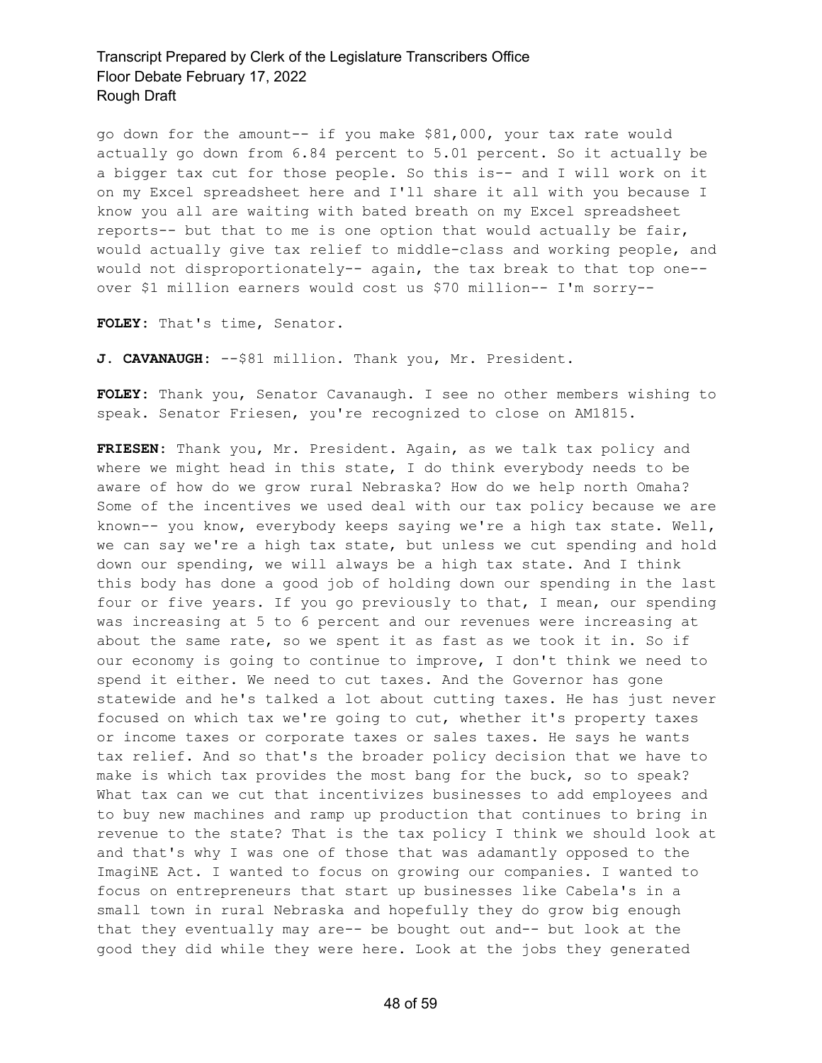go down for the amount-- if you make $81,000, your tax rate would actually go down from 6.84 percent to 5.01 percent. So it actually be a bigger tax cut for those people. So this is-- and I will work on it on my Excel spreadsheet here and I'll share it all with you because I know you all are waiting with bated breath on my Excel spreadsheet reports-- but that to me is one option that would actually be fair, would actually give tax relief to middle-class and working people, and would not disproportionately-- again, the tax break to that top one-- over $1 million earners would cost us $70 million-- I'm sorry--

**FOLEY:** That's time, Senator.

**J. CAVANAUGH:** --$81 million. Thank you, Mr. President.

**FOLEY:** Thank you, Senator Cavanaugh. I see no other members wishing to speak. Senator Friesen, you're recognized to close on AM1815.

**FRIESEN:** Thank you, Mr. President. Again, as we talk tax policy and where we might head in this state, I do think everybody needs to be aware of how do we grow rural Nebraska? How do we help north Omaha? Some of the incentives we used deal with our tax policy because we are known-- you know, everybody keeps saying we're a high tax state. Well, we can say we're a high tax state, but unless we cut spending and hold down our spending, we will always be a high tax state. And I think this body has done a good job of holding down our spending in the last four or five years. If you go previously to that, I mean, our spending was increasing at 5 to 6 percent and our revenues were increasing at about the same rate, so we spent it as fast as we took it in. So if our economy is going to continue to improve, I don't think we need to spend it either. We need to cut taxes. And the Governor has gone statewide and he's talked a lot about cutting taxes. He has just never focused on which tax we're going to cut, whether it's property taxes or income taxes or corporate taxes or sales taxes. He says he wants tax relief. And so that's the broader policy decision that we have to make is which tax provides the most bang for the buck, so to speak? What tax can we cut that incentivizes businesses to add employees and to buy new machines and ramp up production that continues to bring in revenue to the state? That is the tax policy I think we should look at and that's why I was one of those that was adamantly opposed to the ImagiNE Act. I wanted to focus on growing our companies. I wanted to focus on entrepreneurs that start up businesses like Cabela's in a small town in rural Nebraska and hopefully they do grow big enough that they eventually may are-- be bought out and-- but look at the good they did while they were here. Look at the jobs they generated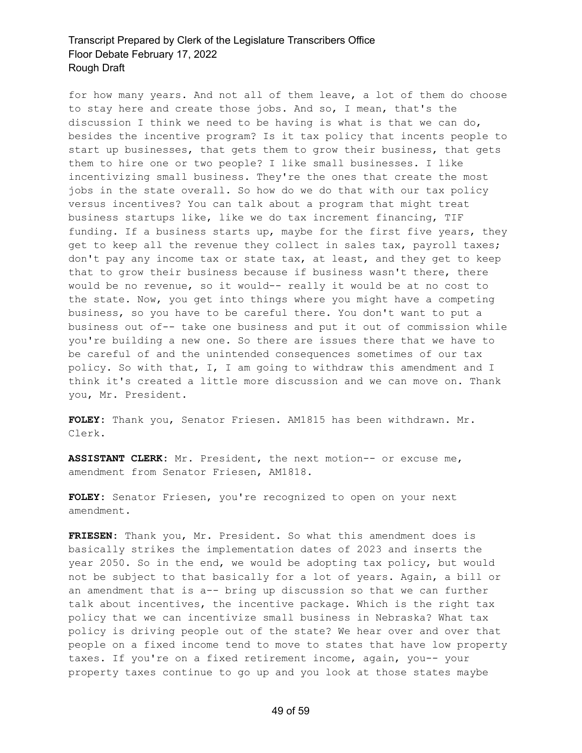for how many years. And not all of them leave, a lot of them do choose to stay here and create those jobs. And so, I mean, that's the discussion I think we need to be having is what is that we can do, besides the incentive program? Is it tax policy that incents people to start up businesses, that gets them to grow their business, that gets them to hire one or two people? I like small businesses. I like incentivizing small business. They're the ones that create the most jobs in the state overall. So how do we do that with our tax policy versus incentives? You can talk about a program that might treat business startups like, like we do tax increment financing, TIF funding. If a business starts up, maybe for the first five years, they get to keep all the revenue they collect in sales tax, payroll taxes; don't pay any income tax or state tax, at least, and they get to keep that to grow their business because if business wasn't there, there would be no revenue, so it would-- really it would be at no cost to the state. Now, you get into things where you might have a competing business, so you have to be careful there. You don't want to put a business out of-- take one business and put it out of commission while you're building a new one. So there are issues there that we have to be careful of and the unintended consequences sometimes of our tax policy. So with that, I, I am going to withdraw this amendment and I think it's created a little more discussion and we can move on. Thank you, Mr. President.

**FOLEY:** Thank you, Senator Friesen. AM1815 has been withdrawn. Mr. Clerk.

**ASSISTANT CLERK:** Mr. President, the next motion-- or excuse me, amendment from Senator Friesen, AM1818.

**FOLEY:** Senator Friesen, you're recognized to open on your next amendment.

**FRIESEN:** Thank you, Mr. President. So what this amendment does is basically strikes the implementation dates of 2023 and inserts the year 2050. So in the end, we would be adopting tax policy, but would not be subject to that basically for a lot of years. Again, a bill or an amendment that is a-- bring up discussion so that we can further talk about incentives, the incentive package. Which is the right tax policy that we can incentivize small business in Nebraska? What tax policy is driving people out of the state? We hear over and over that people on a fixed income tend to move to states that have low property taxes. If you're on a fixed retirement income, again, you-- your property taxes continue to go up and you look at those states maybe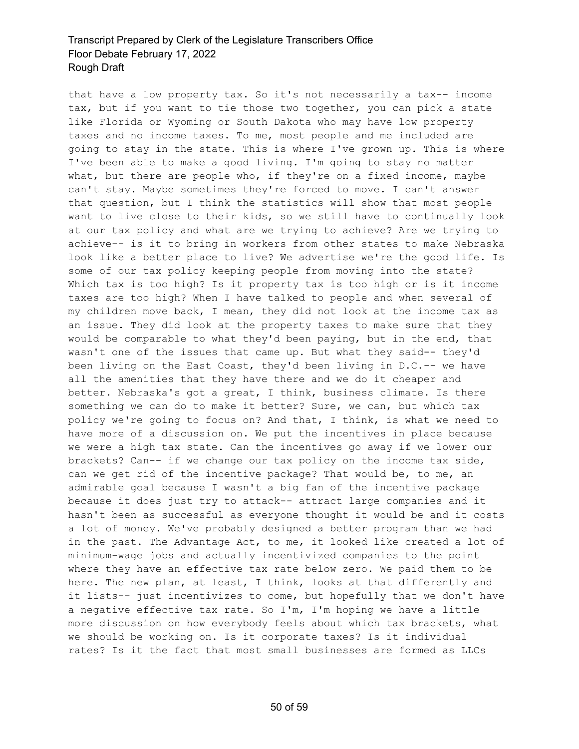that have a low property tax. So it's not necessarily a tax-- income tax, but if you want to tie those two together, you can pick a state like Florida or Wyoming or South Dakota who may have low property taxes and no income taxes. To me, most people and me included are going to stay in the state. This is where I've grown up. This is where I've been able to make a good living. I'm going to stay no matter what, but there are people who, if they're on a fixed income, maybe can't stay. Maybe sometimes they're forced to move. I can't answer that question, but I think the statistics will show that most people want to live close to their kids, so we still have to continually look at our tax policy and what are we trying to achieve? Are we trying to achieve-- is it to bring in workers from other states to make Nebraska look like a better place to live? We advertise we're the good life. Is some of our tax policy keeping people from moving into the state? Which tax is too high? Is it property tax is too high or is it income taxes are too high? When I have talked to people and when several of my children move back, I mean, they did not look at the income tax as an issue. They did look at the property taxes to make sure that they would be comparable to what they'd been paying, but in the end, that wasn't one of the issues that came up. But what they said-- they'd been living on the East Coast, they'd been living in D.C.-- we have all the amenities that they have there and we do it cheaper and better. Nebraska's got a great, I think, business climate. Is there something we can do to make it better? Sure, we can, but which tax policy we're going to focus on? And that, I think, is what we need to have more of a discussion on. We put the incentives in place because we were a high tax state. Can the incentives go away if we lower our brackets? Can-- if we change our tax policy on the income tax side, can we get rid of the incentive package? That would be, to me, an admirable goal because I wasn't a big fan of the incentive package because it does just try to attack-- attract large companies and it hasn't been as successful as everyone thought it would be and it costs a lot of money. We've probably designed a better program than we had in the past. The Advantage Act, to me, it looked like created a lot of minimum-wage jobs and actually incentivized companies to the point where they have an effective tax rate below zero. We paid them to be here. The new plan, at least, I think, looks at that differently and it lists-- just incentivizes to come, but hopefully that we don't have a negative effective tax rate. So I'm, I'm hoping we have a little more discussion on how everybody feels about which tax brackets, what we should be working on. Is it corporate taxes? Is it individual rates? Is it the fact that most small businesses are formed as LLCs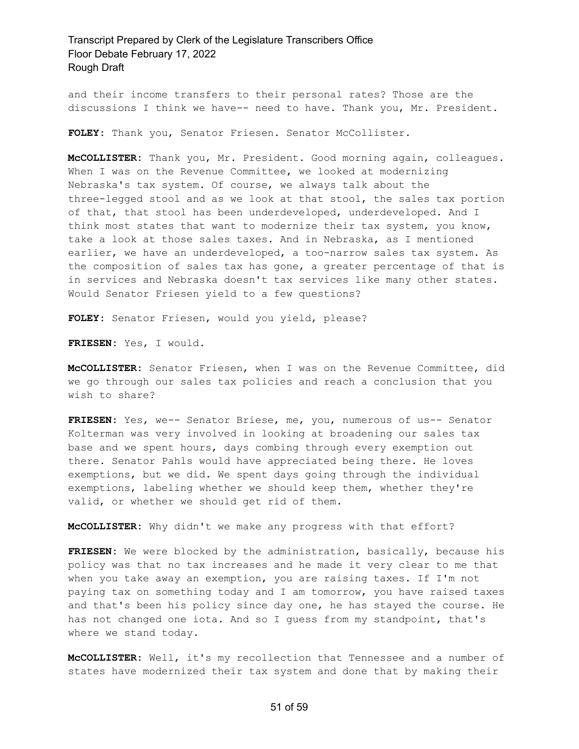and their income transfers to their personal rates? Those are the discussions I think we have-- need to have. Thank you, Mr. President.

**FOLEY:** Thank you, Senator Friesen. Senator McCollister.

**McCOLLISTER:** Thank you, Mr. President. Good morning again, colleagues. When I was on the Revenue Committee, we looked at modernizing Nebraska's tax system. Of course, we always talk about the three-legged stool and as we look at that stool, the sales tax portion of that, that stool has been underdeveloped, underdeveloped. And I think most states that want to modernize their tax system, you know, take a look at those sales taxes. And in Nebraska, as I mentioned earlier, we have an underdeveloped, a too-narrow sales tax system. As the composition of sales tax has gone, a greater percentage of that is in services and Nebraska doesn't tax services like many other states. Would Senator Friesen yield to a few questions?

**FOLEY:** Senator Friesen, would you yield, please?

**FRIESEN:** Yes, I would.

**McCOLLISTER:** Senator Friesen, when I was on the Revenue Committee, did we go through our sales tax policies and reach a conclusion that you wish to share?

**FRIESEN:** Yes, we-- Senator Briese, me, you, numerous of us-- Senator Kolterman was very involved in looking at broadening our sales tax base and we spent hours, days combing through every exemption out there. Senator Pahls would have appreciated being there. He loves exemptions, but we did. We spent days going through the individual exemptions, labeling whether we should keep them, whether they're valid, or whether we should get rid of them.

**McCOLLISTER:** Why didn't we make any progress with that effort?

**FRIESEN:** We were blocked by the administration, basically, because his policy was that no tax increases and he made it very clear to me that when you take away an exemption, you are raising taxes. If I'm not paying tax on something today and I am tomorrow, you have raised taxes and that's been his policy since day one, he has stayed the course. He has not changed one iota. And so I guess from my standpoint, that's where we stand today.

**McCOLLISTER:** Well, it's my recollection that Tennessee and a number of states have modernized their tax system and done that by making their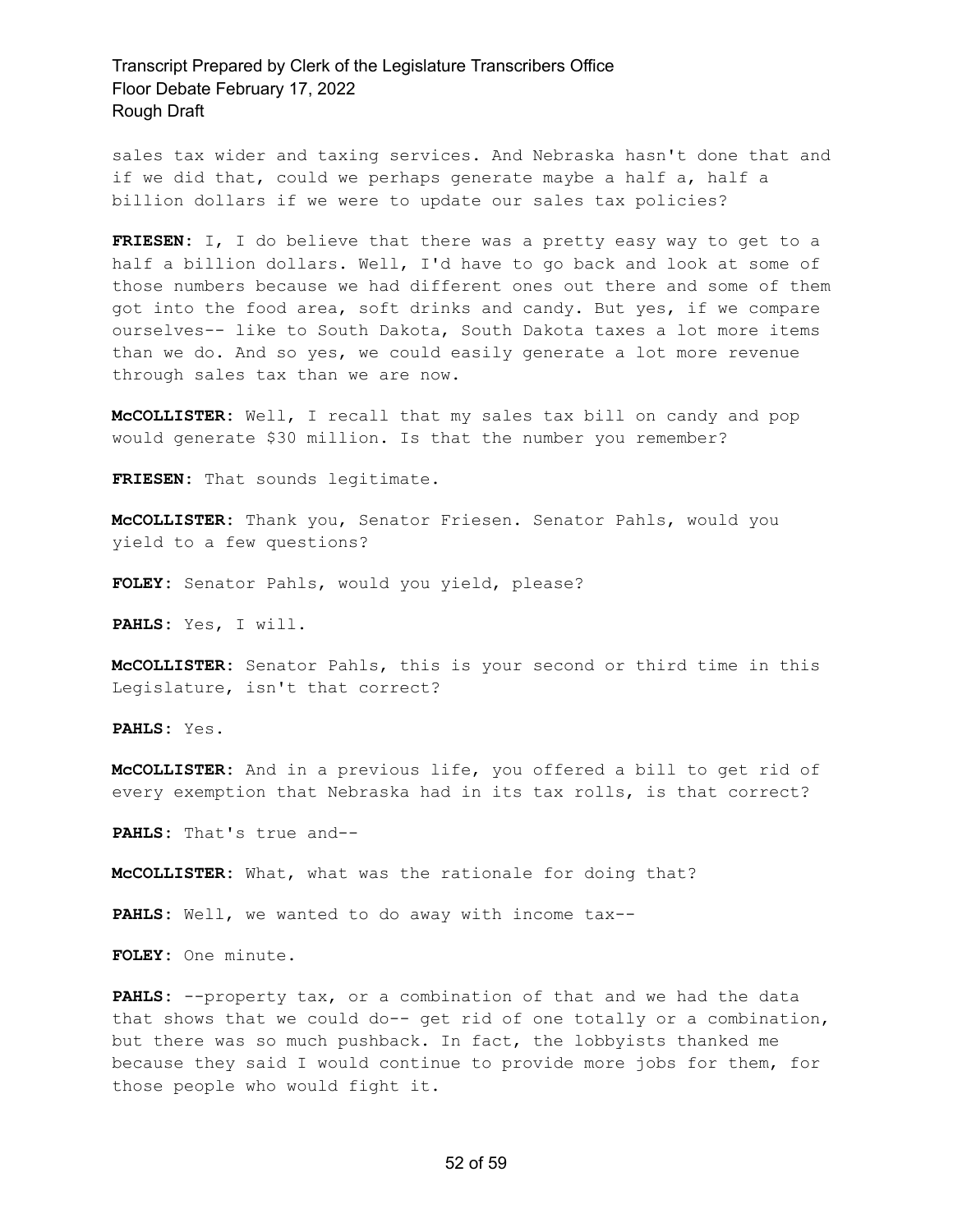sales tax wider and taxing services. And Nebraska hasn't done that and if we did that, could we perhaps generate maybe a half a, half a billion dollars if we were to update our sales tax policies?

**FRIESEN:** I, I do believe that there was a pretty easy way to get to a half a billion dollars. Well, I'd have to go back and look at some of those numbers because we had different ones out there and some of them got into the food area, soft drinks and candy. But yes, if we compare ourselves-- like to South Dakota, South Dakota taxes a lot more items than we do. And so yes, we could easily generate a lot more revenue through sales tax than we are now.

**McCOLLISTER:** Well, I recall that my sales tax bill on candy and pop would generate $30 million. Is that the number you remember?

**FRIESEN:** That sounds legitimate.

**McCOLLISTER:** Thank you, Senator Friesen. Senator Pahls, would you yield to a few questions?

**FOLEY:** Senator Pahls, would you yield, please?

**PAHLS:** Yes, I will.

**McCOLLISTER:** Senator Pahls, this is your second or third time in this Legislature, isn't that correct?

**PAHLS:** Yes.

**McCOLLISTER:** And in a previous life, you offered a bill to get rid of every exemption that Nebraska had in its tax rolls, is that correct?

**PAHLS:** That's true and--

**McCOLLISTER:** What, what was the rationale for doing that?

**PAHLS:** Well, we wanted to do away with income tax--

**FOLEY:** One minute.

**PAHLS:** --property tax, or a combination of that and we had the data that shows that we could do-- get rid of one totally or a combination, but there was so much pushback. In fact, the lobbyists thanked me because they said I would continue to provide more jobs for them, for those people who would fight it.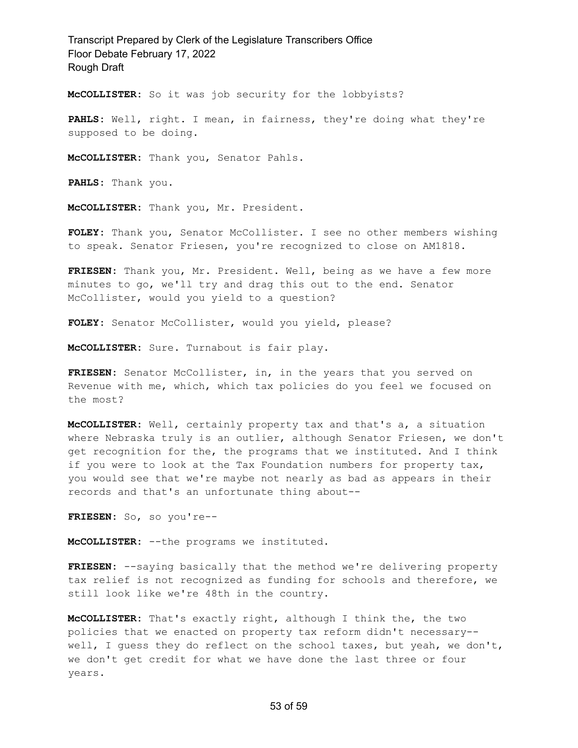**McCOLLISTER:** So it was job security for the lobbyists?

**PAHLS:** Well, right. I mean, in fairness, they're doing what they're supposed to be doing.

**McCOLLISTER:** Thank you, Senator Pahls.

**PAHLS:** Thank you.

**McCOLLISTER:** Thank you, Mr. President.

**FOLEY:** Thank you, Senator McCollister. I see no other members wishing to speak. Senator Friesen, you're recognized to close on AM1818.

**FRIESEN:** Thank you, Mr. President. Well, being as we have a few more minutes to go, we'll try and drag this out to the end. Senator McCollister, would you yield to a question?

**FOLEY:** Senator McCollister, would you yield, please?

**McCOLLISTER:** Sure. Turnabout is fair play.

**FRIESEN:** Senator McCollister, in, in the years that you served on Revenue with me, which, which tax policies do you feel we focused on the most?

**McCOLLISTER:** Well, certainly property tax and that's a, a situation where Nebraska truly is an outlier, although Senator Friesen, we don't get recognition for the, the programs that we instituted. And I think if you were to look at the Tax Foundation numbers for property tax, you would see that we're maybe not nearly as bad as appears in their records and that's an unfortunate thing about--

**FRIESEN:** So, so you're--

**McCOLLISTER:** --the programs we instituted.

**FRIESEN:** --saying basically that the method we're delivering property tax relief is not recognized as funding for schools and therefore, we still look like we're 48th in the country.

**McCOLLISTER:** That's exactly right, although I think the, the two policies that we enacted on property tax reform didn't necessary-- well, I guess they do reflect on the school taxes, but yeah, we don't, we don't get credit for what we have done the last three or four years.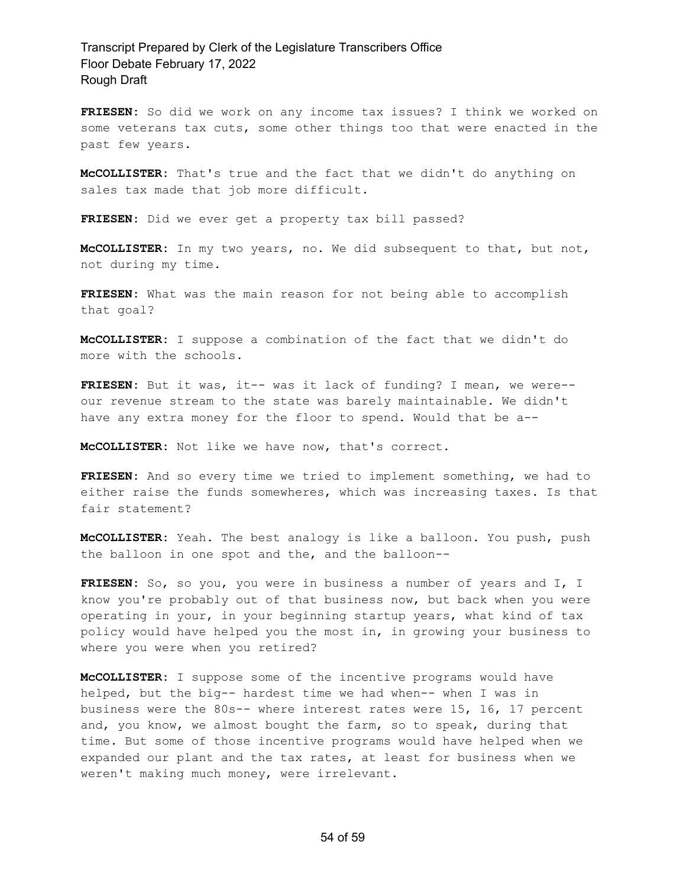**FRIESEN:** So did we work on any income tax issues? I think we worked on some veterans tax cuts, some other things too that were enacted in the past few years.

**McCOLLISTER:** That's true and the fact that we didn't do anything on sales tax made that job more difficult.

**FRIESEN:** Did we ever get a property tax bill passed?

**McCOLLISTER:** In my two years, no. We did subsequent to that, but not, not during my time.

**FRIESEN:** What was the main reason for not being able to accomplish that goal?

**McCOLLISTER:** I suppose a combination of the fact that we didn't do more with the schools.

**FRIESEN:** But it was, it-- was it lack of funding? I mean, we were-- our revenue stream to the state was barely maintainable. We didn't have any extra money for the floor to spend. Would that be a--

**McCOLLISTER:** Not like we have now, that's correct.

**FRIESEN:** And so every time we tried to implement something, we had to either raise the funds somewheres, which was increasing taxes. Is that fair statement?

**McCOLLISTER:** Yeah. The best analogy is like a balloon. You push, push the balloon in one spot and the, and the balloon--

**FRIESEN:** So, so you, you were in business a number of years and I, I know you're probably out of that business now, but back when you were operating in your, in your beginning startup years, what kind of tax policy would have helped you the most in, in growing your business to where you were when you retired?

**McCOLLISTER:** I suppose some of the incentive programs would have helped, but the big-- hardest time we had when-- when I was in business were the 80s-- where interest rates were 15, 16, 17 percent and, you know, we almost bought the farm, so to speak, during that time. But some of those incentive programs would have helped when we expanded our plant and the tax rates, at least for business when we weren't making much money, were irrelevant.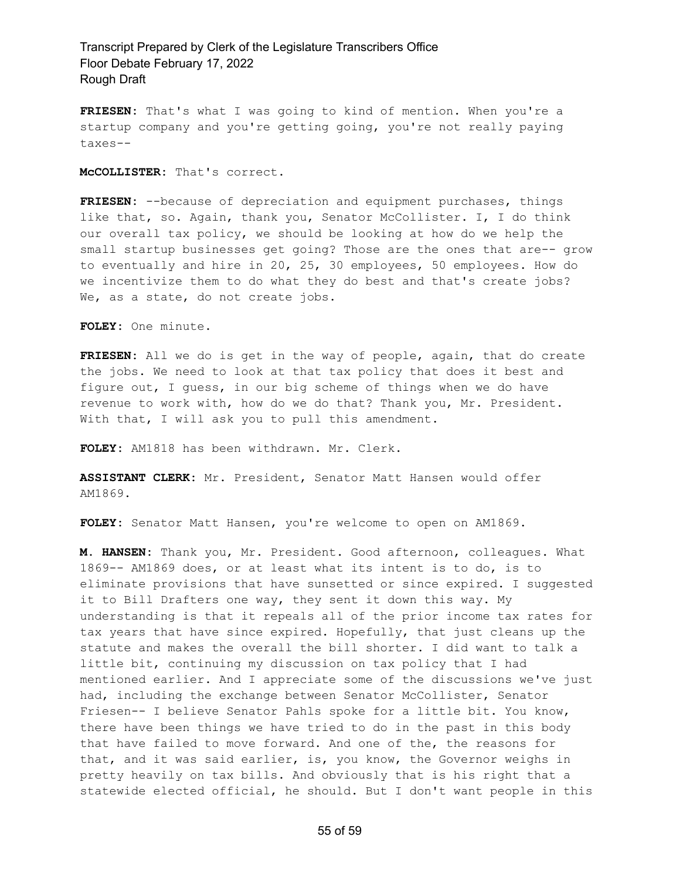**FRIESEN:** That's what I was going to kind of mention. When you're a startup company and you're getting going, you're not really paying taxes--

**McCOLLISTER:** That's correct.

**FRIESEN:** --because of depreciation and equipment purchases, things like that, so. Again, thank you, Senator McCollister. I, I do think our overall tax policy, we should be looking at how do we help the small startup businesses get going? Those are the ones that are-- grow to eventually and hire in 20, 25, 30 employees, 50 employees. How do we incentivize them to do what they do best and that's create jobs? We, as a state, do not create jobs.

**FOLEY:** One minute.

**FRIESEN:** All we do is get in the way of people, again, that do create the jobs. We need to look at that tax policy that does it best and figure out, I guess, in our big scheme of things when we do have revenue to work with, how do we do that? Thank you, Mr. President. With that, I will ask you to pull this amendment.

**FOLEY:** AM1818 has been withdrawn. Mr. Clerk.

**ASSISTANT CLERK:** Mr. President, Senator Matt Hansen would offer AM1869.

**FOLEY:** Senator Matt Hansen, you're welcome to open on AM1869.

**M. HANSEN:** Thank you, Mr. President. Good afternoon, colleagues. What 1869-- AM1869 does, or at least what its intent is to do, is to eliminate provisions that have sunsetted or since expired. I suggested it to Bill Drafters one way, they sent it down this way. My understanding is that it repeals all of the prior income tax rates for tax years that have since expired. Hopefully, that just cleans up the statute and makes the overall the bill shorter. I did want to talk a little bit, continuing my discussion on tax policy that I had mentioned earlier. And I appreciate some of the discussions we've just had, including the exchange between Senator McCollister, Senator Friesen-- I believe Senator Pahls spoke for a little bit. You know, there have been things we have tried to do in the past in this body that have failed to move forward. And one of the, the reasons for that, and it was said earlier, is, you know, the Governor weighs in pretty heavily on tax bills. And obviously that is his right that a statewide elected official, he should. But I don't want people in this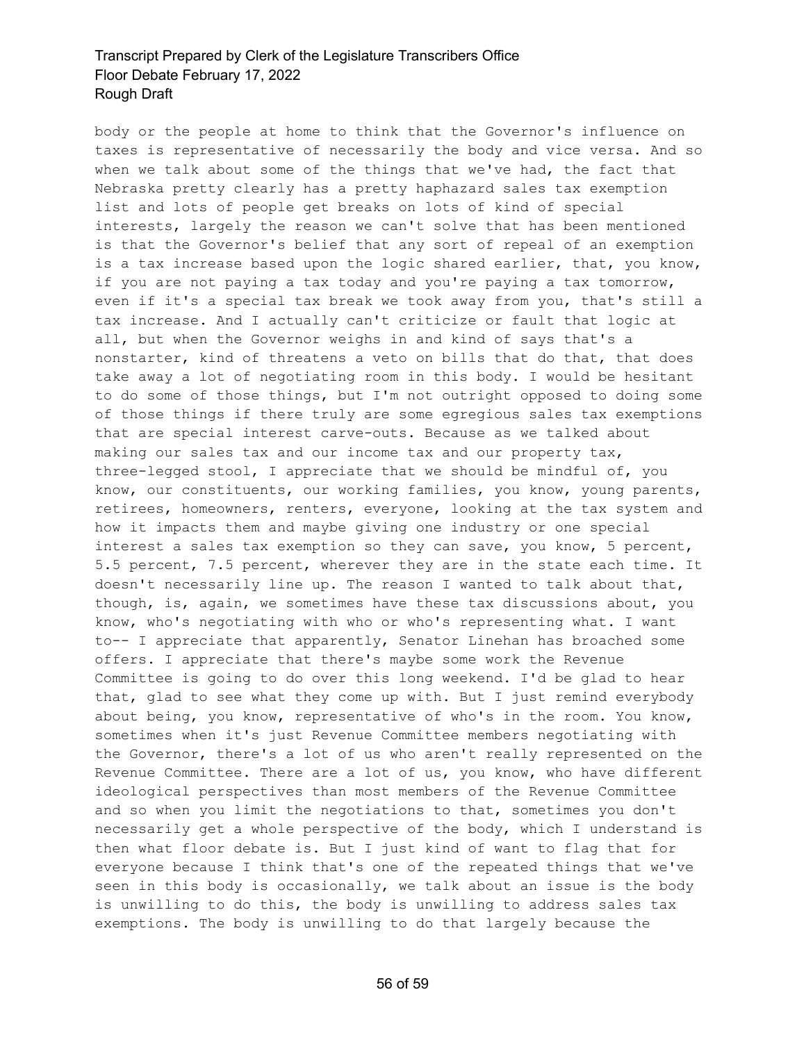body or the people at home to think that the Governor's influence on taxes is representative of necessarily the body and vice versa. And so when we talk about some of the things that we've had, the fact that Nebraska pretty clearly has a pretty haphazard sales tax exemption list and lots of people get breaks on lots of kind of special interests, largely the reason we can't solve that has been mentioned is that the Governor's belief that any sort of repeal of an exemption is a tax increase based upon the logic shared earlier, that, you know, if you are not paying a tax today and you're paying a tax tomorrow, even if it's a special tax break we took away from you, that's still a tax increase. And I actually can't criticize or fault that logic at all, but when the Governor weighs in and kind of says that's a nonstarter, kind of threatens a veto on bills that do that, that does take away a lot of negotiating room in this body. I would be hesitant to do some of those things, but I'm not outright opposed to doing some of those things if there truly are some egregious sales tax exemptions that are special interest carve-outs. Because as we talked about making our sales tax and our income tax and our property tax, three-legged stool, I appreciate that we should be mindful of, you know, our constituents, our working families, you know, young parents, retirees, homeowners, renters, everyone, looking at the tax system and how it impacts them and maybe giving one industry or one special interest a sales tax exemption so they can save, you know, 5 percent, 5.5 percent, 7.5 percent, wherever they are in the state each time. It doesn't necessarily line up. The reason I wanted to talk about that, though, is, again, we sometimes have these tax discussions about, you know, who's negotiating with who or who's representing what. I want to-- I appreciate that apparently, Senator Linehan has broached some offers. I appreciate that there's maybe some work the Revenue Committee is going to do over this long weekend. I'd be glad to hear that, glad to see what they come up with. But I just remind everybody about being, you know, representative of who's in the room. You know, sometimes when it's just Revenue Committee members negotiating with the Governor, there's a lot of us who aren't really represented on the Revenue Committee. There are a lot of us, you know, who have different ideological perspectives than most members of the Revenue Committee and so when you limit the negotiations to that, sometimes you don't necessarily get a whole perspective of the body, which I understand is then what floor debate is. But I just kind of want to flag that for everyone because I think that's one of the repeated things that we've seen in this body is occasionally, we talk about an issue is the body is unwilling to do this, the body is unwilling to address sales tax exemptions. The body is unwilling to do that largely because the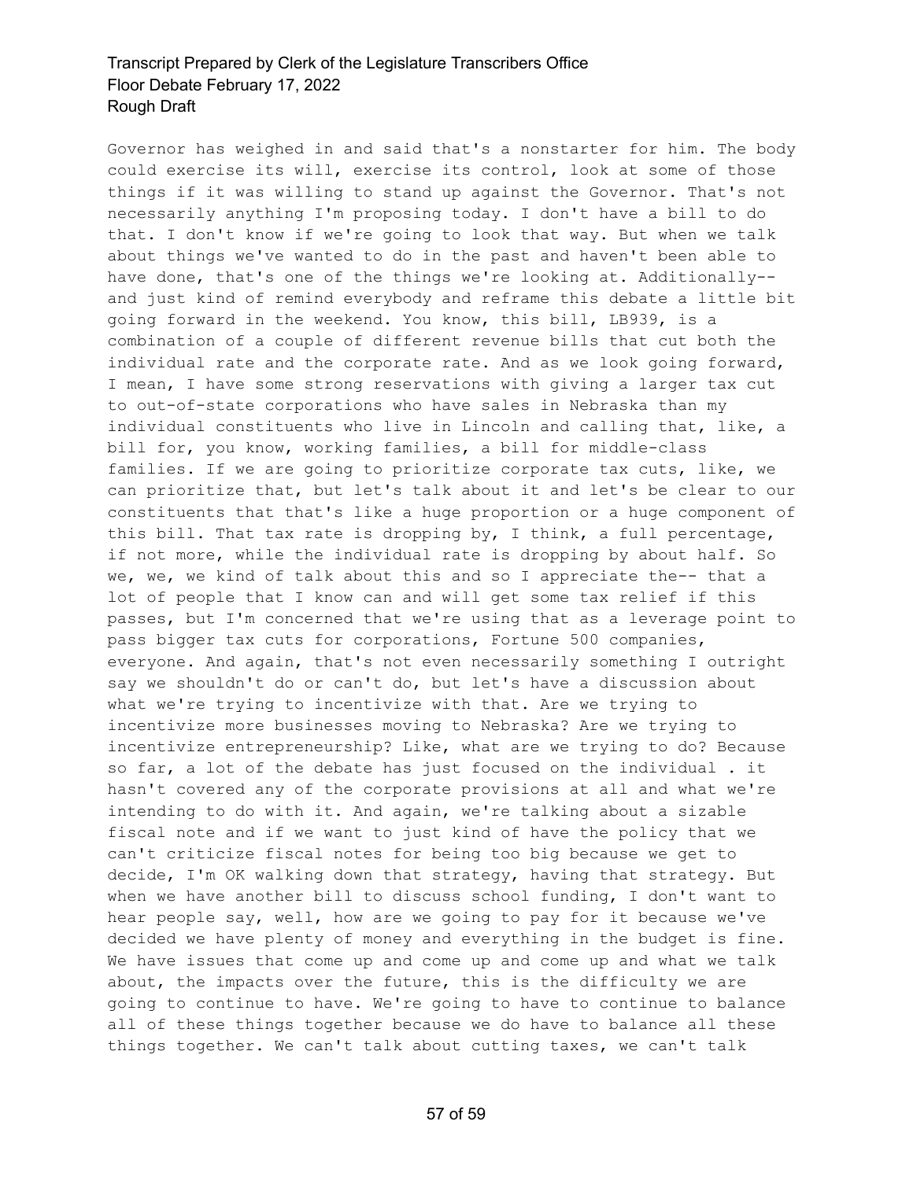Governor has weighed in and said that's a nonstarter for him. The body could exercise its will, exercise its control, look at some of those things if it was willing to stand up against the Governor. That's not necessarily anything I'm proposing today. I don't have a bill to do that. I don't know if we're going to look that way. But when we talk about things we've wanted to do in the past and haven't been able to have done, that's one of the things we're looking at. Additionally-- and just kind of remind everybody and reframe this debate a little bit going forward in the weekend. You know, this bill, LB939, is a combination of a couple of different revenue bills that cut both the individual rate and the corporate rate. And as we look going forward, I mean, I have some strong reservations with giving a larger tax cut to out-of-state corporations who have sales in Nebraska than my individual constituents who live in Lincoln and calling that, like, a bill for, you know, working families, a bill for middle-class families. If we are going to prioritize corporate tax cuts, like, we can prioritize that, but let's talk about it and let's be clear to our constituents that that's like a huge proportion or a huge component of this bill. That tax rate is dropping by, I think, a full percentage, if not more, while the individual rate is dropping by about half. So we, we, we kind of talk about this and so I appreciate the-- that a lot of people that I know can and will get some tax relief if this passes, but I'm concerned that we're using that as a leverage point to pass bigger tax cuts for corporations, Fortune 500 companies, everyone. And again, that's not even necessarily something I outright say we shouldn't do or can't do, but let's have a discussion about what we're trying to incentivize with that. Are we trying to incentivize more businesses moving to Nebraska? Are we trying to incentivize entrepreneurship? Like, what are we trying to do? Because so far, a lot of the debate has just focused on the individual . it hasn't covered any of the corporate provisions at all and what we're intending to do with it. And again, we're talking about a sizable fiscal note and if we want to just kind of have the policy that we can't criticize fiscal notes for being too big because we get to decide, I'm OK walking down that strategy, having that strategy. But when we have another bill to discuss school funding, I don't want to hear people say, well, how are we going to pay for it because we've decided we have plenty of money and everything in the budget is fine. We have issues that come up and come up and come up and what we talk about, the impacts over the future, this is the difficulty we are going to continue to have. We're going to have to continue to balance all of these things together because we do have to balance all these things together. We can't talk about cutting taxes, we can't talk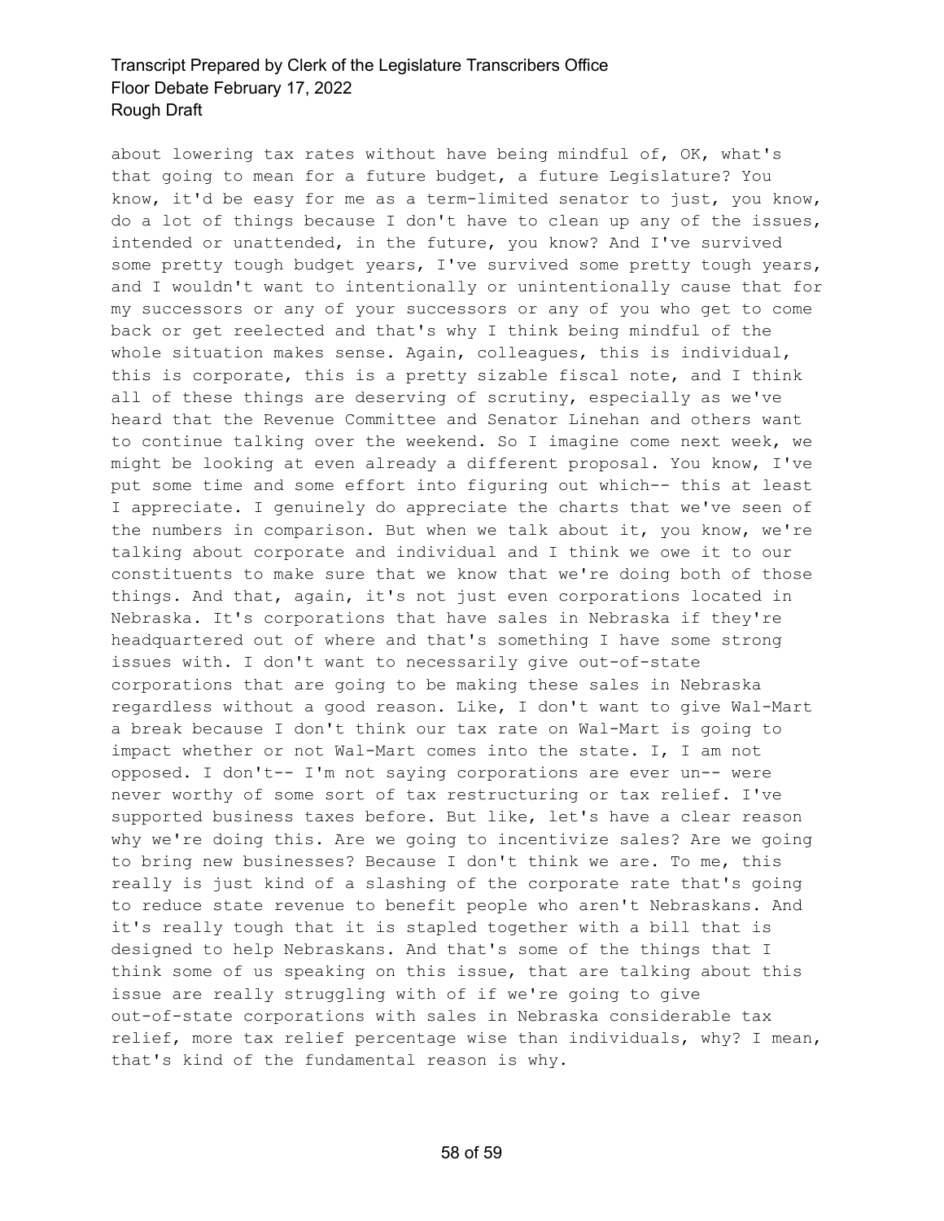about lowering tax rates without have being mindful of, OK, what's that going to mean for a future budget, a future Legislature? You know, it'd be easy for me as a term-limited senator to just, you know, do a lot of things because I don't have to clean up any of the issues, intended or unattended, in the future, you know? And I've survived some pretty tough budget years, I've survived some pretty tough years, and I wouldn't want to intentionally or unintentionally cause that for my successors or any of your successors or any of you who get to come back or get reelected and that's why I think being mindful of the whole situation makes sense. Again, colleagues, this is individual, this is corporate, this is a pretty sizable fiscal note, and I think all of these things are deserving of scrutiny, especially as we've heard that the Revenue Committee and Senator Linehan and others want to continue talking over the weekend. So I imagine come next week, we might be looking at even already a different proposal. You know, I've put some time and some effort into figuring out which-- this at least I appreciate. I genuinely do appreciate the charts that we've seen of the numbers in comparison. But when we talk about it, you know, we're talking about corporate and individual and I think we owe it to our constituents to make sure that we know that we're doing both of those things. And that, again, it's not just even corporations located in Nebraska. It's corporations that have sales in Nebraska if they're headquartered out of where and that's something I have some strong issues with. I don't want to necessarily give out-of-state corporations that are going to be making these sales in Nebraska regardless without a good reason. Like, I don't want to give Wal-Mart a break because I don't think our tax rate on Wal-Mart is going to impact whether or not Wal-Mart comes into the state. I, I am not opposed. I don't-- I'm not saying corporations are ever un-- were never worthy of some sort of tax restructuring or tax relief. I've supported business taxes before. But like, let's have a clear reason why we're doing this. Are we going to incentivize sales? Are we going to bring new businesses? Because I don't think we are. To me, this really is just kind of a slashing of the corporate rate that's going to reduce state revenue to benefit people who aren't Nebraskans. And it's really tough that it is stapled together with a bill that is designed to help Nebraskans. And that's some of the things that I think some of us speaking on this issue, that are talking about this issue are really struggling with of if we're going to give out-of-state corporations with sales in Nebraska considerable tax relief, more tax relief percentage wise than individuals, why? I mean, that's kind of the fundamental reason is why.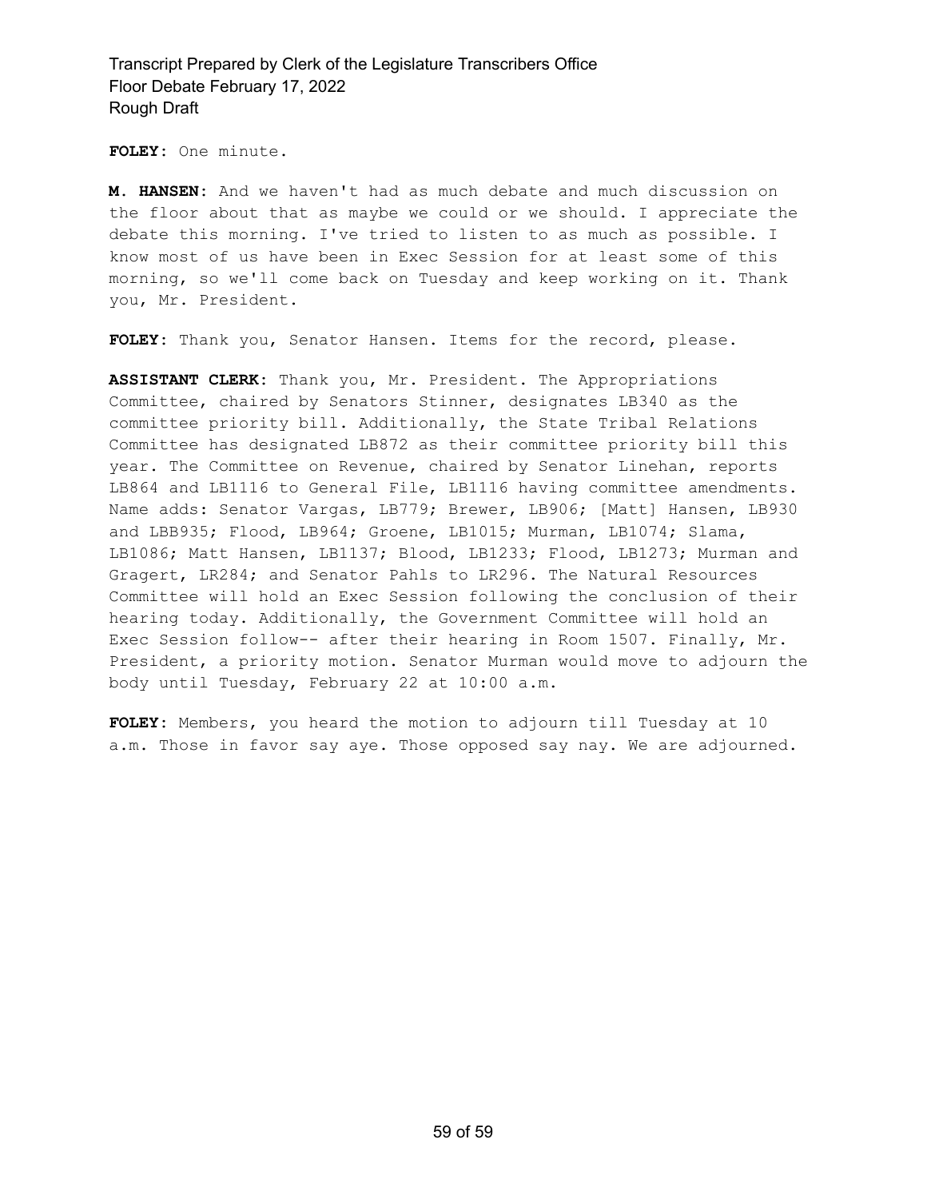**FOLEY:** One minute.

**M. HANSEN:** And we haven't had as much debate and much discussion on the floor about that as maybe we could or we should. I appreciate the debate this morning. I've tried to listen to as much as possible. I know most of us have been in Exec Session for at least some of this morning, so we'll come back on Tuesday and keep working on it. Thank you, Mr. President.

**FOLEY:** Thank you, Senator Hansen. Items for the record, please.

**ASSISTANT CLERK:** Thank you, Mr. President. The Appropriations Committee, chaired by Senators Stinner, designates LB340 as the committee priority bill. Additionally, the State Tribal Relations Committee has designated LB872 as their committee priority bill this year. The Committee on Revenue, chaired by Senator Linehan, reports LB864 and LB1116 to General File, LB1116 having committee amendments. Name adds: Senator Vargas, LB779; Brewer, LB906; [Matt] Hansen, LB930 and LBB935; Flood, LB964; Groene, LB1015; Murman, LB1074; Slama, LB1086; Matt Hansen, LB1137; Blood, LB1233; Flood, LB1273; Murman and Gragert, LR284; and Senator Pahls to LR296. The Natural Resources Committee will hold an Exec Session following the conclusion of their hearing today. Additionally, the Government Committee will hold an Exec Session follow-- after their hearing in Room 1507. Finally, Mr. President, a priority motion. Senator Murman would move to adjourn the body until Tuesday, February 22 at 10:00 a.m.

**FOLEY:** Members, you heard the motion to adjourn till Tuesday at 10 a.m. Those in favor say aye. Those opposed say nay. We are adjourned.